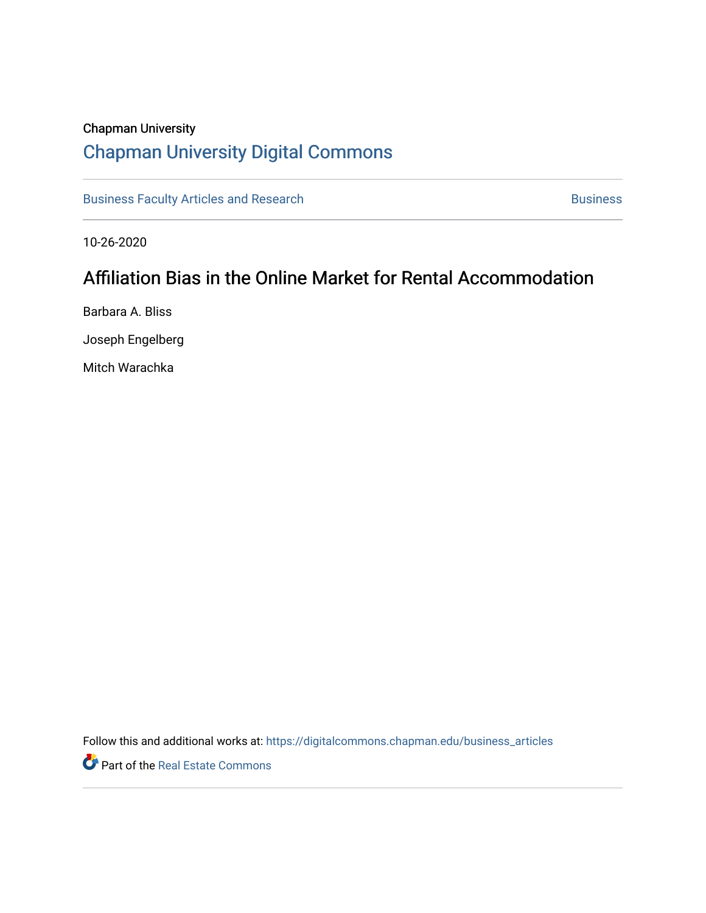Chapman University

# Chapman University Digital Commons

Business Faculty Articles and Research | Business

10-26-2020

## Affiliation Bias in the Online Market for Rental Accommodation

Barbara A. Bliss

Joseph Engelberg

Mitch Warachka

Follow this and additional works at: https://digitalcommons.chapman.edu/business_articles

Part of the Real Estate Commons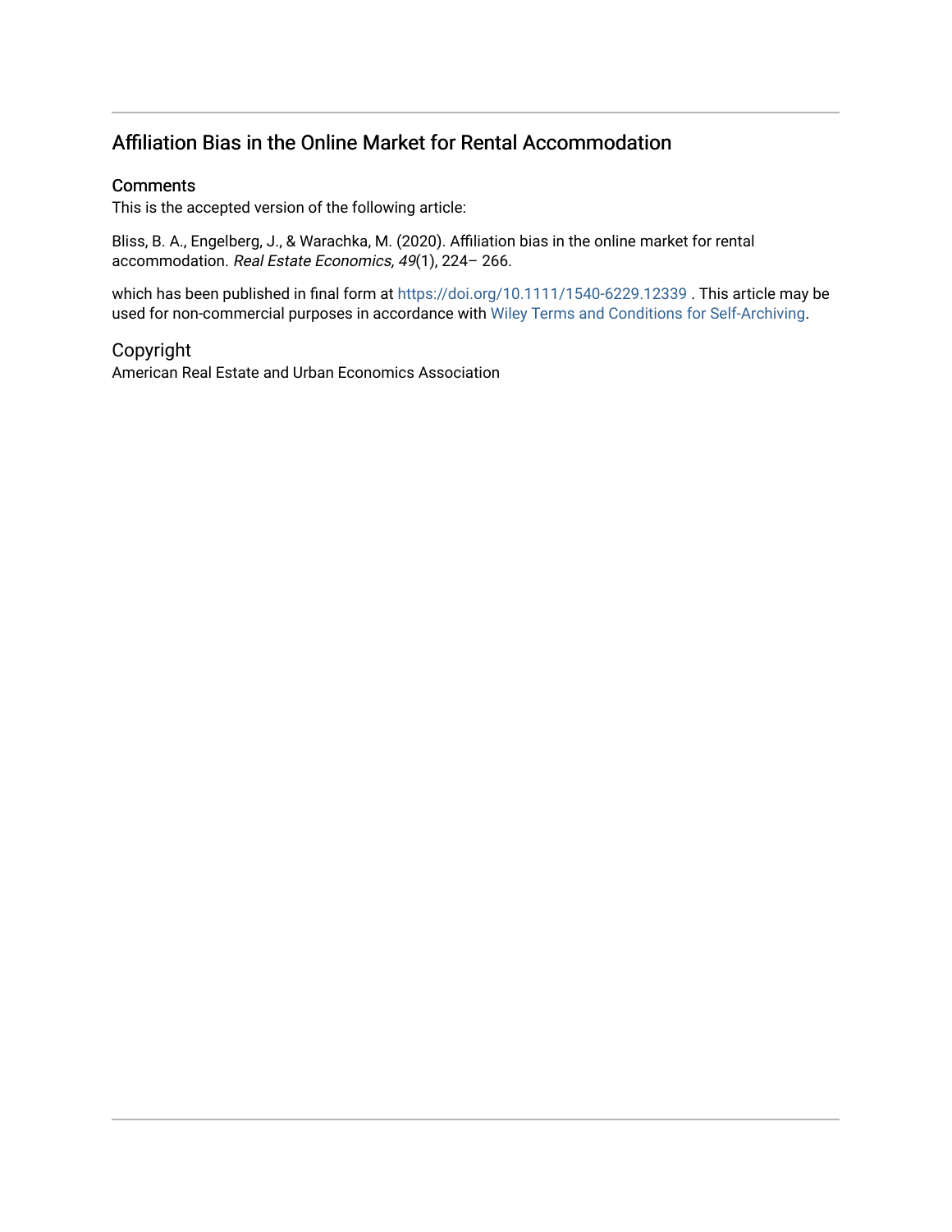# Affiliation Bias in the Online Market for Rental Accommodation

## Comments

This is the accepted version of the following article:

Bliss, B. A., Engelberg, J., & Warachka, M. (2020). Affiliation bias in the online market for rental accommodation. *Real Estate Economics, 49*(1), 224– 266.

which has been published in final form at https://doi.org/10.1111/1540-6229.12339 . This article may be used for non-commercial purposes in accordance with Wiley Terms and Conditions for Self-Archiving.

## Copyright

American Real Estate and Urban Economics Association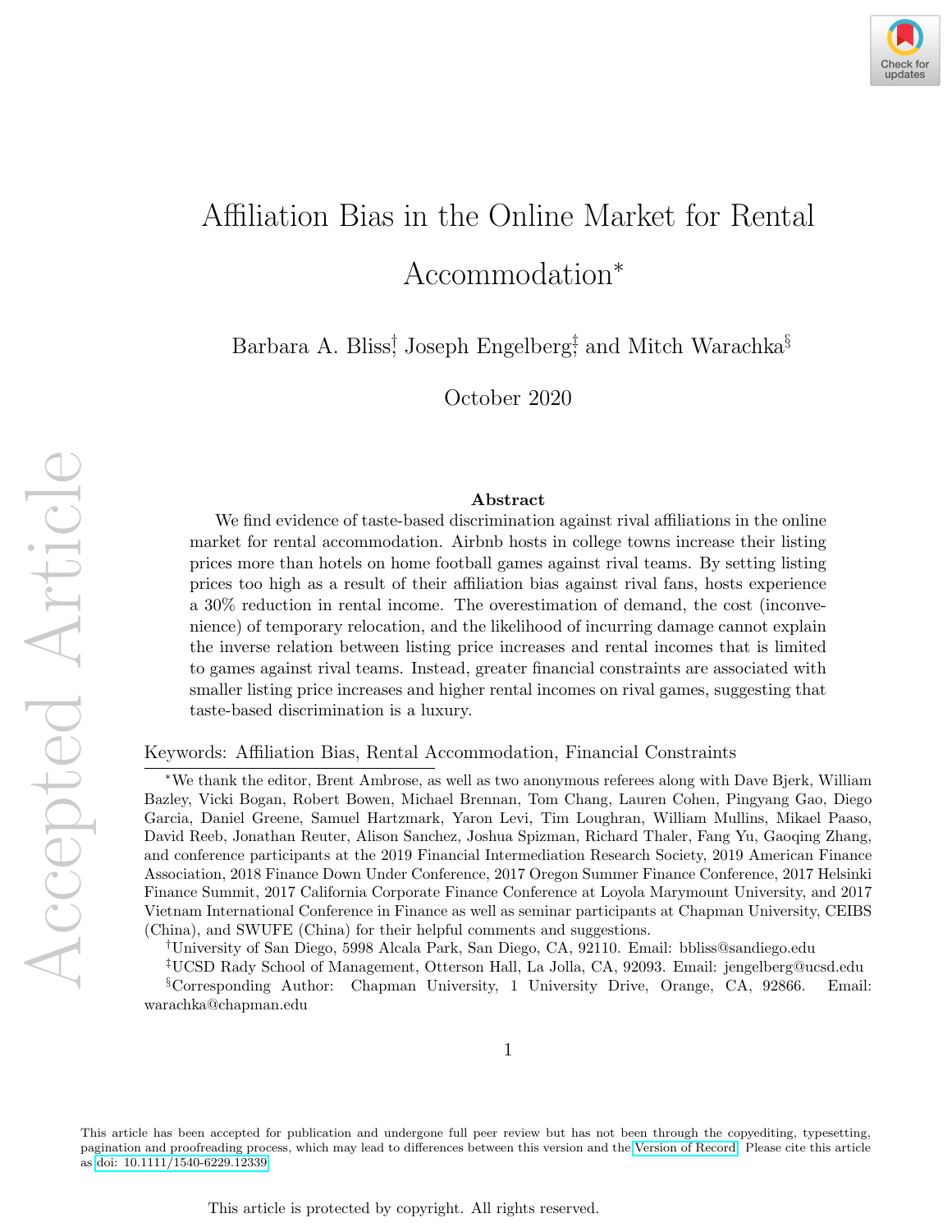# Affiliation Bias in the Online Market for Rental Accommodation*

Barbara A. Bliss[†], Joseph Engelberg[‡], and Mitch Warachka[§]

October 2020

### Abstract

We find evidence of taste-based discrimination against rival affiliations in the online market for rental accommodation. Airbnb hosts in college towns increase their listing prices more than hotels on home football games against rival teams. By setting listing prices too high as a result of their affiliation bias against rival fans, hosts experience a 30% reduction in rental income. The overestimation of demand, the cost (inconvenience) of temporary relocation, and the likelihood of incurring damage cannot explain the inverse relation between listing price increases and rental incomes that is limited to games against rival teams. Instead, greater financial constraints are associated with smaller listing price increases and higher rental incomes on rival games, suggesting that taste-based discrimination is a luxury.

Keywords: Affiliation Bias, Rental Accommodation, Financial Constraints

*We thank the editor, Brent Ambrose, as well as two anonymous referees along with Dave Bjerk, William Bazley, Vicki Bogan, Robert Bowen, Michael Brennan, Tom Chang, Lauren Cohen, Pingyang Gao, Diego Garcia, Daniel Greene, Samuel Hartzmark, Yaron Levi, Tim Loughran, William Mullins, Mikael Paaso, David Reeb, Jonathan Reuter, Alison Sanchez, Joshua Spizman, Richard Thaler, Fang Yu, Gaoqing Zhang, and conference participants at the 2019 Financial Intermediation Research Society, 2019 American Finance Association, 2018 Finance Down Under Conference, 2017 Oregon Summer Finance Conference, 2017 Helsinki Finance Summit, 2017 California Corporate Finance Conference at Loyola Marymount University, and 2017 Vietnam International Conference in Finance as well as seminar participants at Chapman University, CEIBS (China), and SWUFE (China) for their helpful comments and suggestions.

[†]University of San Diego, 5998 Alcala Park, San Diego, CA, 92110. Email: bbliss@sandiego.edu

[‡]UCSD Rady School of Management, Otterson Hall, La Jolla, CA, 92093. Email: jengelberg@ucsd.edu

[§]Corresponding Author: Chapman University, 1 University Drive, Orange, CA, 92866. Email: warachka@chapman.edu

This article has been accepted for publication and undergone full peer review but has not been through the copyediting, typesetting, pagination and proofreading process, which may lead to differences between this version and the Version of Record. Please cite this article as doi: 10.1111/1540-6229.12339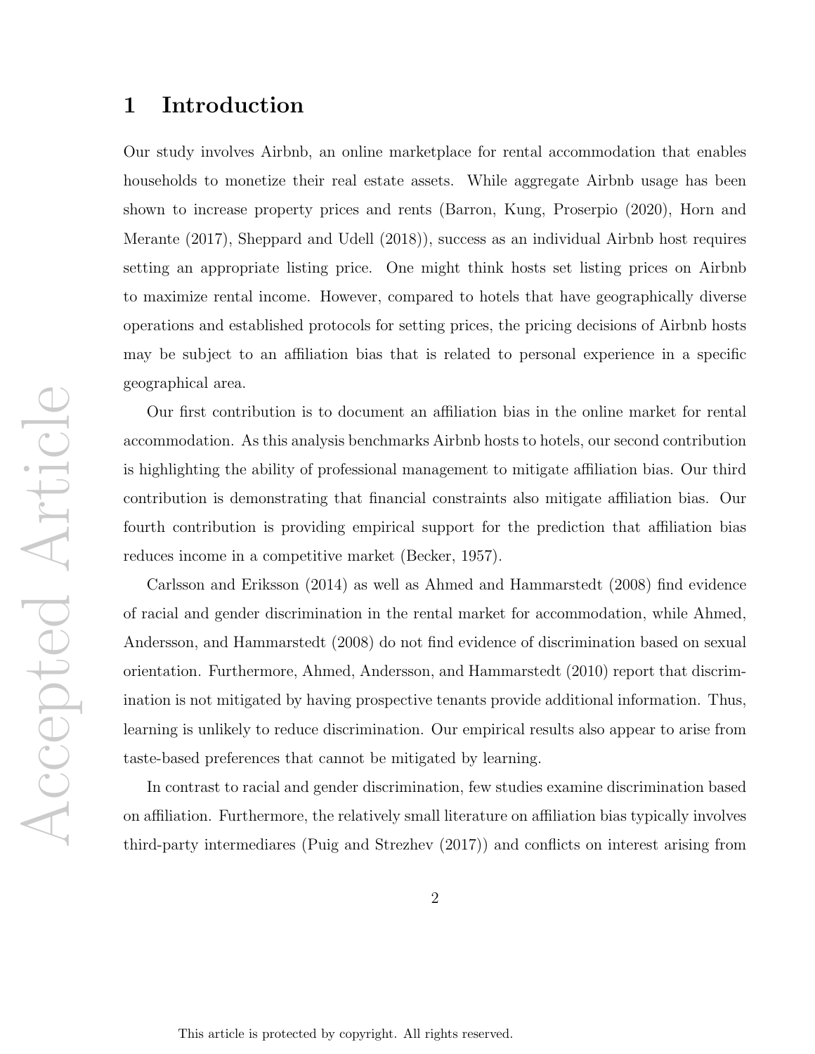# 1 Introduction

Our study involves Airbnb, an online marketplace for rental accommodation that enables households to monetize their real estate assets. While aggregate Airbnb usage has been shown to increase property prices and rents (Barron, Kung, Proserpio (2020), Horn and Merante (2017), Sheppard and Udell (2018)), success as an individual Airbnb host requires setting an appropriate listing price. One might think hosts set listing prices on Airbnb to maximize rental income. However, compared to hotels that have geographically diverse operations and established protocols for setting prices, the pricing decisions of Airbnb hosts may be subject to an affiliation bias that is related to personal experience in a specific geographical area.

Our first contribution is to document an affiliation bias in the online market for rental accommodation. As this analysis benchmarks Airbnb hosts to hotels, our second contribution is highlighting the ability of professional management to mitigate affiliation bias. Our third contribution is demonstrating that financial constraints also mitigate affiliation bias. Our fourth contribution is providing empirical support for the prediction that affiliation bias reduces income in a competitive market (Becker, 1957).

Carlsson and Eriksson (2014) as well as Ahmed and Hammarstedt (2008) find evidence of racial and gender discrimination in the rental market for accommodation, while Ahmed, Andersson, and Hammarstedt (2008) do not find evidence of discrimination based on sexual orientation. Furthermore, Ahmed, Andersson, and Hammarstedt (2010) report that discrimination is not mitigated by having prospective tenants provide additional information. Thus, learning is unlikely to reduce discrimination. Our empirical results also appear to arise from taste-based preferences that cannot be mitigated by learning.

In contrast to racial and gender discrimination, few studies examine discrimination based on affiliation. Furthermore, the relatively small literature on affiliation bias typically involves third-party intermediares (Puig and Strezhev (2017)) and conflicts on interest arising from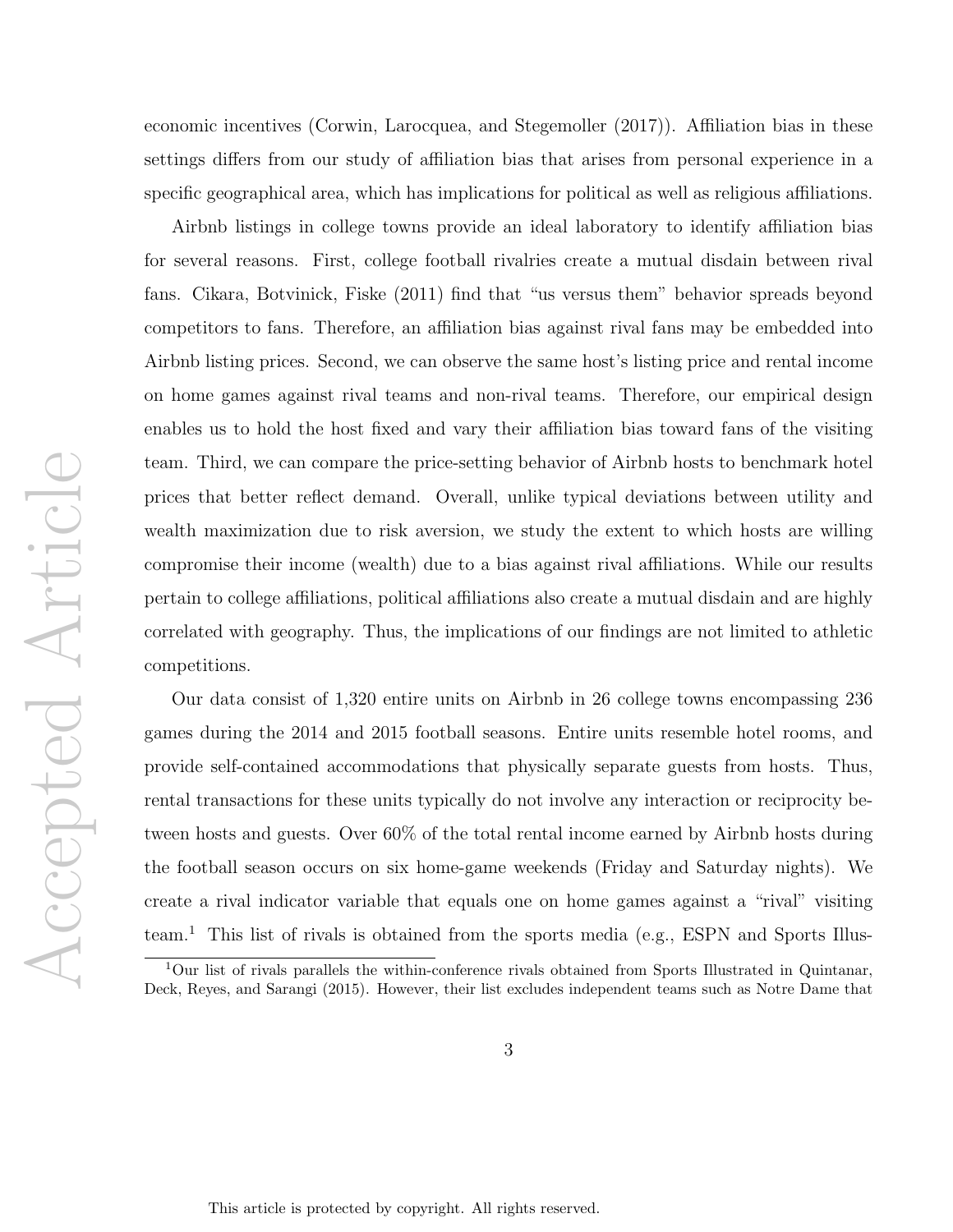economic incentives (Corwin, Larocquea, and Stegemoller (2017)). Affiliation bias in these settings differs from our study of affiliation bias that arises from personal experience in a specific geographical area, which has implications for political as well as religious affiliations.

Airbnb listings in college towns provide an ideal laboratory to identify affiliation bias for several reasons. First, college football rivalries create a mutual disdain between rival fans. Cikara, Botvinick, Fiske (2011) find that "us versus them" behavior spreads beyond competitors to fans. Therefore, an affiliation bias against rival fans may be embedded into Airbnb listing prices. Second, we can observe the same host's listing price and rental income on home games against rival teams and non-rival teams. Therefore, our empirical design enables us to hold the host fixed and vary their affiliation bias toward fans of the visiting team. Third, we can compare the price-setting behavior of Airbnb hosts to benchmark hotel prices that better reflect demand. Overall, unlike typical deviations between utility and wealth maximization due to risk aversion, we study the extent to which hosts are willing compromise their income (wealth) due to a bias against rival affiliations. While our results pertain to college affiliations, political affiliations also create a mutual disdain and are highly correlated with geography. Thus, the implications of our findings are not limited to athletic competitions.

Our data consist of 1,320 entire units on Airbnb in 26 college towns encompassing 236 games during the 2014 and 2015 football seasons. Entire units resemble hotel rooms, and provide self-contained accommodations that physically separate guests from hosts. Thus, rental transactions for these units typically do not involve any interaction or reciprocity between hosts and guests. Over 60% of the total rental income earned by Airbnb hosts during the football season occurs on six home-game weekends (Friday and Saturday nights). We create a rival indicator variable that equals one on home games against a "rival" visiting team.[1] This list of rivals is obtained from the sports media (e.g., ESPN and Sports Illus-

[1] Our list of rivals parallels the within-conference rivals obtained from Sports Illustrated in Quintanar, Deck, Reyes, and Sarangi (2015). However, their list excludes independent teams such as Notre Dame that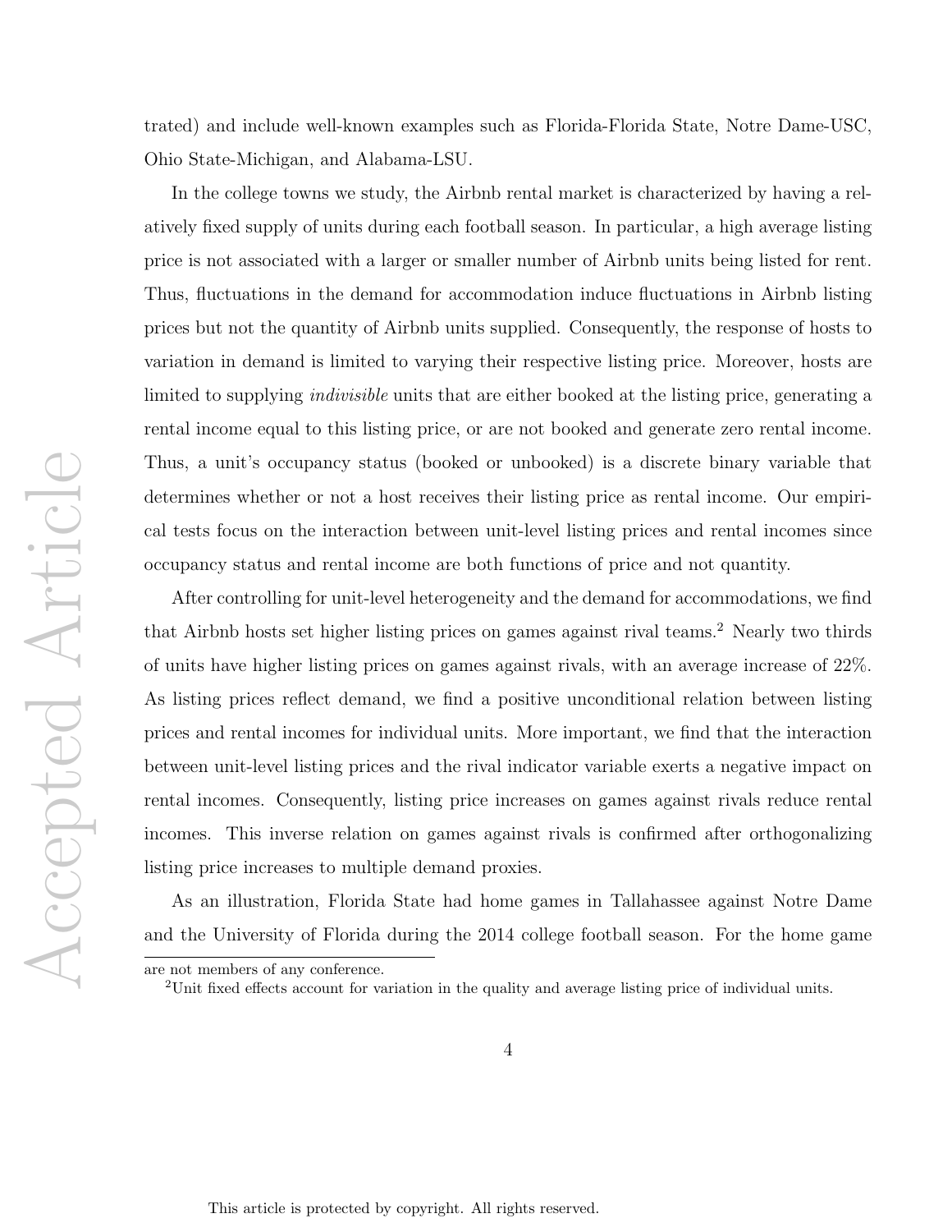trated) and include well-known examples such as Florida-Florida State, Notre Dame-USC, Ohio State-Michigan, and Alabama-LSU.

In the college towns we study, the Airbnb rental market is characterized by having a relatively fixed supply of units during each football season. In particular, a high average listing price is not associated with a larger or smaller number of Airbnb units being listed for rent. Thus, fluctuations in the demand for accommodation induce fluctuations in Airbnb listing prices but not the quantity of Airbnb units supplied. Consequently, the response of hosts to variation in demand is limited to varying their respective listing price. Moreover, hosts are limited to supplying *indivisible* units that are either booked at the listing price, generating a rental income equal to this listing price, or are not booked and generate zero rental income. Thus, a unit's occupancy status (booked or unbooked) is a discrete binary variable that determines whether or not a host receives their listing price as rental income. Our empirical tests focus on the interaction between unit-level listing prices and rental incomes since occupancy status and rental income are both functions of price and not quantity.

After controlling for unit-level heterogeneity and the demand for accommodations, we find that Airbnb hosts set higher listing prices on games against rival teams.[2] Nearly two thirds of units have higher listing prices on games against rivals, with an average increase of 22%. As listing prices reflect demand, we find a positive unconditional relation between listing prices and rental incomes for individual units. More important, we find that the interaction between unit-level listing prices and the rival indicator variable exerts a negative impact on rental incomes. Consequently, listing price increases on games against rivals reduce rental incomes. This inverse relation on games against rivals is confirmed after orthogonalizing listing price increases to multiple demand proxies.

As an illustration, Florida State had home games in Tallahassee against Notre Dame and the University of Florida during the 2014 college football season. For the home game

are not members of any conference.

[2] Unit fixed effects account for variation in the quality and average listing price of individual units.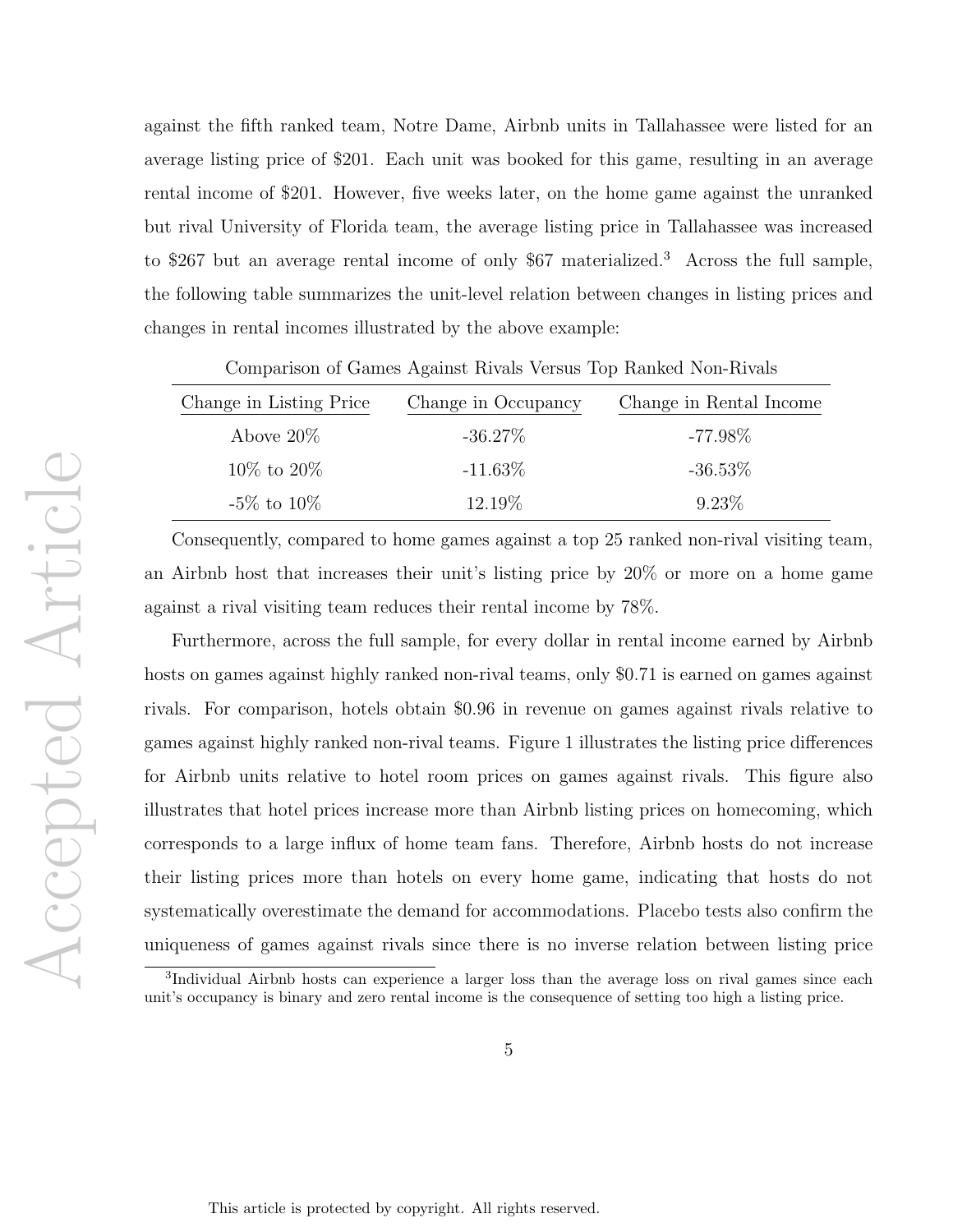against the fifth ranked team, Notre Dame, Airbnb units in Tallahassee were listed for an average listing price of $201. Each unit was booked for this game, resulting in an average rental income of $201. However, five weeks later, on the home game against the unranked but rival University of Florida team, the average listing price in Tallahassee was increased to $267 but an average rental income of only $67 materialized.[3] Across the full sample, the following table summarizes the unit-level relation between changes in listing prices and changes in rental incomes illustrated by the above example:

Comparison of Games Against Rivals Versus Top Ranked Non-Rivals

| Change in Listing Price | Change in Occupancy | Change in Rental Income |
|---|---|---|
| Above 20% | -36.27% | -77.98% |
| 10% to 20% | -11.63% | -36.53% |
| -5% to 10% | 12.19% | 9.23% |

Consequently, compared to home games against a top 25 ranked non-rival visiting team, an Airbnb host that increases their unit's listing price by 20% or more on a home game against a rival visiting team reduces their rental income by 78%.

Furthermore, across the full sample, for every dollar in rental income earned by Airbnb hosts on games against highly ranked non-rival teams, only $0.71 is earned on games against rivals. For comparison, hotels obtain $0.96 in revenue on games against rivals relative to games against highly ranked non-rival teams. Figure 1 illustrates the listing price differences for Airbnb units relative to hotel room prices on games against rivals. This figure also illustrates that hotel prices increase more than Airbnb listing prices on homecoming, which corresponds to a large influx of home team fans. Therefore, Airbnb hosts do not increase their listing prices more than hotels on every home game, indicating that hosts do not systematically overestimate the demand for accommodations. Placebo tests also confirm the uniqueness of games against rivals since there is no inverse relation between listing price

[3]Individual Airbnb hosts can experience a larger loss than the average loss on rival games since each unit's occupancy is binary and zero rental income is the consequence of setting too high a listing price.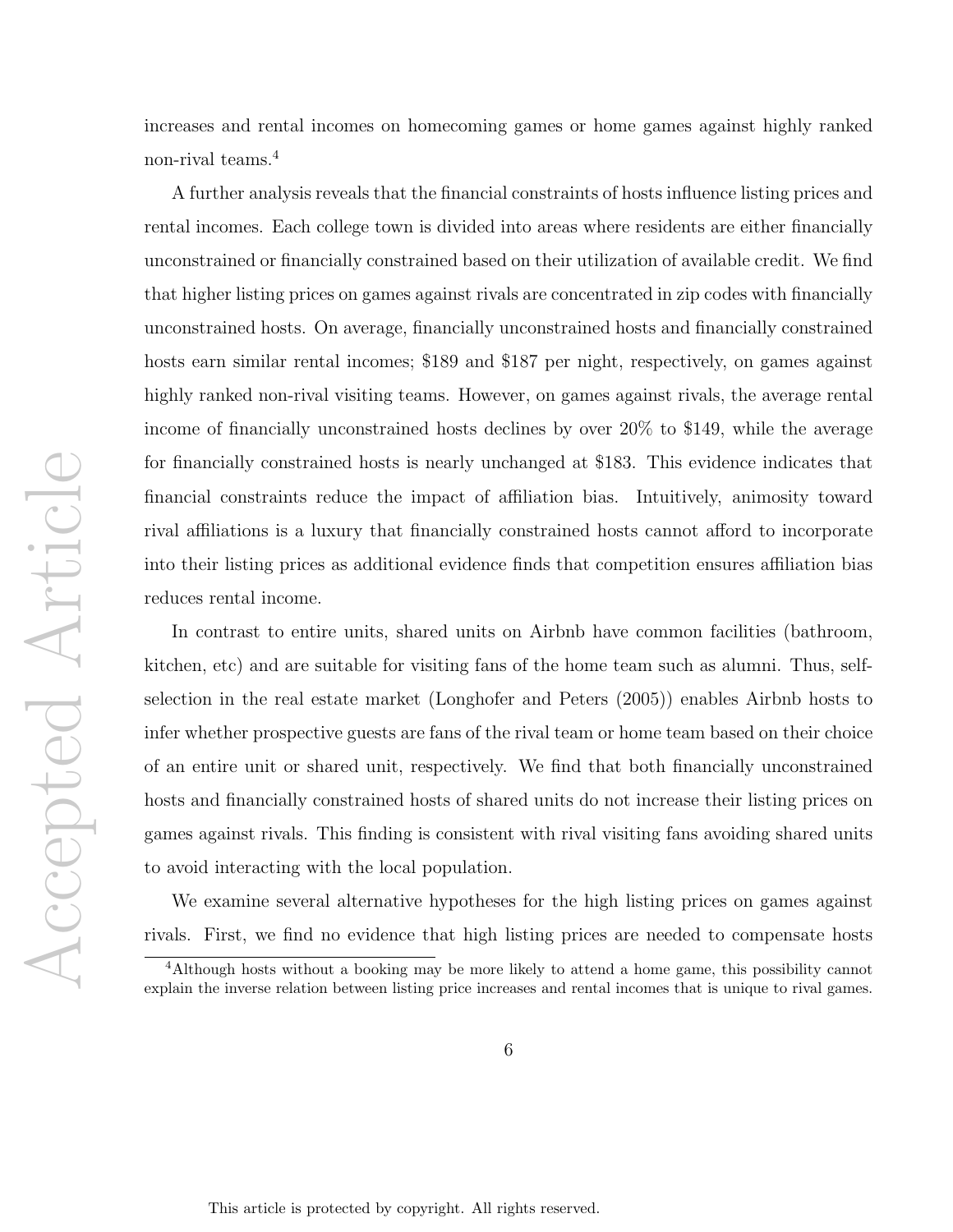increases and rental incomes on homecoming games or home games against highly ranked non-rival teams.[4]

A further analysis reveals that the financial constraints of hosts influence listing prices and rental incomes. Each college town is divided into areas where residents are either financially unconstrained or financially constrained based on their utilization of available credit. We find that higher listing prices on games against rivals are concentrated in zip codes with financially unconstrained hosts. On average, financially unconstrained hosts and financially constrained hosts earn similar rental incomes; $189 and $187 per night, respectively, on games against highly ranked non-rival visiting teams. However, on games against rivals, the average rental income of financially unconstrained hosts declines by over 20% to $149, while the average for financially constrained hosts is nearly unchanged at $183. This evidence indicates that financial constraints reduce the impact of affiliation bias. Intuitively, animosity toward rival affiliations is a luxury that financially constrained hosts cannot afford to incorporate into their listing prices as additional evidence finds that competition ensures affiliation bias reduces rental income.

In contrast to entire units, shared units on Airbnb have common facilities (bathroom, kitchen, etc) and are suitable for visiting fans of the home team such as alumni. Thus, self-selection in the real estate market (Longhofer and Peters (2005)) enables Airbnb hosts to infer whether prospective guests are fans of the rival team or home team based on their choice of an entire unit or shared unit, respectively. We find that both financially unconstrained hosts and financially constrained hosts of shared units do not increase their listing prices on games against rivals. This finding is consistent with rival visiting fans avoiding shared units to avoid interacting with the local population.

We examine several alternative hypotheses for the high listing prices on games against rivals. First, we find no evidence that high listing prices are needed to compensate hosts

[4]Although hosts without a booking may be more likely to attend a home game, this possibility cannot explain the inverse relation between listing price increases and rental incomes that is unique to rival games.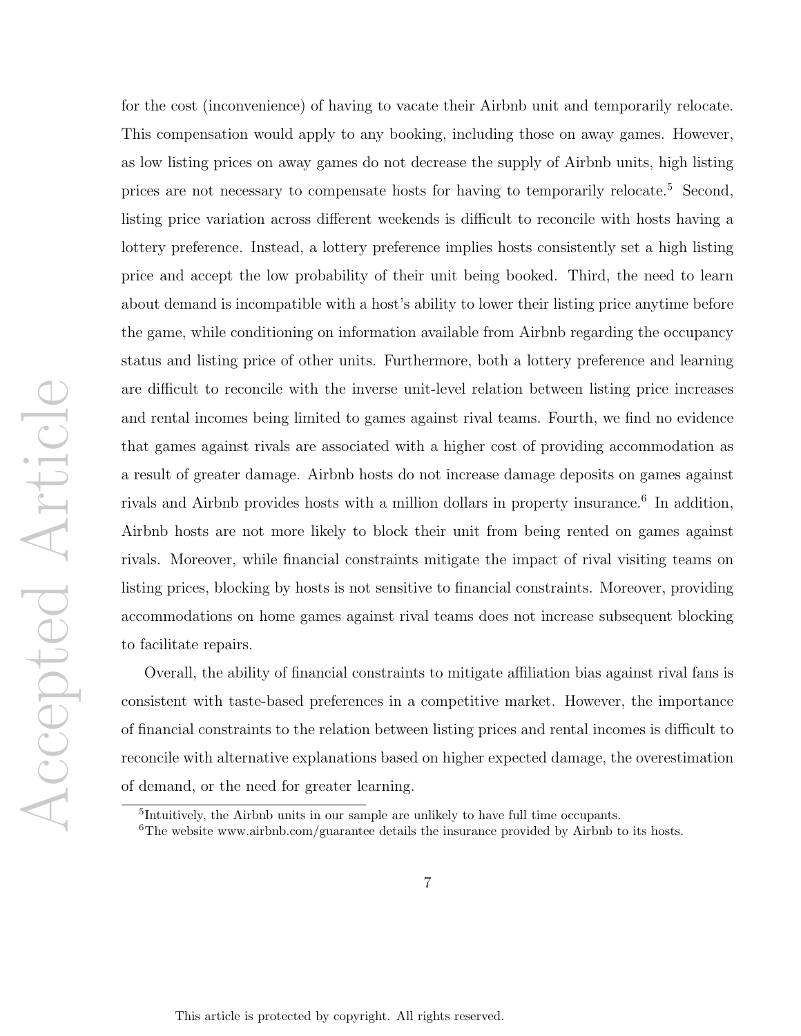for the cost (inconvenience) of having to vacate their Airbnb unit and temporarily relocate. This compensation would apply to any booking, including those on away games. However, as low listing prices on away games do not decrease the supply of Airbnb units, high listing prices are not necessary to compensate hosts for having to temporarily relocate.[5] Second, listing price variation across different weekends is difficult to reconcile with hosts having a lottery preference. Instead, a lottery preference implies hosts consistently set a high listing price and accept the low probability of their unit being booked. Third, the need to learn about demand is incompatible with a host's ability to lower their listing price anytime before the game, while conditioning on information available from Airbnb regarding the occupancy status and listing price of other units. Furthermore, both a lottery preference and learning are difficult to reconcile with the inverse unit-level relation between listing price increases and rental incomes being limited to games against rival teams. Fourth, we find no evidence that games against rivals are associated with a higher cost of providing accommodation as a result of greater damage. Airbnb hosts do not increase damage deposits on games against rivals and Airbnb provides hosts with a million dollars in property insurance.[6] In addition, Airbnb hosts are not more likely to block their unit from being rented on games against rivals. Moreover, while financial constraints mitigate the impact of rival visiting teams on listing prices, blocking by hosts is not sensitive to financial constraints. Moreover, providing accommodations on home games against rival teams does not increase subsequent blocking to facilitate repairs.

Overall, the ability of financial constraints to mitigate affiliation bias against rival fans is consistent with taste-based preferences in a competitive market. However, the importance of financial constraints to the relation between listing prices and rental incomes is difficult to reconcile with alternative explanations based on higher expected damage, the overestimation of demand, or the need for greater learning.

[5] Intuitively, the Airbnb units in our sample are unlikely to have full time occupants.

[6] The website www.airbnb.com/guarantee details the insurance provided by Airbnb to its hosts.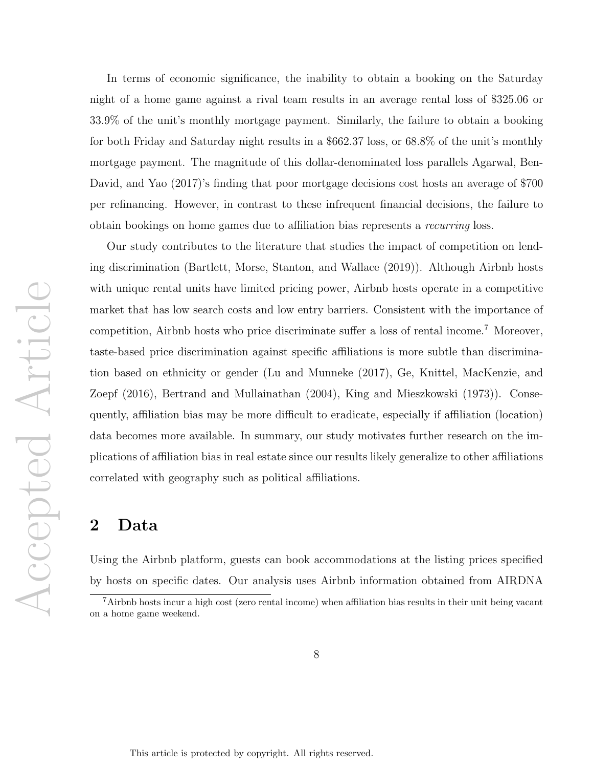In terms of economic significance, the inability to obtain a booking on the Saturday night of a home game against a rival team results in an average rental loss of \$325.06 or 33.9% of the unit's monthly mortgage payment. Similarly, the failure to obtain a booking for both Friday and Saturday night results in a \$662.37 loss, or 68.8% of the unit's monthly mortgage payment. The magnitude of this dollar-denominated loss parallels Agarwal, Ben-David, and Yao (2017)'s finding that poor mortgage decisions cost hosts an average of \$700 per refinancing. However, in contrast to these infrequent financial decisions, the failure to obtain bookings on home games due to affiliation bias represents a *recurring* loss.

Our study contributes to the literature that studies the impact of competition on lending discrimination (Bartlett, Morse, Stanton, and Wallace (2019)). Although Airbnb hosts with unique rental units have limited pricing power, Airbnb hosts operate in a competitive market that has low search costs and low entry barriers. Consistent with the importance of competition, Airbnb hosts who price discriminate suffer a loss of rental income.[7] Moreover, taste-based price discrimination against specific affiliations is more subtle than discrimination based on ethnicity or gender (Lu and Munneke (2017), Ge, Knittel, MacKenzie, and Zoepf (2016), Bertrand and Mullainathan (2004), King and Mieszkowski (1973)). Consequently, affiliation bias may be more difficult to eradicate, especially if affiliation (location) data becomes more available. In summary, our study motivates further research on the implications of affiliation bias in real estate since our results likely generalize to other affiliations correlated with geography such as political affiliations.

## 2 Data

Using the Airbnb platform, guests can book accommodations at the listing prices specified by hosts on specific dates. Our analysis uses Airbnb information obtained from AIRDNA

[7] Airbnb hosts incur a high cost (zero rental income) when affiliation bias results in their unit being vacant on a home game weekend.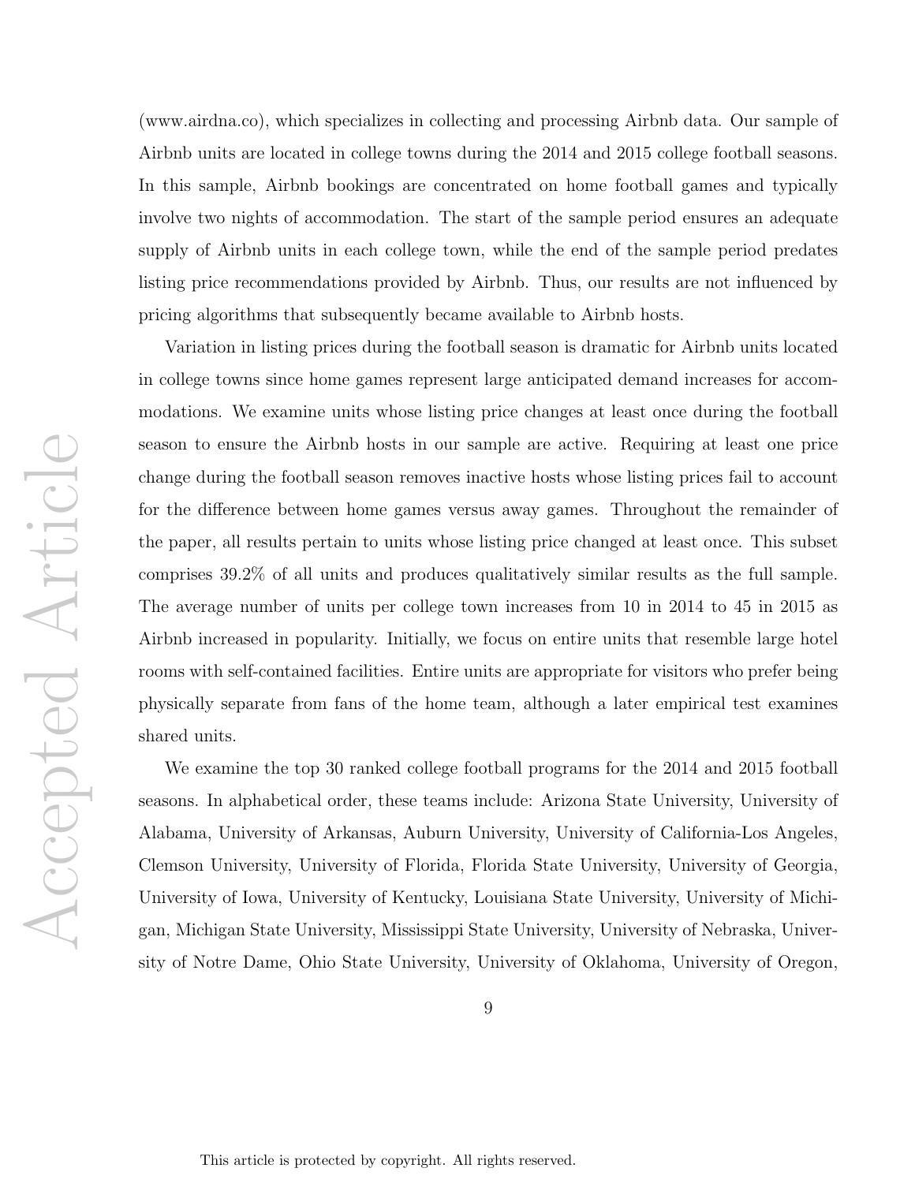(www.airdna.co), which specializes in collecting and processing Airbnb data. Our sample of Airbnb units are located in college towns during the 2014 and 2015 college football seasons. In this sample, Airbnb bookings are concentrated on home football games and typically involve two nights of accommodation. The start of the sample period ensures an adequate supply of Airbnb units in each college town, while the end of the sample period predates listing price recommendations provided by Airbnb. Thus, our results are not influenced by pricing algorithms that subsequently became available to Airbnb hosts.

Variation in listing prices during the football season is dramatic for Airbnb units located in college towns since home games represent large anticipated demand increases for accommodations. We examine units whose listing price changes at least once during the football season to ensure the Airbnb hosts in our sample are active. Requiring at least one price change during the football season removes inactive hosts whose listing prices fail to account for the difference between home games versus away games. Throughout the remainder of the paper, all results pertain to units whose listing price changed at least once. This subset comprises 39.2% of all units and produces qualitatively similar results as the full sample. The average number of units per college town increases from 10 in 2014 to 45 in 2015 as Airbnb increased in popularity. Initially, we focus on entire units that resemble large hotel rooms with self-contained facilities. Entire units are appropriate for visitors who prefer being physically separate from fans of the home team, although a later empirical test examines shared units.

We examine the top 30 ranked college football programs for the 2014 and 2015 football seasons. In alphabetical order, these teams include: Arizona State University, University of Alabama, University of Arkansas, Auburn University, University of California-Los Angeles, Clemson University, University of Florida, Florida State University, University of Georgia, University of Iowa, University of Kentucky, Louisiana State University, University of Michigan, Michigan State University, Mississippi State University, University of Nebraska, University of Notre Dame, Ohio State University, University of Oklahoma, University of Oregon,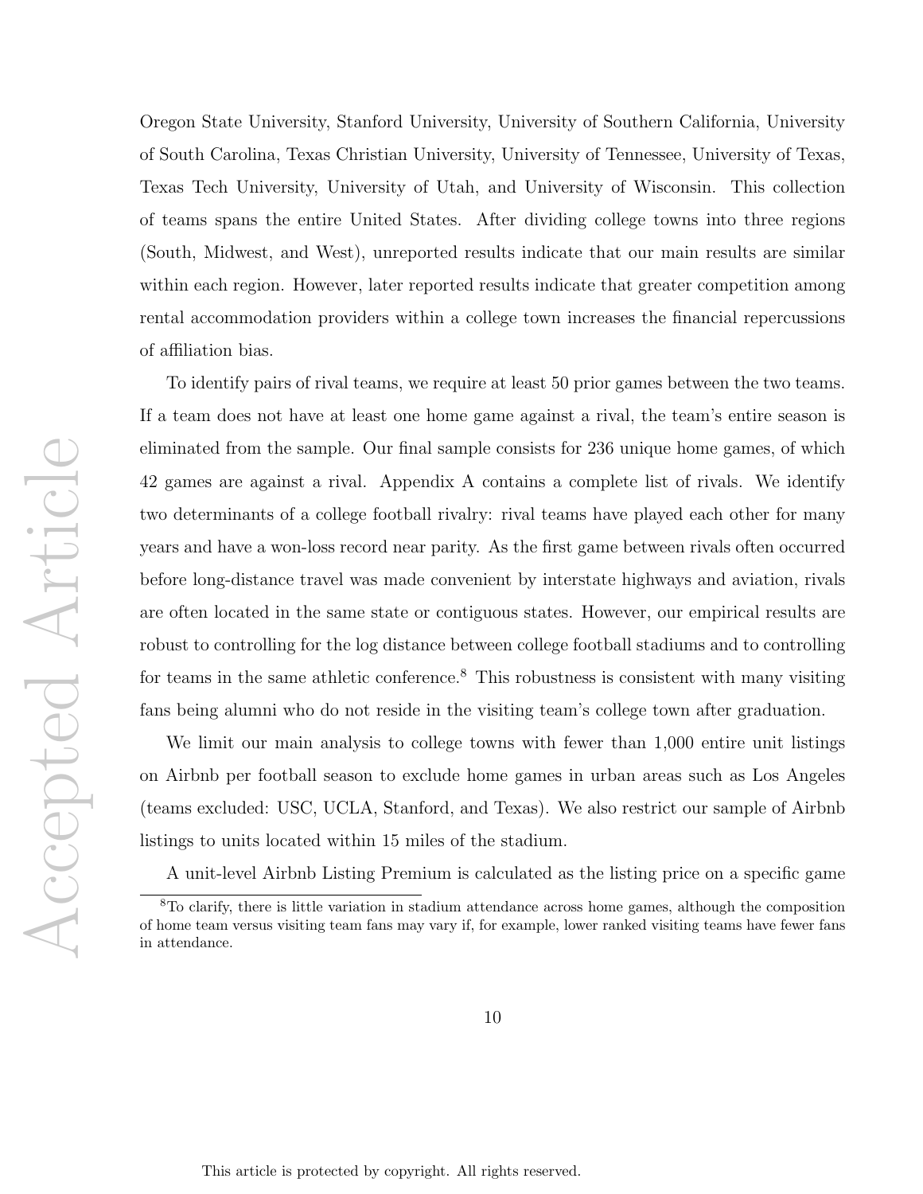Oregon State University, Stanford University, University of Southern California, University of South Carolina, Texas Christian University, University of Tennessee, University of Texas, Texas Tech University, University of Utah, and University of Wisconsin. This collection of teams spans the entire United States. After dividing college towns into three regions (South, Midwest, and West), unreported results indicate that our main results are similar within each region. However, later reported results indicate that greater competition among rental accommodation providers within a college town increases the financial repercussions of affiliation bias.

To identify pairs of rival teams, we require at least 50 prior games between the two teams. If a team does not have at least one home game against a rival, the team's entire season is eliminated from the sample. Our final sample consists for 236 unique home games, of which 42 games are against a rival. Appendix A contains a complete list of rivals. We identify two determinants of a college football rivalry: rival teams have played each other for many years and have a won-loss record near parity. As the first game between rivals often occurred before long-distance travel was made convenient by interstate highways and aviation, rivals are often located in the same state or contiguous states. However, our empirical results are robust to controlling for the log distance between college football stadiums and to controlling for teams in the same athletic conference.[8] This robustness is consistent with many visiting fans being alumni who do not reside in the visiting team's college town after graduation.

We limit our main analysis to college towns with fewer than 1,000 entire unit listings on Airbnb per football season to exclude home games in urban areas such as Los Angeles (teams excluded: USC, UCLA, Stanford, and Texas). We also restrict our sample of Airbnb listings to units located within 15 miles of the stadium.

A unit-level Airbnb Listing Premium is calculated as the listing price on a specific game

[8] To clarify, there is little variation in stadium attendance across home games, although the composition of home team versus visiting team fans may vary if, for example, lower ranked visiting teams have fewer fans in attendance.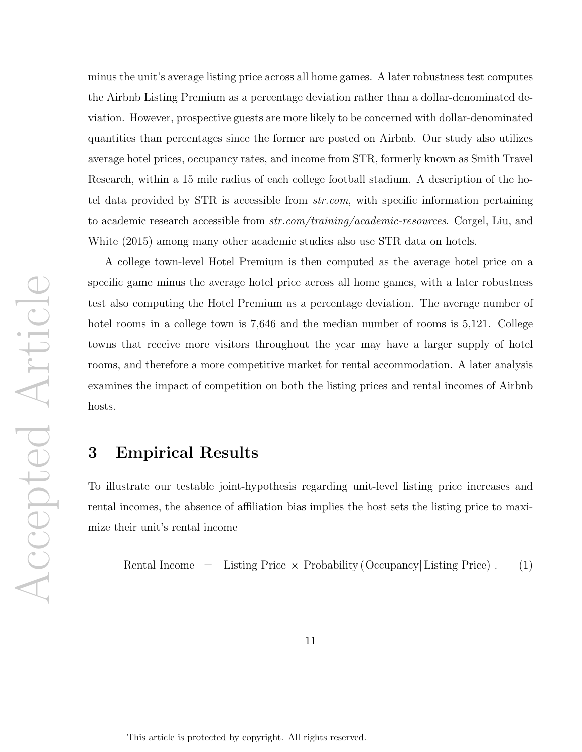minus the unit's average listing price across all home games. A later robustness test computes the Airbnb Listing Premium as a percentage deviation rather than a dollar-denominated deviation. However, prospective guests are more likely to be concerned with dollar-denominated quantities than percentages since the former are posted on Airbnb. Our study also utilizes average hotel prices, occupancy rates, and income from STR, formerly known as Smith Travel Research, within a 15 mile radius of each college football stadium. A description of the hotel data provided by STR is accessible from *str.com*, with specific information pertaining to academic research accessible from *str.com/training/academic-resources*. Corgel, Liu, and White (2015) among many other academic studies also use STR data on hotels.

A college town-level Hotel Premium is then computed as the average hotel price on a specific game minus the average hotel price across all home games, with a later robustness test also computing the Hotel Premium as a percentage deviation. The average number of hotel rooms in a college town is 7,646 and the median number of rooms is 5,121. College towns that receive more visitors throughout the year may have a larger supply of hotel rooms, and therefore a more competitive market for rental accommodation. A later analysis examines the impact of competition on both the listing prices and rental incomes of Airbnb hosts.

# 3 Empirical Results

To illustrate our testable joint-hypothesis regarding unit-level listing price increases and rental incomes, the absence of affiliation bias implies the host sets the listing price to maximize their unit's rental income

$$\text{Rental Income} \quad = \quad \text{Listing Price} \times \text{Probability}\left(\text{Occupancy}|\, \text{Listing Price}\right). \qquad (1)$$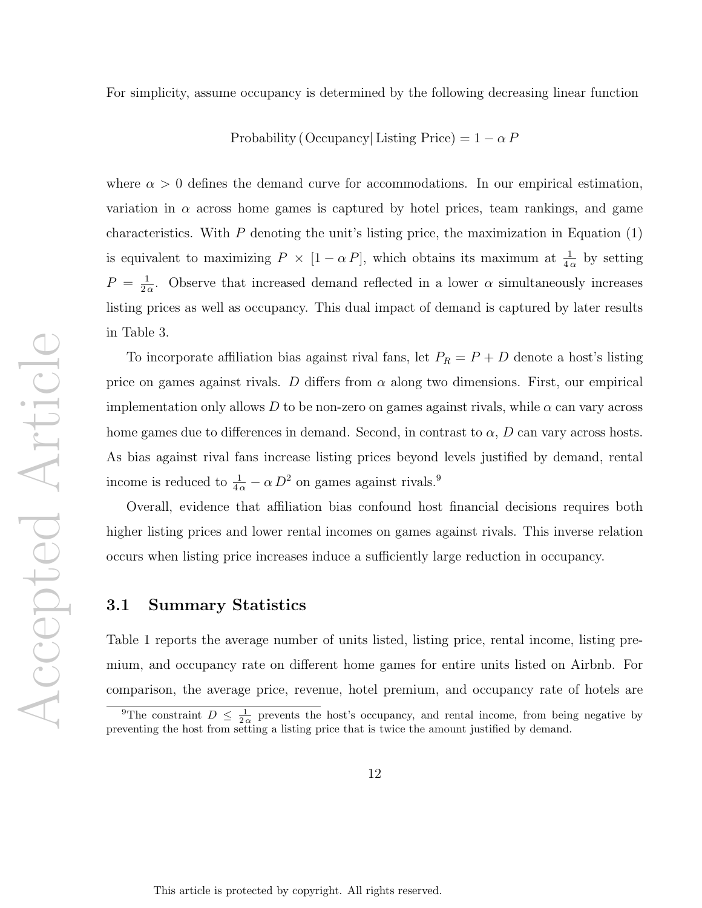For simplicity, assume occupancy is determined by the following decreasing linear function

$$\text{Probability}\,(\text{Occupancy}|\,\text{Listing Price}) = 1 - \alpha\, P$$

where $\alpha > 0$ defines the demand curve for accommodations. In our empirical estimation, variation in $\alpha$ across home games is captured by hotel prices, team rankings, and game characteristics. With $P$ denoting the unit's listing price, the maximization in Equation (1) is equivalent to maximizing $P \times [1 - \alpha\, P]$, which obtains its maximum at $\frac{1}{4\,\alpha}$ by setting $P = \frac{1}{2\,\alpha}$. Observe that increased demand reflected in a lower $\alpha$ simultaneously increases listing prices as well as occupancy. This dual impact of demand is captured by later results in Table 3.

To incorporate affiliation bias against rival fans, let $P_R = P + D$ denote a host's listing price on games against rivals. $D$ differs from $\alpha$ along two dimensions. First, our empirical implementation only allows $D$ to be non-zero on games against rivals, while $\alpha$ can vary across home games due to differences in demand. Second, in contrast to $\alpha$, $D$ can vary across hosts. As bias against rival fans increase listing prices beyond levels justified by demand, rental income is reduced to $\frac{1}{4\,\alpha} - \alpha\, D^2$ on games against rivals.[9]

Overall, evidence that affiliation bias confound host financial decisions requires both higher listing prices and lower rental incomes on games against rivals. This inverse relation occurs when listing price increases induce a sufficiently large reduction in occupancy.

## 3.1 Summary Statistics

Table 1 reports the average number of units listed, listing price, rental income, listing premium, and occupancy rate on different home games for entire units listed on Airbnb. For comparison, the average price, revenue, hotel premium, and occupancy rate of hotels are

[9] The constraint $D \leq \frac{1}{2\,\alpha}$ prevents the host's occupancy, and rental income, from being negative by preventing the host from setting a listing price that is twice the amount justified by demand.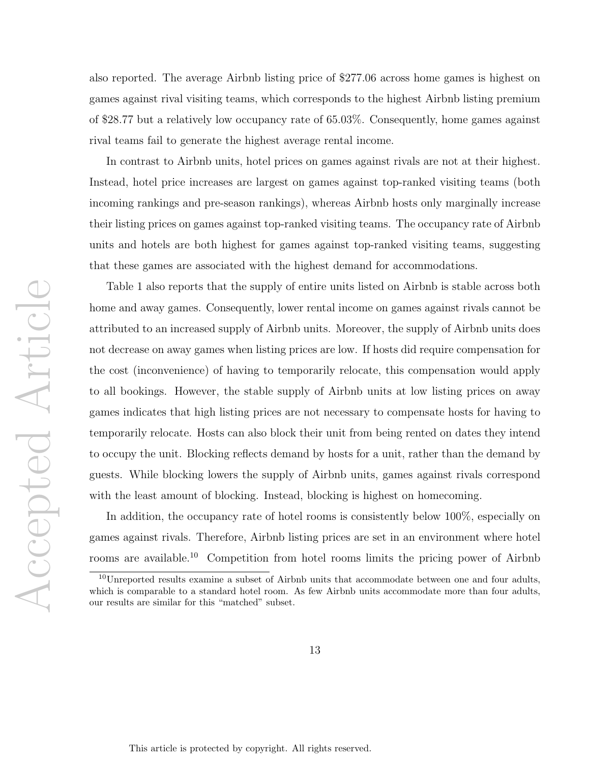also reported. The average Airbnb listing price of $277.06 across home games is highest on games against rival visiting teams, which corresponds to the highest Airbnb listing premium of $28.77 but a relatively low occupancy rate of 65.03%. Consequently, home games against rival teams fail to generate the highest average rental income.

In contrast to Airbnb units, hotel prices on games against rivals are not at their highest. Instead, hotel price increases are largest on games against top-ranked visiting teams (both incoming rankings and pre-season rankings), whereas Airbnb hosts only marginally increase their listing prices on games against top-ranked visiting teams. The occupancy rate of Airbnb units and hotels are both highest for games against top-ranked visiting teams, suggesting that these games are associated with the highest demand for accommodations.

Table 1 also reports that the supply of entire units listed on Airbnb is stable across both home and away games. Consequently, lower rental income on games against rivals cannot be attributed to an increased supply of Airbnb units. Moreover, the supply of Airbnb units does not decrease on away games when listing prices are low. If hosts did require compensation for the cost (inconvenience) of having to temporarily relocate, this compensation would apply to all bookings. However, the stable supply of Airbnb units at low listing prices on away games indicates that high listing prices are not necessary to compensate hosts for having to temporarily relocate. Hosts can also block their unit from being rented on dates they intend to occupy the unit. Blocking reflects demand by hosts for a unit, rather than the demand by guests. While blocking lowers the supply of Airbnb units, games against rivals correspond with the least amount of blocking. Instead, blocking is highest on homecoming.

In addition, the occupancy rate of hotel rooms is consistently below 100%, especially on games against rivals. Therefore, Airbnb listing prices are set in an environment where hotel rooms are available.[10] Competition from hotel rooms limits the pricing power of Airbnb

[10] Unreported results examine a subset of Airbnb units that accommodate between one and four adults, which is comparable to a standard hotel room. As few Airbnb units accommodate more than four adults, our results are similar for this "matched" subset.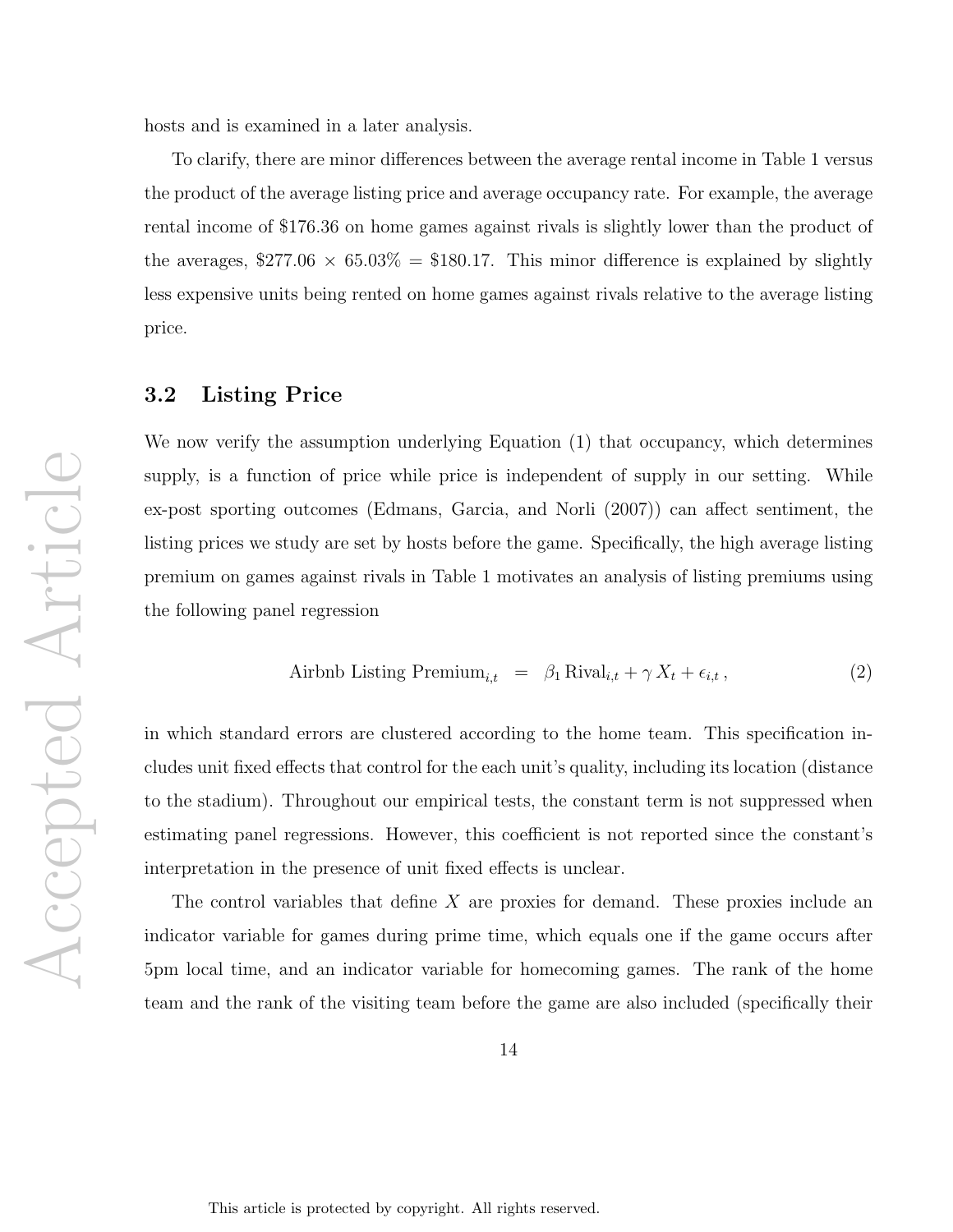hosts and is examined in a later analysis.

To clarify, there are minor differences between the average rental income in Table 1 versus the product of the average listing price and average occupancy rate. For example, the average rental income of $176.36 on home games against rivals is slightly lower than the product of the averages, $277.06 × 65.03% = $180.17. This minor difference is explained by slightly less expensive units being rented on home games against rivals relative to the average listing price.

### 3.2 Listing Price

We now verify the assumption underlying Equation (1) that occupancy, which determines supply, is a function of price while price is independent of supply in our setting. While ex-post sporting outcomes (Edmans, Garcia, and Norli (2007)) can affect sentiment, the listing prices we study are set by hosts before the game. Specifically, the high average listing premium on games against rivals in Table 1 motivates an analysis of listing premiums using the following panel regression

$$\text{Airbnb Listing Premium}_{i,t} \;\; = \;\; \beta_1 \, \text{Rival}_{i,t} + \gamma \, X_t + \epsilon_{i,t} \, , \tag{2}$$

in which standard errors are clustered according to the home team. This specification includes unit fixed effects that control for the each unit's quality, including its location (distance to the stadium). Throughout our empirical tests, the constant term is not suppressed when estimating panel regressions. However, this coefficient is not reported since the constant's interpretation in the presence of unit fixed effects is unclear.

The control variables that define $X$ are proxies for demand. These proxies include an indicator variable for games during prime time, which equals one if the game occurs after 5pm local time, and an indicator variable for homecoming games. The rank of the home team and the rank of the visiting team before the game are also included (specifically their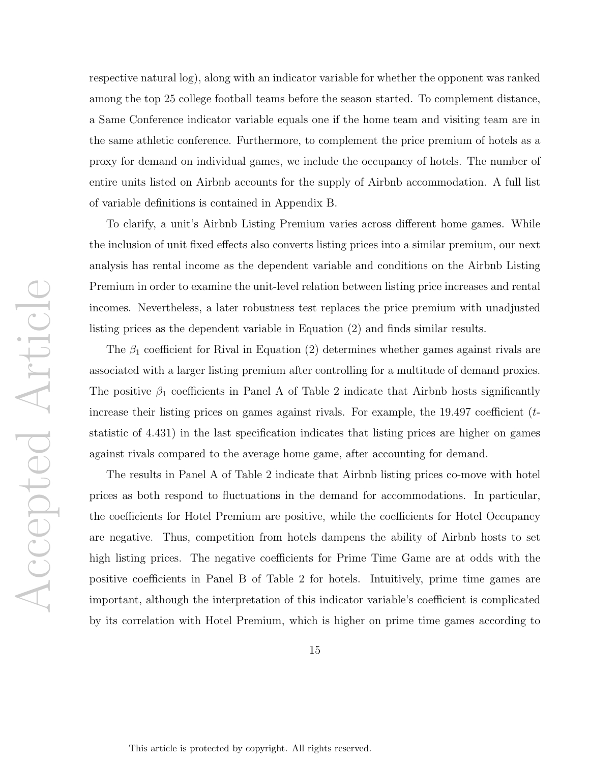respective natural log), along with an indicator variable for whether the opponent was ranked among the top 25 college football teams before the season started. To complement distance, a Same Conference indicator variable equals one if the home team and visiting team are in the same athletic conference. Furthermore, to complement the price premium of hotels as a proxy for demand on individual games, we include the occupancy of hotels. The number of entire units listed on Airbnb accounts for the supply of Airbnb accommodation. A full list of variable definitions is contained in Appendix B.

To clarify, a unit's Airbnb Listing Premium varies across different home games. While the inclusion of unit fixed effects also converts listing prices into a similar premium, our next analysis has rental income as the dependent variable and conditions on the Airbnb Listing Premium in order to examine the unit-level relation between listing price increases and rental incomes. Nevertheless, a later robustness test replaces the price premium with unadjusted listing prices as the dependent variable in Equation (2) and finds similar results.

The $\beta_1$ coefficient for Rival in Equation (2) determines whether games against rivals are associated with a larger listing premium after controlling for a multitude of demand proxies. The positive $\beta_1$ coefficients in Panel A of Table 2 indicate that Airbnb hosts significantly increase their listing prices on games against rivals. For example, the 19.497 coefficient (*t*-statistic of 4.431) in the last specification indicates that listing prices are higher on games against rivals compared to the average home game, after accounting for demand.

The results in Panel A of Table 2 indicate that Airbnb listing prices co-move with hotel prices as both respond to fluctuations in the demand for accommodations. In particular, the coefficients for Hotel Premium are positive, while the coefficients for Hotel Occupancy are negative. Thus, competition from hotels dampens the ability of Airbnb hosts to set high listing prices. The negative coefficients for Prime Time Game are at odds with the positive coefficients in Panel B of Table 2 for hotels. Intuitively, prime time games are important, although the interpretation of this indicator variable's coefficient is complicated by its correlation with Hotel Premium, which is higher on prime time games according to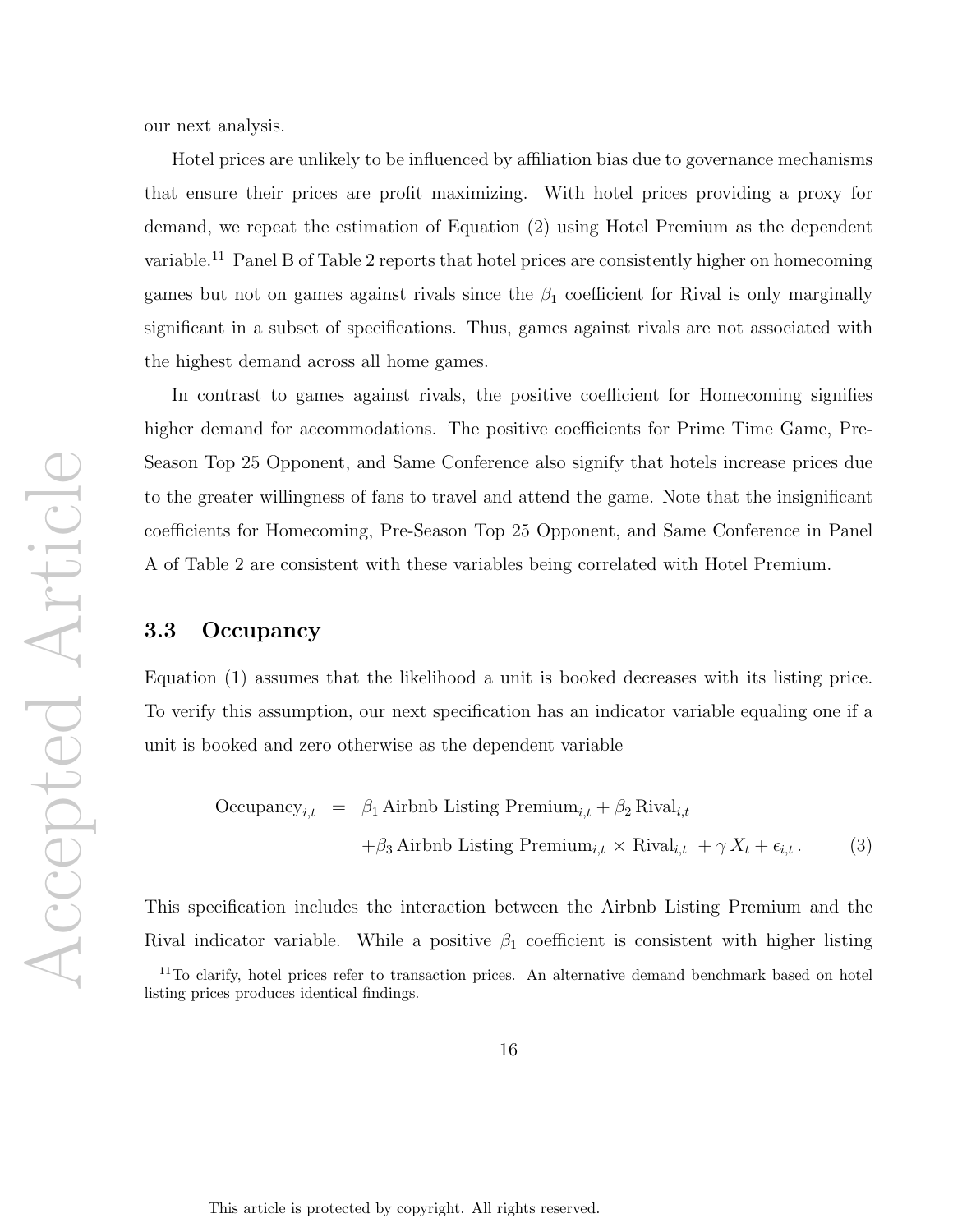our next analysis.

Hotel prices are unlikely to be influenced by affiliation bias due to governance mechanisms that ensure their prices are profit maximizing. With hotel prices providing a proxy for demand, we repeat the estimation of Equation (2) using Hotel Premium as the dependent variable.[11] Panel B of Table 2 reports that hotel prices are consistently higher on homecoming games but not on games against rivals since the $\beta_1$ coefficient for Rival is only marginally significant in a subset of specifications. Thus, games against rivals are not associated with the highest demand across all home games.

In contrast to games against rivals, the positive coefficient for Homecoming signifies higher demand for accommodations. The positive coefficients for Prime Time Game, Pre-Season Top 25 Opponent, and Same Conference also signify that hotels increase prices due to the greater willingness of fans to travel and attend the game. Note that the insignificant coefficients for Homecoming, Pre-Season Top 25 Opponent, and Same Conference in Panel A of Table 2 are consistent with these variables being correlated with Hotel Premium.

### 3.3 Occupancy

Equation (1) assumes that the likelihood a unit is booked decreases with its listing price. To verify this assumption, our next specification has an indicator variable equaling one if a unit is booked and zero otherwise as the dependent variable

$$
\begin{aligned}
\text{Occupancy}_{i,t} \;&=\; \beta_1\, \text{Airbnb Listing Premium}_{i,t} + \beta_2\, \text{Rival}_{i,t} \\
&\quad + \beta_3\, \text{Airbnb Listing Premium}_{i,t} \times \text{Rival}_{i,t} \;+ \gamma\, X_t + \epsilon_{i,t}\,. \qquad (3)
\end{aligned}
$$

This specification includes the interaction between the Airbnb Listing Premium and the Rival indicator variable. While a positive $\beta_1$ coefficient is consistent with higher listing

[11] To clarify, hotel prices refer to transaction prices. An alternative demand benchmark based on hotel listing prices produces identical findings.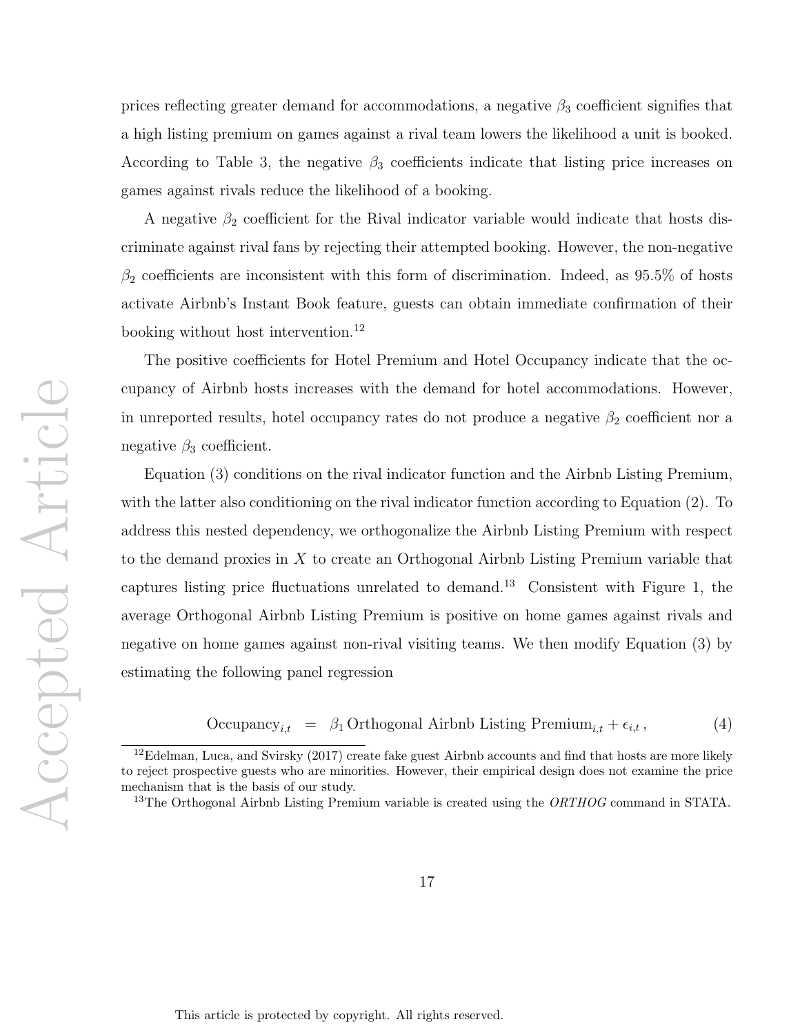prices reflecting greater demand for accommodations, a negative $\beta_3$ coefficient signifies that a high listing premium on games against a rival team lowers the likelihood a unit is booked. According to Table 3, the negative $\beta_3$ coefficients indicate that listing price increases on games against rivals reduce the likelihood of a booking.

A negative $\beta_2$ coefficient for the Rival indicator variable would indicate that hosts discriminate against rival fans by rejecting their attempted booking. However, the non-negative $\beta_2$ coefficients are inconsistent with this form of discrimination. Indeed, as 95.5% of hosts activate Airbnb's Instant Book feature, guests can obtain immediate confirmation of their booking without host intervention.[12]

The positive coefficients for Hotel Premium and Hotel Occupancy indicate that the occupancy of Airbnb hosts increases with the demand for hotel accommodations. However, in unreported results, hotel occupancy rates do not produce a negative $\beta_2$ coefficient nor a negative $\beta_3$ coefficient.

Equation (3) conditions on the rival indicator function and the Airbnb Listing Premium, with the latter also conditioning on the rival indicator function according to Equation (2). To address this nested dependency, we orthogonalize the Airbnb Listing Premium with respect to the demand proxies in $X$ to create an Orthogonal Airbnb Listing Premium variable that captures listing price fluctuations unrelated to demand.[13] Consistent with Figure 1, the average Orthogonal Airbnb Listing Premium is positive on home games against rivals and negative on home games against non-rival visiting teams. We then modify Equation (3) by estimating the following panel regression

$$\text{Occupancy}_{i,t} \;=\; \beta_1 \,\text{Orthogonal Airbnb Listing Premium}_{i,t} + \epsilon_{i,t}\,, \tag{4}$$

[12] Edelman, Luca, and Svirsky (2017) create fake guest Airbnb accounts and find that hosts are more likely to reject prospective guests who are minorities. However, their empirical design does not examine the price mechanism that is the basis of our study.

[13] The Orthogonal Airbnb Listing Premium variable is created using the *ORTHOG* command in STATA.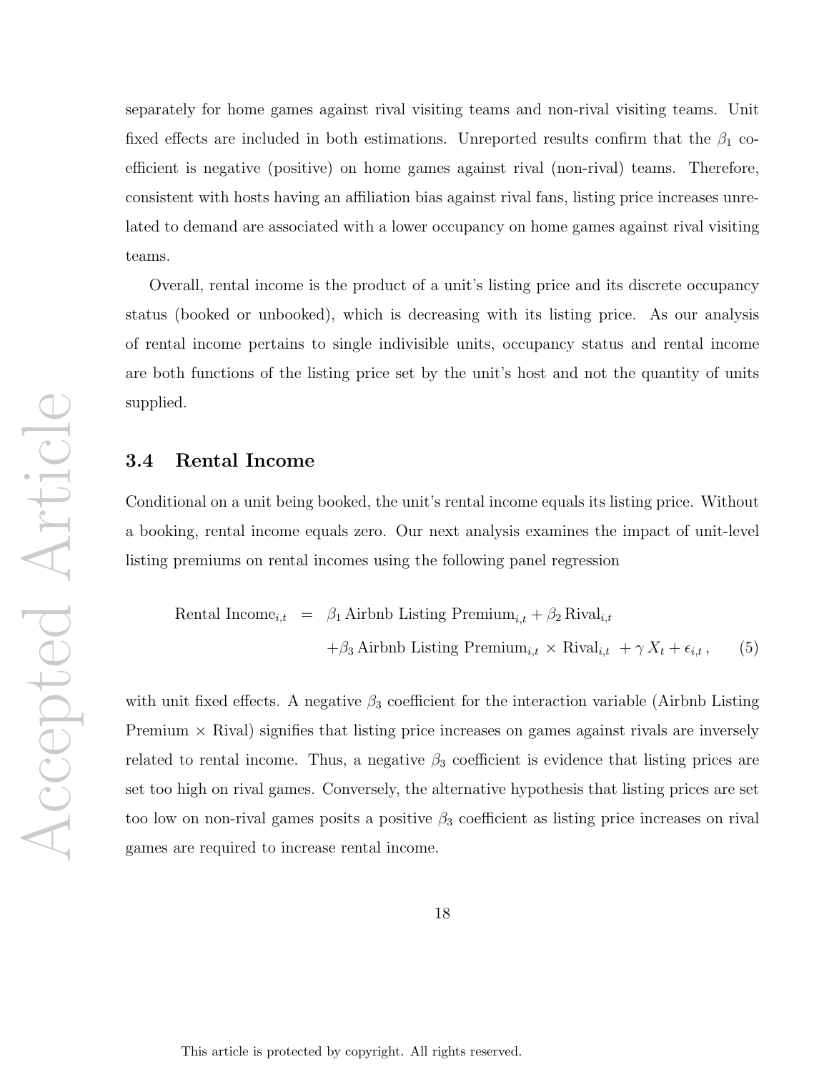separately for home games against rival visiting teams and non-rival visiting teams. Unit fixed effects are included in both estimations. Unreported results confirm that the $\beta_1$ coefficient is negative (positive) on home games against rival (non-rival) teams. Therefore, consistent with hosts having an affiliation bias against rival fans, listing price increases unrelated to demand are associated with a lower occupancy on home games against rival visiting teams.

Overall, rental income is the product of a unit's listing price and its discrete occupancy status (booked or unbooked), which is decreasing with its listing price. As our analysis of rental income pertains to single indivisible units, occupancy status and rental income are both functions of the listing price set by the unit's host and not the quantity of units supplied.

## 3.4 Rental Income

Conditional on a unit being booked, the unit's rental income equals its listing price. Without a booking, rental income equals zero. Our next analysis examines the impact of unit-level listing premiums on rental incomes using the following panel regression

$$
\begin{aligned}
\text{Rental Income}_{i,t} \;\; = \;\; & \beta_1 \, \text{Airbnb Listing Premium}_{i,t} + \beta_2 \, \text{Rival}_{i,t} \\
& + \beta_3 \, \text{Airbnb Listing Premium}_{i,t} \times \text{Rival}_{i,t} \; + \gamma \, X_t + \epsilon_{i,t} \, , \qquad (5)
\end{aligned}
$$

with unit fixed effects. A negative $\beta_3$ coefficient for the interaction variable (Airbnb Listing Premium × Rival) signifies that listing price increases on games against rivals are inversely related to rental income. Thus, a negative $\beta_3$ coefficient is evidence that listing prices are set too high on rival games. Conversely, the alternative hypothesis that listing prices are set too low on non-rival games posits a positive $\beta_3$ coefficient as listing price increases on rival games are required to increase rental income.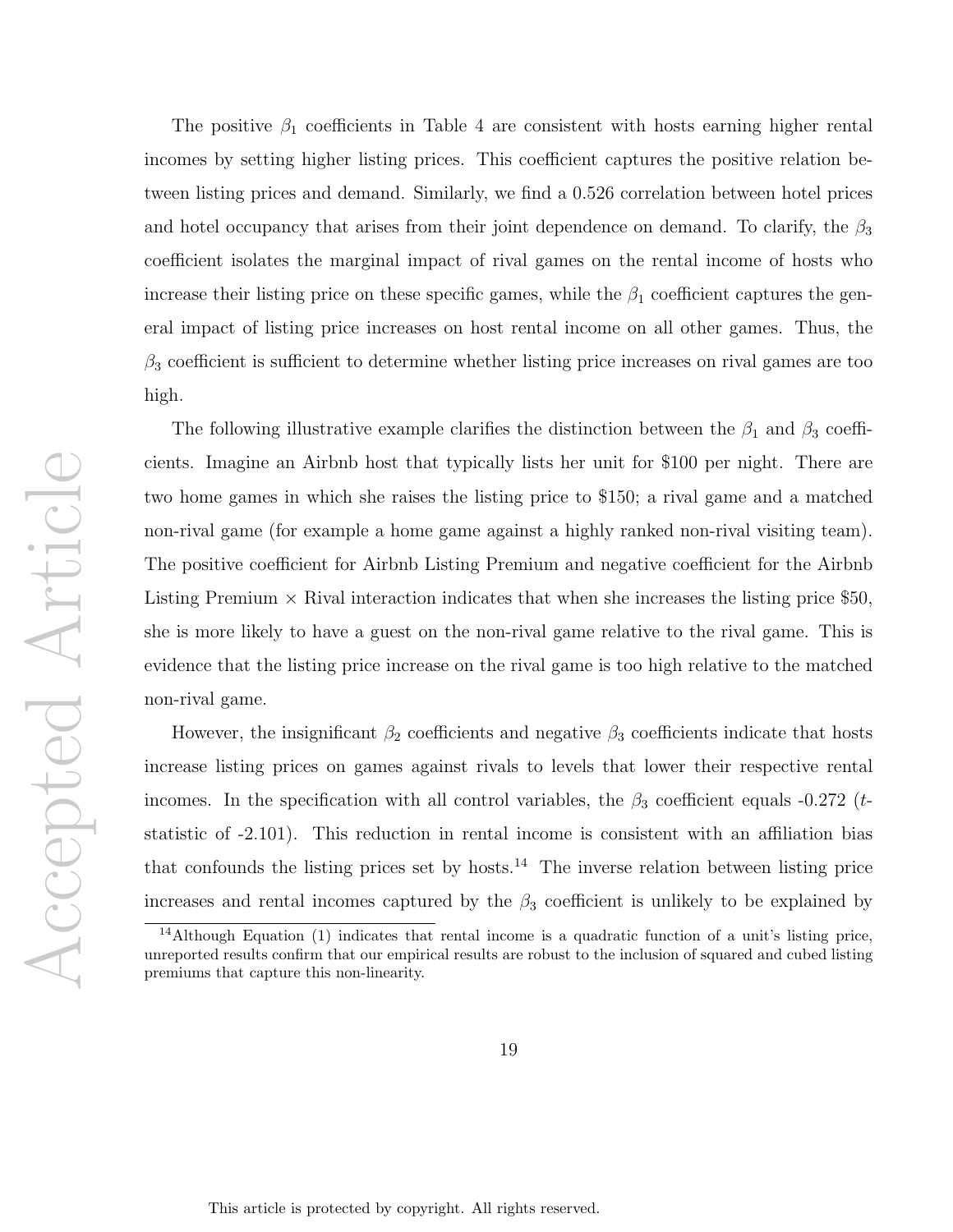The positive $\beta_1$ coefficients in Table 4 are consistent with hosts earning higher rental incomes by setting higher listing prices. This coefficient captures the positive relation between listing prices and demand. Similarly, we find a 0.526 correlation between hotel prices and hotel occupancy that arises from their joint dependence on demand. To clarify, the $\beta_3$ coefficient isolates the marginal impact of rival games on the rental income of hosts who increase their listing price on these specific games, while the $\beta_1$ coefficient captures the general impact of listing price increases on host rental income on all other games. Thus, the $\beta_3$ coefficient is sufficient to determine whether listing price increases on rival games are too high.

The following illustrative example clarifies the distinction between the $\beta_1$ and $\beta_3$ coefficients. Imagine an Airbnb host that typically lists her unit for \$100 per night. There are two home games in which she raises the listing price to \$150; a rival game and a matched non-rival game (for example a home game against a highly ranked non-rival visiting team). The positive coefficient for Airbnb Listing Premium and negative coefficient for the Airbnb Listing Premium × Rival interaction indicates that when she increases the listing price \$50, she is more likely to have a guest on the non-rival game relative to the rival game. This is evidence that the listing price increase on the rival game is too high relative to the matched non-rival game.

However, the insignificant $\beta_2$ coefficients and negative $\beta_3$ coefficients indicate that hosts increase listing prices on games against rivals to levels that lower their respective rental incomes. In the specification with all control variables, the $\beta_3$ coefficient equals -0.272 (*t*-statistic of -2.101). This reduction in rental income is consistent with an affiliation bias that confounds the listing prices set by hosts.[14] The inverse relation between listing price increases and rental incomes captured by the $\beta_3$ coefficient is unlikely to be explained by

[14] Although Equation (1) indicates that rental income is a quadratic function of a unit's listing price, unreported results confirm that our empirical results are robust to the inclusion of squared and cubed listing premiums that capture this non-linearity.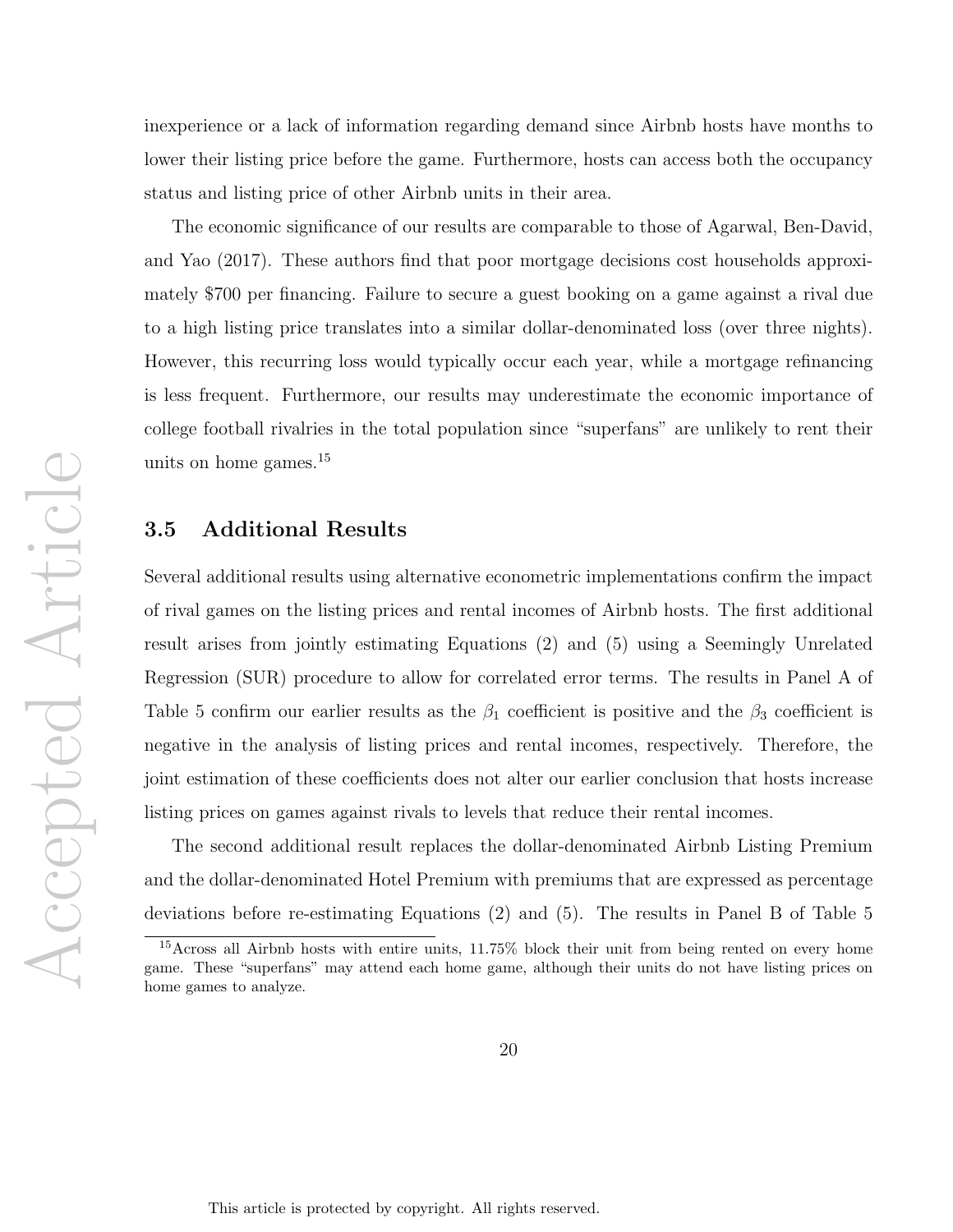inexperience or a lack of information regarding demand since Airbnb hosts have months to lower their listing price before the game. Furthermore, hosts can access both the occupancy status and listing price of other Airbnb units in their area.

The economic significance of our results are comparable to those of Agarwal, Ben-David, and Yao (2017). These authors find that poor mortgage decisions cost households approximately $700 per financing. Failure to secure a guest booking on a game against a rival due to a high listing price translates into a similar dollar-denominated loss (over three nights). However, this recurring loss would typically occur each year, while a mortgage refinancing is less frequent. Furthermore, our results may underestimate the economic importance of college football rivalries in the total population since "superfans" are unlikely to rent their units on home games.[15]

## 3.5 Additional Results

Several additional results using alternative econometric implementations confirm the impact of rival games on the listing prices and rental incomes of Airbnb hosts. The first additional result arises from jointly estimating Equations (2) and (5) using a Seemingly Unrelated Regression (SUR) procedure to allow for correlated error terms. The results in Panel A of Table 5 confirm our earlier results as the $\beta_1$ coefficient is positive and the $\beta_3$ coefficient is negative in the analysis of listing prices and rental incomes, respectively. Therefore, the joint estimation of these coefficients does not alter our earlier conclusion that hosts increase listing prices on games against rivals to levels that reduce their rental incomes.

The second additional result replaces the dollar-denominated Airbnb Listing Premium and the dollar-denominated Hotel Premium with premiums that are expressed as percentage deviations before re-estimating Equations (2) and (5). The results in Panel B of Table 5

[15] Across all Airbnb hosts with entire units, 11.75% block their unit from being rented on every home game. These "superfans" may attend each home game, although their units do not have listing prices on home games to analyze.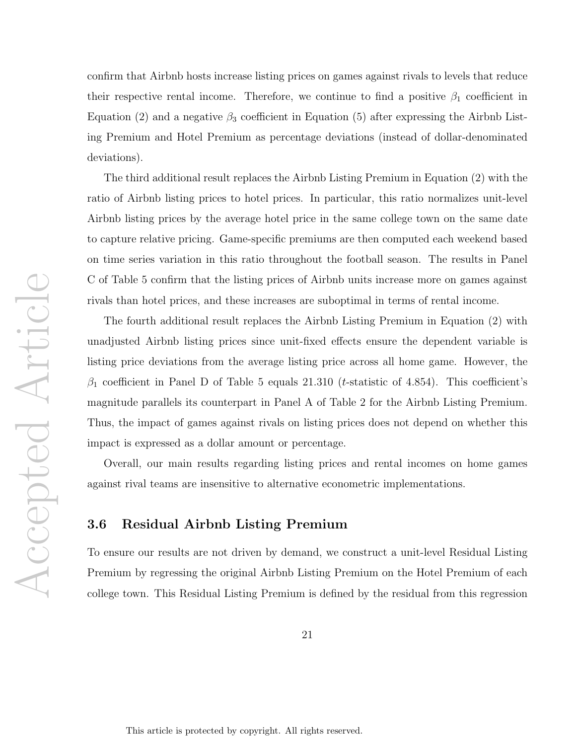confirm that Airbnb hosts increase listing prices on games against rivals to levels that reduce their respective rental income. Therefore, we continue to find a positive $\beta_1$ coefficient in Equation (2) and a negative $\beta_3$ coefficient in Equation (5) after expressing the Airbnb Listing Premium and Hotel Premium as percentage deviations (instead of dollar-denominated deviations).

The third additional result replaces the Airbnb Listing Premium in Equation (2) with the ratio of Airbnb listing prices to hotel prices. In particular, this ratio normalizes unit-level Airbnb listing prices by the average hotel price in the same college town on the same date to capture relative pricing. Game-specific premiums are then computed each weekend based on time series variation in this ratio throughout the football season. The results in Panel C of Table 5 confirm that the listing prices of Airbnb units increase more on games against rivals than hotel prices, and these increases are suboptimal in terms of rental income.

The fourth additional result replaces the Airbnb Listing Premium in Equation (2) with unadjusted Airbnb listing prices since unit-fixed effects ensure the dependent variable is listing price deviations from the average listing price across all home game. However, the $\beta_1$ coefficient in Panel D of Table 5 equals 21.310 ($t$-statistic of 4.854). This coefficient's magnitude parallels its counterpart in Panel A of Table 2 for the Airbnb Listing Premium. Thus, the impact of games against rivals on listing prices does not depend on whether this impact is expressed as a dollar amount or percentage.

Overall, our main results regarding listing prices and rental incomes on home games against rival teams are insensitive to alternative econometric implementations.

### 3.6 Residual Airbnb Listing Premium

To ensure our results are not driven by demand, we construct a unit-level Residual Listing Premium by regressing the original Airbnb Listing Premium on the Hotel Premium of each college town. This Residual Listing Premium is defined by the residual from this regression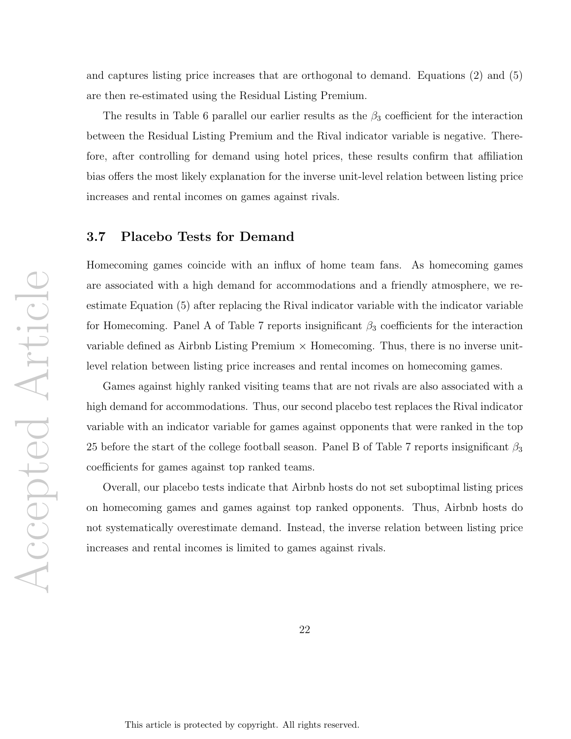and captures listing price increases that are orthogonal to demand. Equations (2) and (5) are then re-estimated using the Residual Listing Premium.

The results in Table 6 parallel our earlier results as the $\beta_3$ coefficient for the interaction between the Residual Listing Premium and the Rival indicator variable is negative. Therefore, after controlling for demand using hotel prices, these results confirm that affiliation bias offers the most likely explanation for the inverse unit-level relation between listing price increases and rental incomes on games against rivals.

### 3.7 Placebo Tests for Demand

Homecoming games coincide with an influx of home team fans. As homecoming games are associated with a high demand for accommodations and a friendly atmosphere, we re-estimate Equation (5) after replacing the Rival indicator variable with the indicator variable for Homecoming. Panel A of Table 7 reports insignificant $\beta_3$ coefficients for the interaction variable defined as Airbnb Listing Premium $\times$ Homecoming. Thus, there is no inverse unit-level relation between listing price increases and rental incomes on homecoming games.

Games against highly ranked visiting teams that are not rivals are also associated with a high demand for accommodations. Thus, our second placebo test replaces the Rival indicator variable with an indicator variable for games against opponents that were ranked in the top 25 before the start of the college football season. Panel B of Table 7 reports insignificant $\beta_3$ coefficients for games against top ranked teams.

Overall, our placebo tests indicate that Airbnb hosts do not set suboptimal listing prices on homecoming games and games against top ranked opponents. Thus, Airbnb hosts do not systematically overestimate demand. Instead, the inverse relation between listing price increases and rental incomes is limited to games against rivals.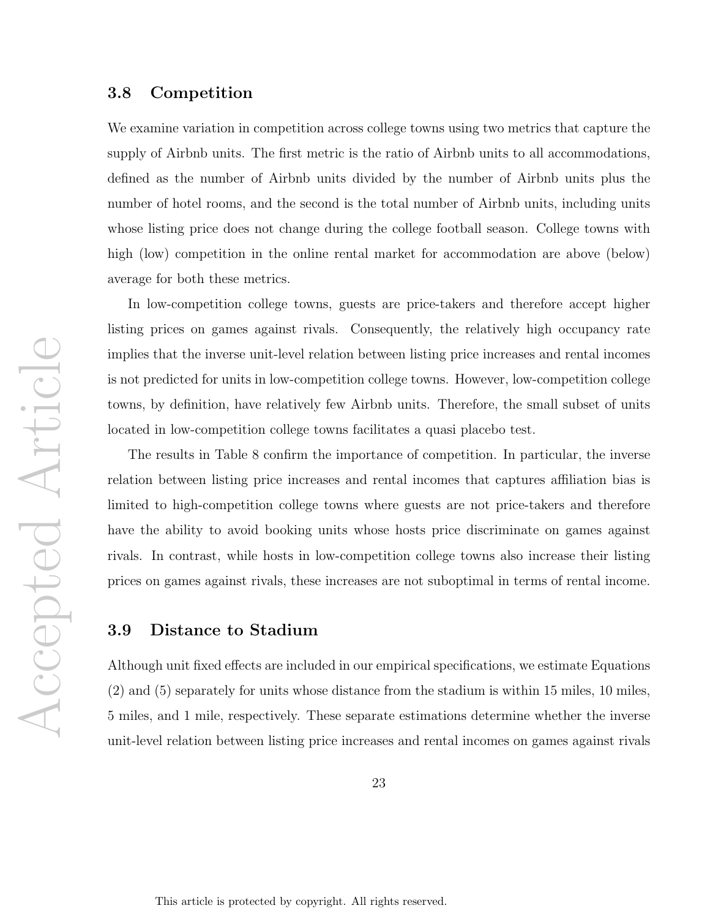### 3.8 Competition

We examine variation in competition across college towns using two metrics that capture the supply of Airbnb units. The first metric is the ratio of Airbnb units to all accommodations, defined as the number of Airbnb units divided by the number of Airbnb units plus the number of hotel rooms, and the second is the total number of Airbnb units, including units whose listing price does not change during the college football season. College towns with high (low) competition in the online rental market for accommodation are above (below) average for both these metrics.

In low-competition college towns, guests are price-takers and therefore accept higher listing prices on games against rivals. Consequently, the relatively high occupancy rate implies that the inverse unit-level relation between listing price increases and rental incomes is not predicted for units in low-competition college towns. However, low-competition college towns, by definition, have relatively few Airbnb units. Therefore, the small subset of units located in low-competition college towns facilitates a quasi placebo test.

The results in Table 8 confirm the importance of competition. In particular, the inverse relation between listing price increases and rental incomes that captures affiliation bias is limited to high-competition college towns where guests are not price-takers and therefore have the ability to avoid booking units whose hosts price discriminate on games against rivals. In contrast, while hosts in low-competition college towns also increase their listing prices on games against rivals, these increases are not suboptimal in terms of rental income.

### 3.9 Distance to Stadium

Although unit fixed effects are included in our empirical specifications, we estimate Equations (2) and (5) separately for units whose distance from the stadium is within 15 miles, 10 miles, 5 miles, and 1 mile, respectively. These separate estimations determine whether the inverse unit-level relation between listing price increases and rental incomes on games against rivals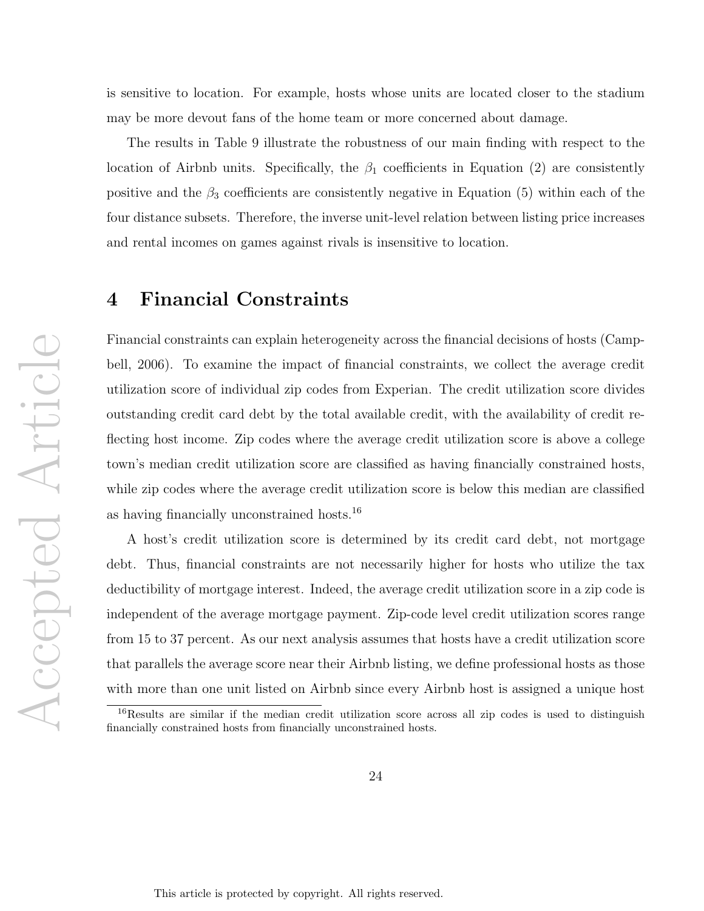is sensitive to location. For example, hosts whose units are located closer to the stadium may be more devout fans of the home team or more concerned about damage.

The results in Table 9 illustrate the robustness of our main finding with respect to the location of Airbnb units. Specifically, the $\beta_1$ coefficients in Equation (2) are consistently positive and the $\beta_3$ coefficients are consistently negative in Equation (5) within each of the four distance subsets. Therefore, the inverse unit-level relation between listing price increases and rental incomes on games against rivals is insensitive to location.

# 4 Financial Constraints

Financial constraints can explain heterogeneity across the financial decisions of hosts (Campbell, 2006). To examine the impact of financial constraints, we collect the average credit utilization score of individual zip codes from Experian. The credit utilization score divides outstanding credit card debt by the total available credit, with the availability of credit reflecting host income. Zip codes where the average credit utilization score is above a college town's median credit utilization score are classified as having financially constrained hosts, while zip codes where the average credit utilization score is below this median are classified as having financially unconstrained hosts.[16]

A host's credit utilization score is determined by its credit card debt, not mortgage debt. Thus, financial constraints are not necessarily higher for hosts who utilize the tax deductibility of mortgage interest. Indeed, the average credit utilization score in a zip code is independent of the average mortgage payment. Zip-code level credit utilization scores range from 15 to 37 percent. As our next analysis assumes that hosts have a credit utilization score that parallels the average score near their Airbnb listing, we define professional hosts as those with more than one unit listed on Airbnb since every Airbnb host is assigned a unique host

[16] Results are similar if the median credit utilization score across all zip codes is used to distinguish financially constrained hosts from financially unconstrained hosts.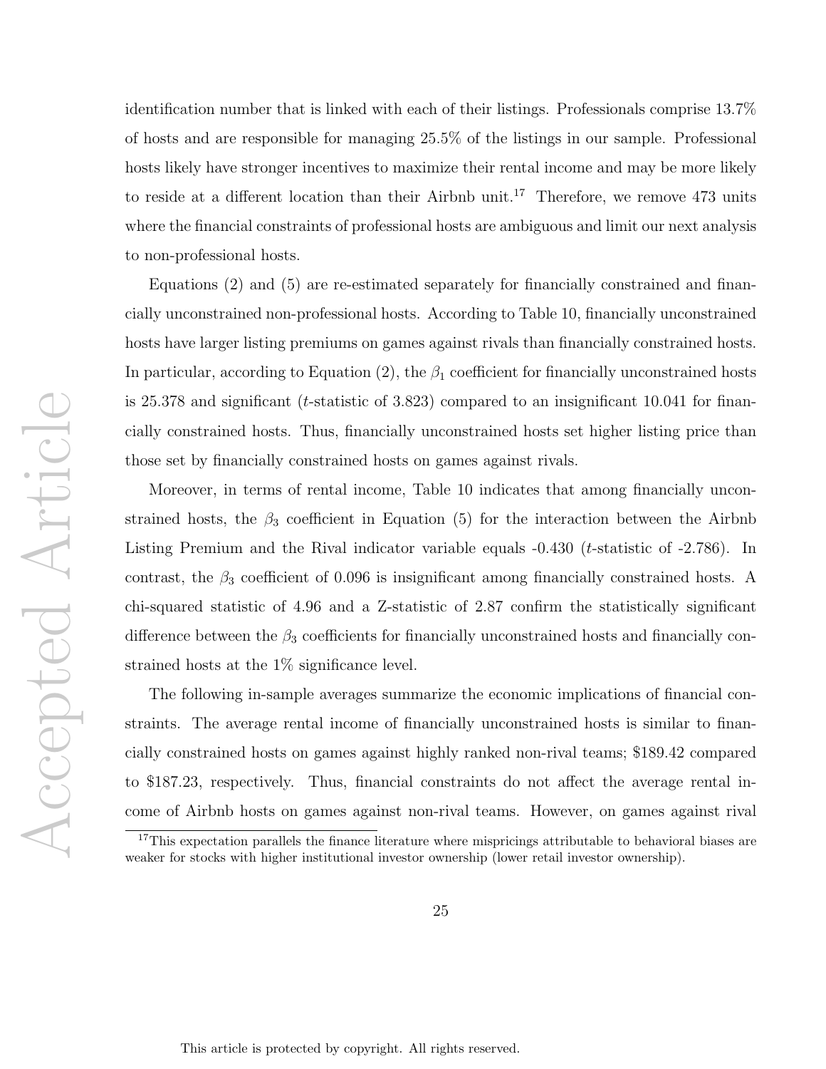identification number that is linked with each of their listings. Professionals comprise 13.7% of hosts and are responsible for managing 25.5% of the listings in our sample. Professional hosts likely have stronger incentives to maximize their rental income and may be more likely to reside at a different location than their Airbnb unit.[17] Therefore, we remove 473 units where the financial constraints of professional hosts are ambiguous and limit our next analysis to non-professional hosts.

Equations (2) and (5) are re-estimated separately for financially constrained and financially unconstrained non-professional hosts. According to Table 10, financially unconstrained hosts have larger listing premiums on games against rivals than financially constrained hosts. In particular, according to Equation (2), the $\beta_1$ coefficient for financially unconstrained hosts is 25.378 and significant ($t$-statistic of 3.823) compared to an insignificant 10.041 for financially constrained hosts. Thus, financially unconstrained hosts set higher listing price than those set by financially constrained hosts on games against rivals.

Moreover, in terms of rental income, Table 10 indicates that among financially unconstrained hosts, the $\beta_3$ coefficient in Equation (5) for the interaction between the Airbnb Listing Premium and the Rival indicator variable equals -0.430 ($t$-statistic of -2.786). In contrast, the $\beta_3$ coefficient of 0.096 is insignificant among financially constrained hosts. A chi-squared statistic of 4.96 and a Z-statistic of 2.87 confirm the statistically significant difference between the $\beta_3$ coefficients for financially unconstrained hosts and financially constrained hosts at the 1% significance level.

The following in-sample averages summarize the economic implications of financial constraints. The average rental income of financially unconstrained hosts is similar to financially constrained hosts on games against highly ranked non-rival teams; $189.42 compared to $187.23, respectively. Thus, financial constraints do not affect the average rental income of Airbnb hosts on games against non-rival teams. However, on games against rival

[17] This expectation parallels the finance literature where mispricings attributable to behavioral biases are weaker for stocks with higher institutional investor ownership (lower retail investor ownership).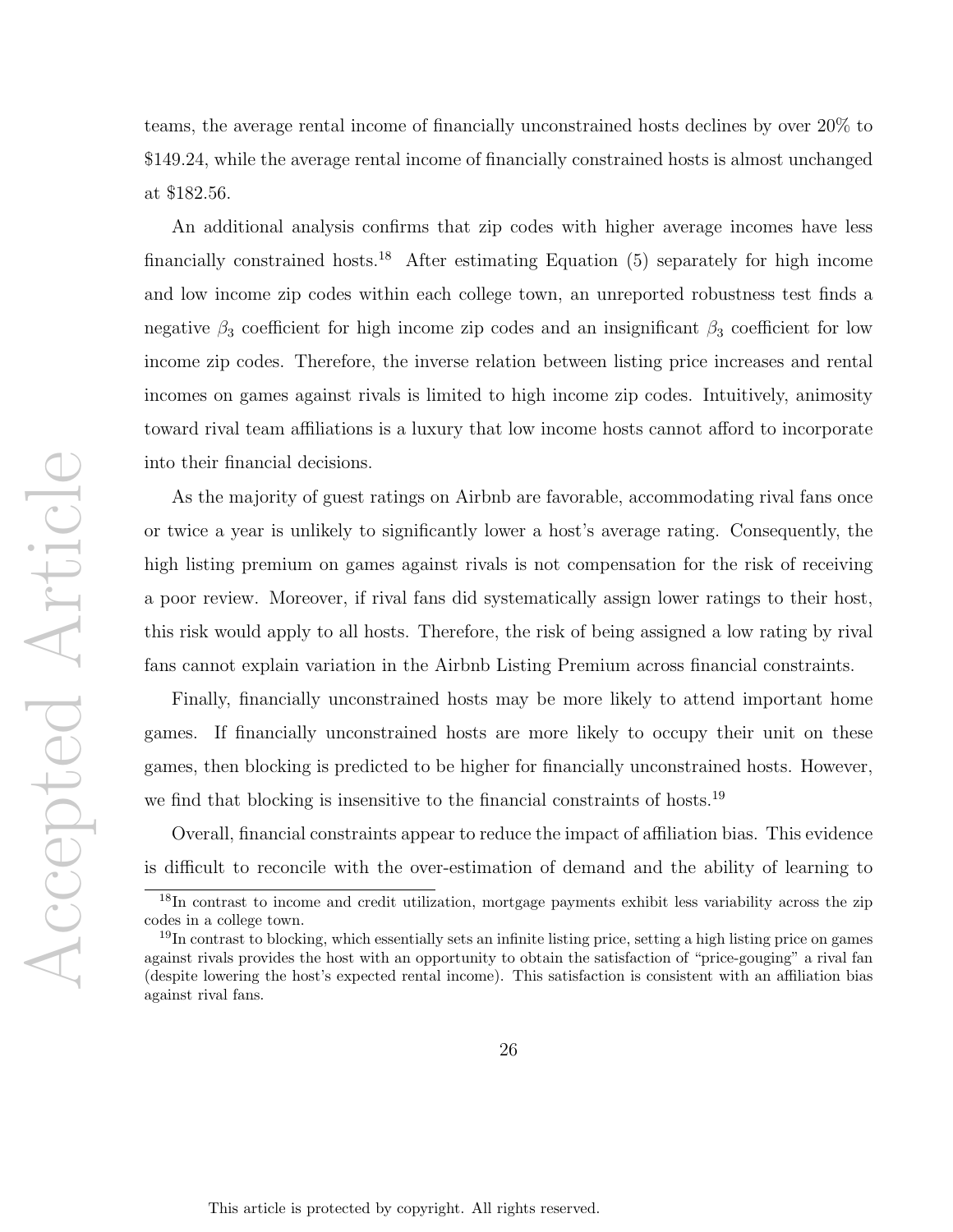teams, the average rental income of financially unconstrained hosts declines by over 20% to \$149.24, while the average rental income of financially constrained hosts is almost unchanged at \$182.56.

An additional analysis confirms that zip codes with higher average incomes have less financially constrained hosts.[18] After estimating Equation (5) separately for high income and low income zip codes within each college town, an unreported robustness test finds a negative $\beta_3$ coefficient for high income zip codes and an insignificant $\beta_3$ coefficient for low income zip codes. Therefore, the inverse relation between listing price increases and rental incomes on games against rivals is limited to high income zip codes. Intuitively, animosity toward rival team affiliations is a luxury that low income hosts cannot afford to incorporate into their financial decisions.

As the majority of guest ratings on Airbnb are favorable, accommodating rival fans once or twice a year is unlikely to significantly lower a host's average rating. Consequently, the high listing premium on games against rivals is not compensation for the risk of receiving a poor review. Moreover, if rival fans did systematically assign lower ratings to their host, this risk would apply to all hosts. Therefore, the risk of being assigned a low rating by rival fans cannot explain variation in the Airbnb Listing Premium across financial constraints.

Finally, financially unconstrained hosts may be more likely to attend important home games. If financially unconstrained hosts are more likely to occupy their unit on these games, then blocking is predicted to be higher for financially unconstrained hosts. However, we find that blocking is insensitive to the financial constraints of hosts.[19]

Overall, financial constraints appear to reduce the impact of affiliation bias. This evidence is difficult to reconcile with the over-estimation of demand and the ability of learning to

[18] In contrast to income and credit utilization, mortgage payments exhibit less variability across the zip codes in a college town.

[19] In contrast to blocking, which essentially sets an infinite listing price, setting a high listing price on games against rivals provides the host with an opportunity to obtain the satisfaction of "price-gouging" a rival fan (despite lowering the host's expected rental income). This satisfaction is consistent with an affiliation bias against rival fans.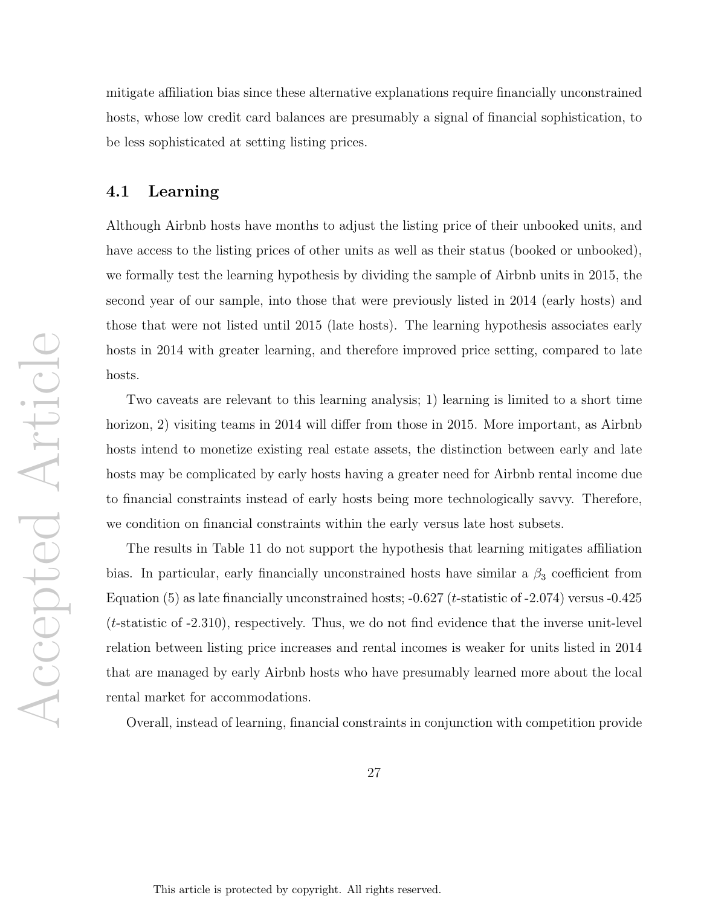mitigate affiliation bias since these alternative explanations require financially unconstrained hosts, whose low credit card balances are presumably a signal of financial sophistication, to be less sophisticated at setting listing prices.

## 4.1 Learning

Although Airbnb hosts have months to adjust the listing price of their unbooked units, and have access to the listing prices of other units as well as their status (booked or unbooked), we formally test the learning hypothesis by dividing the sample of Airbnb units in 2015, the second year of our sample, into those that were previously listed in 2014 (early hosts) and those that were not listed until 2015 (late hosts). The learning hypothesis associates early hosts in 2014 with greater learning, and therefore improved price setting, compared to late hosts.

Two caveats are relevant to this learning analysis; 1) learning is limited to a short time horizon, 2) visiting teams in 2014 will differ from those in 2015. More important, as Airbnb hosts intend to monetize existing real estate assets, the distinction between early and late hosts may be complicated by early hosts having a greater need for Airbnb rental income due to financial constraints instead of early hosts being more technologically savvy. Therefore, we condition on financial constraints within the early versus late host subsets.

The results in Table 11 do not support the hypothesis that learning mitigates affiliation bias. In particular, early financially unconstrained hosts have similar a $\beta_3$ coefficient from Equation (5) as late financially unconstrained hosts; -0.627 (*t*-statistic of -2.074) versus -0.425 (*t*-statistic of -2.310), respectively. Thus, we do not find evidence that the inverse unit-level relation between listing price increases and rental incomes is weaker for units listed in 2014 that are managed by early Airbnb hosts who have presumably learned more about the local rental market for accommodations.

Overall, instead of learning, financial constraints in conjunction with competition provide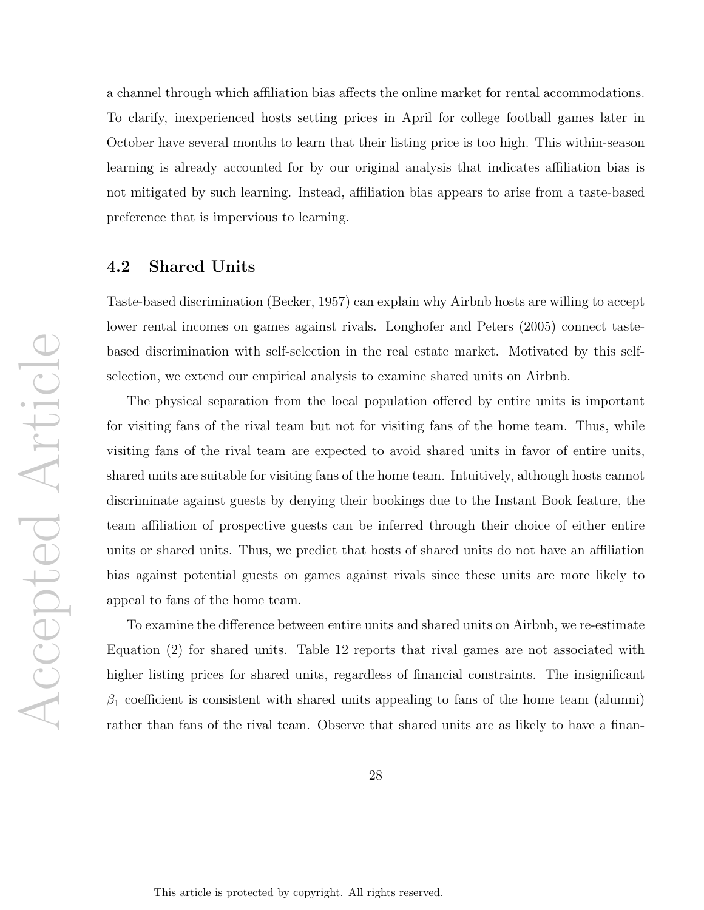a channel through which affiliation bias affects the online market for rental accommodations. To clarify, inexperienced hosts setting prices in April for college football games later in October have several months to learn that their listing price is too high. This within-season learning is already accounted for by our original analysis that indicates affiliation bias is not mitigated by such learning. Instead, affiliation bias appears to arise from a taste-based preference that is impervious to learning.

## 4.2 Shared Units

Taste-based discrimination (Becker, 1957) can explain why Airbnb hosts are willing to accept lower rental incomes on games against rivals. Longhofer and Peters (2005) connect taste-based discrimination with self-selection in the real estate market. Motivated by this self-selection, we extend our empirical analysis to examine shared units on Airbnb.

The physical separation from the local population offered by entire units is important for visiting fans of the rival team but not for visiting fans of the home team. Thus, while visiting fans of the rival team are expected to avoid shared units in favor of entire units, shared units are suitable for visiting fans of the home team. Intuitively, although hosts cannot discriminate against guests by denying their bookings due to the Instant Book feature, the team affiliation of prospective guests can be inferred through their choice of either entire units or shared units. Thus, we predict that hosts of shared units do not have an affiliation bias against potential guests on games against rivals since these units are more likely to appeal to fans of the home team.

To examine the difference between entire units and shared units on Airbnb, we re-estimate Equation (2) for shared units. Table 12 reports that rival games are not associated with higher listing prices for shared units, regardless of financial constraints. The insignificant $\beta_1$ coefficient is consistent with shared units appealing to fans of the home team (alumni) rather than fans of the rival team. Observe that shared units are as likely to have a finan-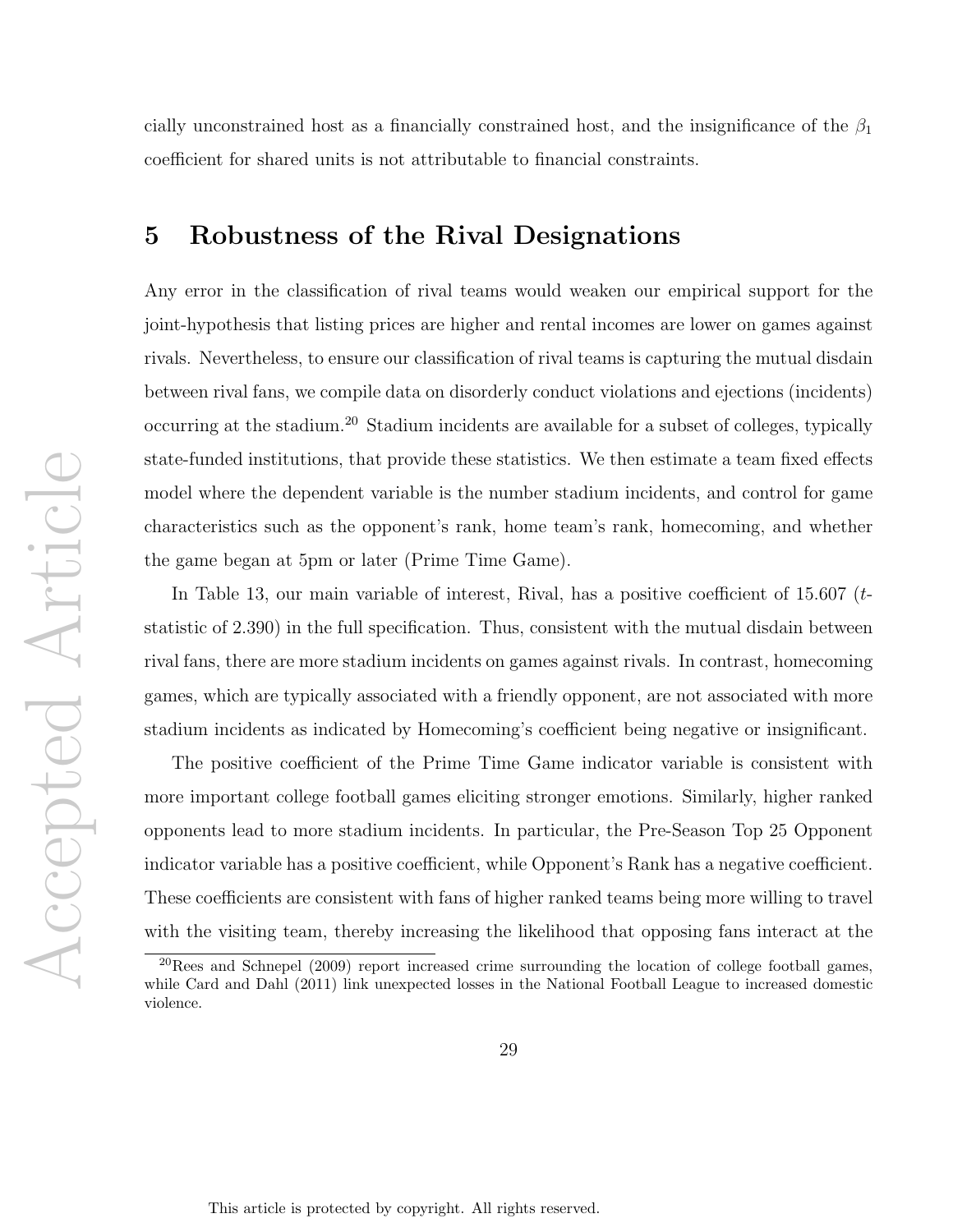cially unconstrained host as a financially constrained host, and the insignificance of the $\beta_1$ coefficient for shared units is not attributable to financial constraints.

## 5 Robustness of the Rival Designations

Any error in the classification of rival teams would weaken our empirical support for the joint-hypothesis that listing prices are higher and rental incomes are lower on games against rivals. Nevertheless, to ensure our classification of rival teams is capturing the mutual disdain between rival fans, we compile data on disorderly conduct violations and ejections (incidents) occurring at the stadium.[20] Stadium incidents are available for a subset of colleges, typically state-funded institutions, that provide these statistics. We then estimate a team fixed effects model where the dependent variable is the number stadium incidents, and control for game characteristics such as the opponent's rank, home team's rank, homecoming, and whether the game began at 5pm or later (Prime Time Game).

In Table 13, our main variable of interest, Rival, has a positive coefficient of 15.607 (*t*-statistic of 2.390) in the full specification. Thus, consistent with the mutual disdain between rival fans, there are more stadium incidents on games against rivals. In contrast, homecoming games, which are typically associated with a friendly opponent, are not associated with more stadium incidents as indicated by Homecoming's coefficient being negative or insignificant.

The positive coefficient of the Prime Time Game indicator variable is consistent with more important college football games eliciting stronger emotions. Similarly, higher ranked opponents lead to more stadium incidents. In particular, the Pre-Season Top 25 Opponent indicator variable has a positive coefficient, while Opponent's Rank has a negative coefficient. These coefficients are consistent with fans of higher ranked teams being more willing to travel with the visiting team, thereby increasing the likelihood that opposing fans interact at the

[20] Rees and Schnepel (2009) report increased crime surrounding the location of college football games, while Card and Dahl (2011) link unexpected losses in the National Football League to increased domestic violence.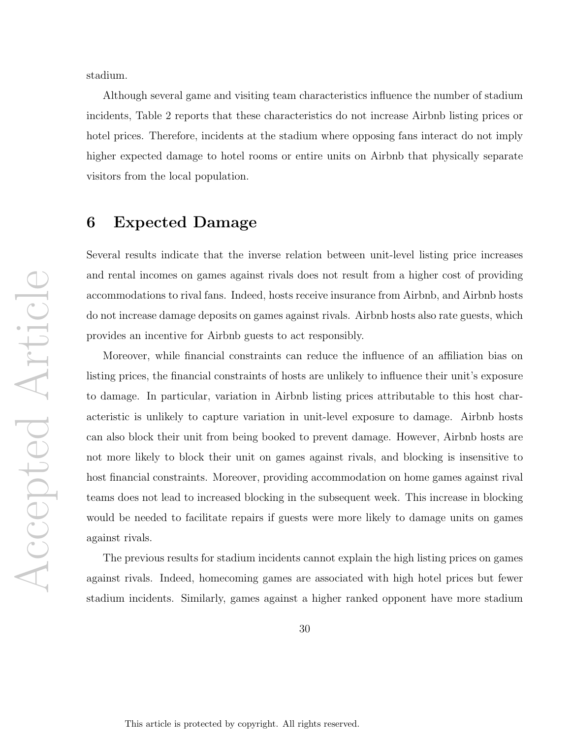stadium.

Although several game and visiting team characteristics influence the number of stadium incidents, Table 2 reports that these characteristics do not increase Airbnb listing prices or hotel prices. Therefore, incidents at the stadium where opposing fans interact do not imply higher expected damage to hotel rooms or entire units on Airbnb that physically separate visitors from the local population.

## 6 Expected Damage

Several results indicate that the inverse relation between unit-level listing price increases and rental incomes on games against rivals does not result from a higher cost of providing accommodations to rival fans. Indeed, hosts receive insurance from Airbnb, and Airbnb hosts do not increase damage deposits on games against rivals. Airbnb hosts also rate guests, which provides an incentive for Airbnb guests to act responsibly.

Moreover, while financial constraints can reduce the influence of an affiliation bias on listing prices, the financial constraints of hosts are unlikely to influence their unit's exposure to damage. In particular, variation in Airbnb listing prices attributable to this host characteristic is unlikely to capture variation in unit-level exposure to damage. Airbnb hosts can also block their unit from being booked to prevent damage. However, Airbnb hosts are not more likely to block their unit on games against rivals, and blocking is insensitive to host financial constraints. Moreover, providing accommodation on home games against rival teams does not lead to increased blocking in the subsequent week. This increase in blocking would be needed to facilitate repairs if guests were more likely to damage units on games against rivals.

The previous results for stadium incidents cannot explain the high listing prices on games against rivals. Indeed, homecoming games are associated with high hotel prices but fewer stadium incidents. Similarly, games against a higher ranked opponent have more stadium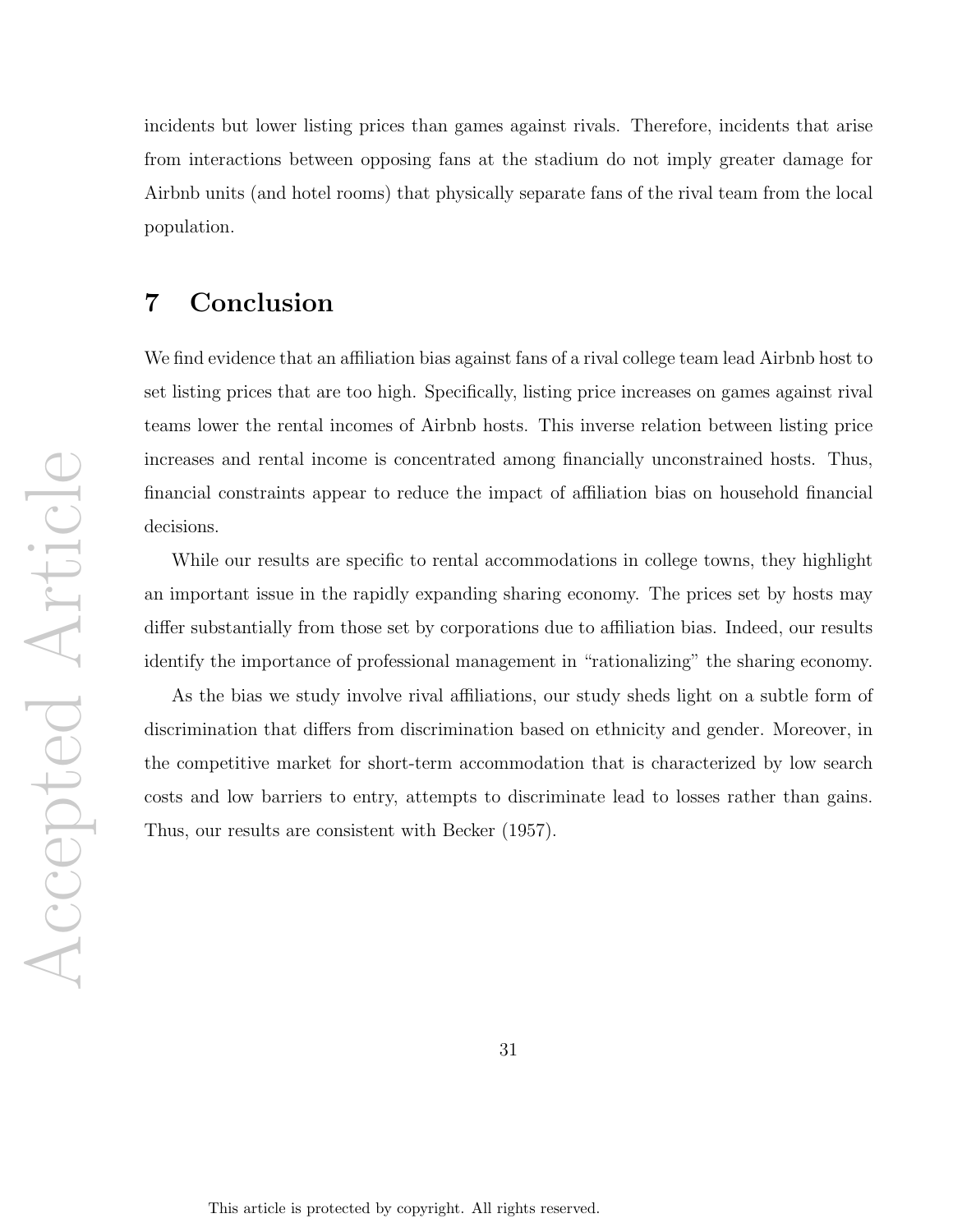incidents but lower listing prices than games against rivals. Therefore, incidents that arise from interactions between opposing fans at the stadium do not imply greater damage for Airbnb units (and hotel rooms) that physically separate fans of the rival team from the local population.

# 7 Conclusion

We find evidence that an affiliation bias against fans of a rival college team lead Airbnb host to set listing prices that are too high. Specifically, listing price increases on games against rival teams lower the rental incomes of Airbnb hosts. This inverse relation between listing price increases and rental income is concentrated among financially unconstrained hosts. Thus, financial constraints appear to reduce the impact of affiliation bias on household financial decisions.

While our results are specific to rental accommodations in college towns, they highlight an important issue in the rapidly expanding sharing economy. The prices set by hosts may differ substantially from those set by corporations due to affiliation bias. Indeed, our results identify the importance of professional management in "rationalizing" the sharing economy.

As the bias we study involve rival affiliations, our study sheds light on a subtle form of discrimination that differs from discrimination based on ethnicity and gender. Moreover, in the competitive market for short-term accommodation that is characterized by low search costs and low barriers to entry, attempts to discriminate lead to losses rather than gains. Thus, our results are consistent with Becker (1957).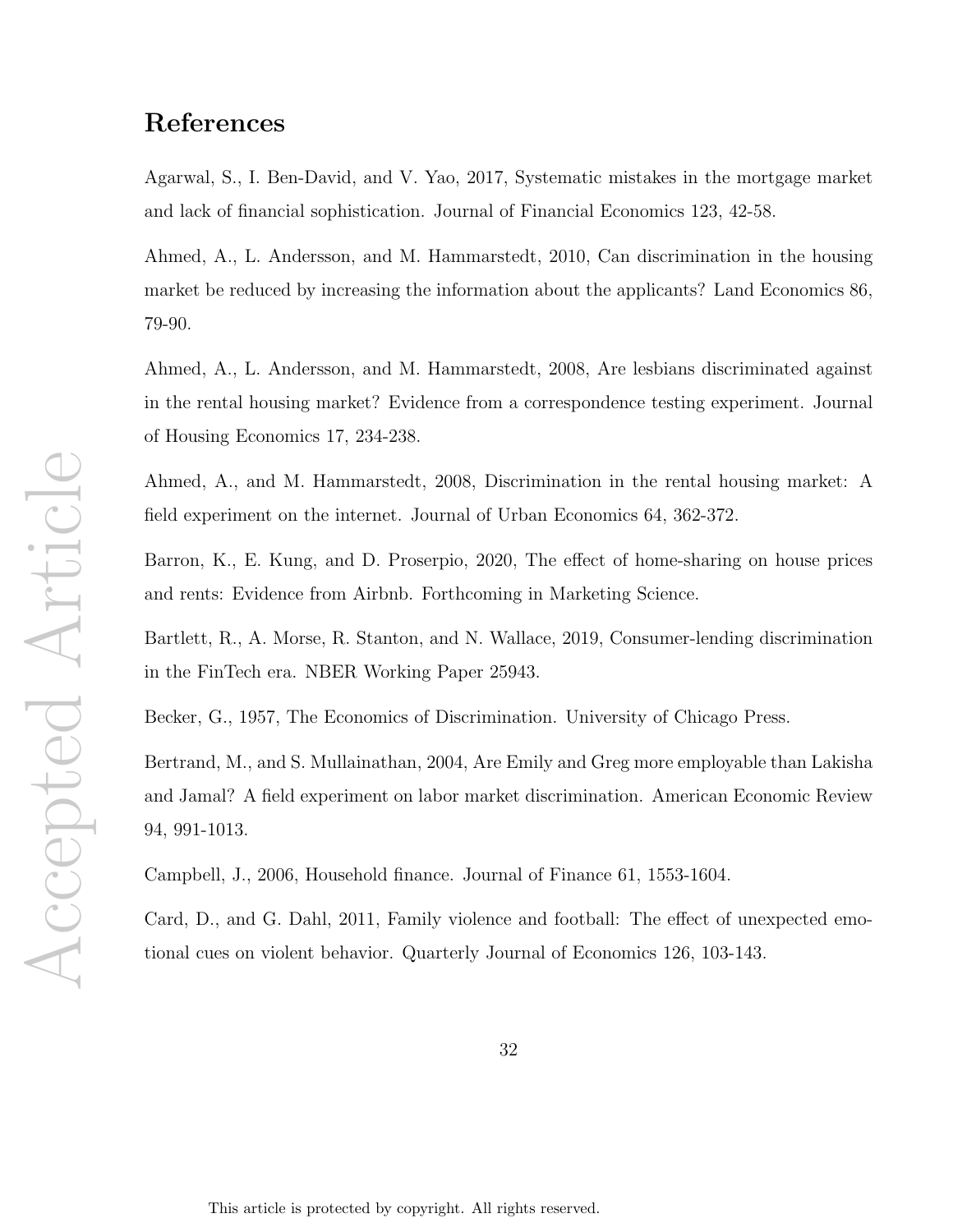# References

Agarwal, S., I. Ben-David, and V. Yao, 2017, Systematic mistakes in the mortgage market and lack of financial sophistication. Journal of Financial Economics 123, 42-58.

Ahmed, A., L. Andersson, and M. Hammarstedt, 2010, Can discrimination in the housing market be reduced by increasing the information about the applicants? Land Economics 86, 79-90.

Ahmed, A., L. Andersson, and M. Hammarstedt, 2008, Are lesbians discriminated against in the rental housing market? Evidence from a correspondence testing experiment. Journal of Housing Economics 17, 234-238.

Ahmed, A., and M. Hammarstedt, 2008, Discrimination in the rental housing market: A field experiment on the internet. Journal of Urban Economics 64, 362-372.

Barron, K., E. Kung, and D. Proserpio, 2020, The effect of home-sharing on house prices and rents: Evidence from Airbnb. Forthcoming in Marketing Science.

Bartlett, R., A. Morse, R. Stanton, and N. Wallace, 2019, Consumer-lending discrimination in the FinTech era. NBER Working Paper 25943.

Becker, G., 1957, The Economics of Discrimination. University of Chicago Press.

Bertrand, M., and S. Mullainathan, 2004, Are Emily and Greg more employable than Lakisha and Jamal? A field experiment on labor market discrimination. American Economic Review 94, 991-1013.

Campbell, J., 2006, Household finance. Journal of Finance 61, 1553-1604.

Card, D., and G. Dahl, 2011, Family violence and football: The effect of unexpected emotional cues on violent behavior. Quarterly Journal of Economics 126, 103-143.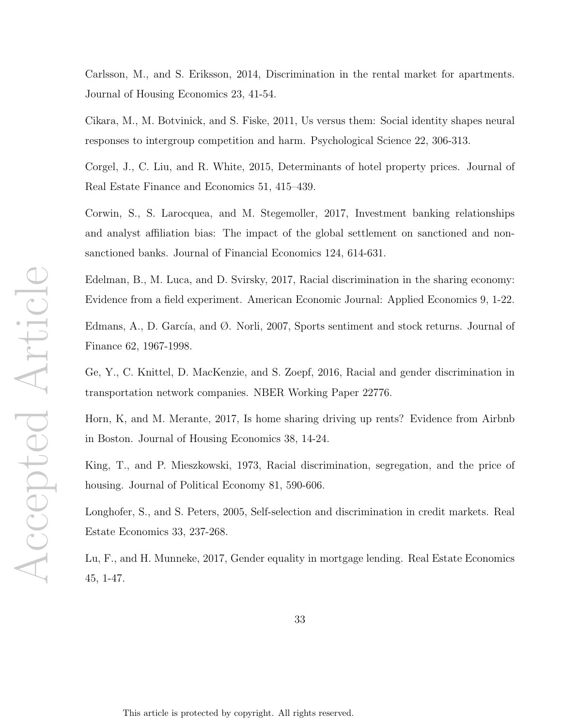Carlsson, M., and S. Eriksson, 2014, Discrimination in the rental market for apartments. Journal of Housing Economics 23, 41-54.

Cikara, M., M. Botvinick, and S. Fiske, 2011, Us versus them: Social identity shapes neural responses to intergroup competition and harm. Psychological Science 22, 306-313.

Corgel, J., C. Liu, and R. White, 2015, Determinants of hotel property prices. Journal of Real Estate Finance and Economics 51, 415–439.

Corwin, S., S. Larocquea, and M. Stegemoller, 2017, Investment banking relationships and analyst affiliation bias: The impact of the global settlement on sanctioned and non-sanctioned banks. Journal of Financial Economics 124, 614-631.

Edelman, B., M. Luca, and D. Svirsky, 2017, Racial discrimination in the sharing economy: Evidence from a field experiment. American Economic Journal: Applied Economics 9, 1-22.

Edmans, A., D. García, and Ø. Norli, 2007, Sports sentiment and stock returns. Journal of Finance 62, 1967-1998.

Ge, Y., C. Knittel, D. MacKenzie, and S. Zoepf, 2016, Racial and gender discrimination in transportation network companies. NBER Working Paper 22776.

Horn, K, and M. Merante, 2017, Is home sharing driving up rents? Evidence from Airbnb in Boston. Journal of Housing Economics 38, 14-24.

King, T., and P. Mieszkowski, 1973, Racial discrimination, segregation, and the price of housing. Journal of Political Economy 81, 590-606.

Longhofer, S., and S. Peters, 2005, Self-selection and discrimination in credit markets. Real Estate Economics 33, 237-268.

Lu, F., and H. Munneke, 2017, Gender equality in mortgage lending. Real Estate Economics 45, 1-47.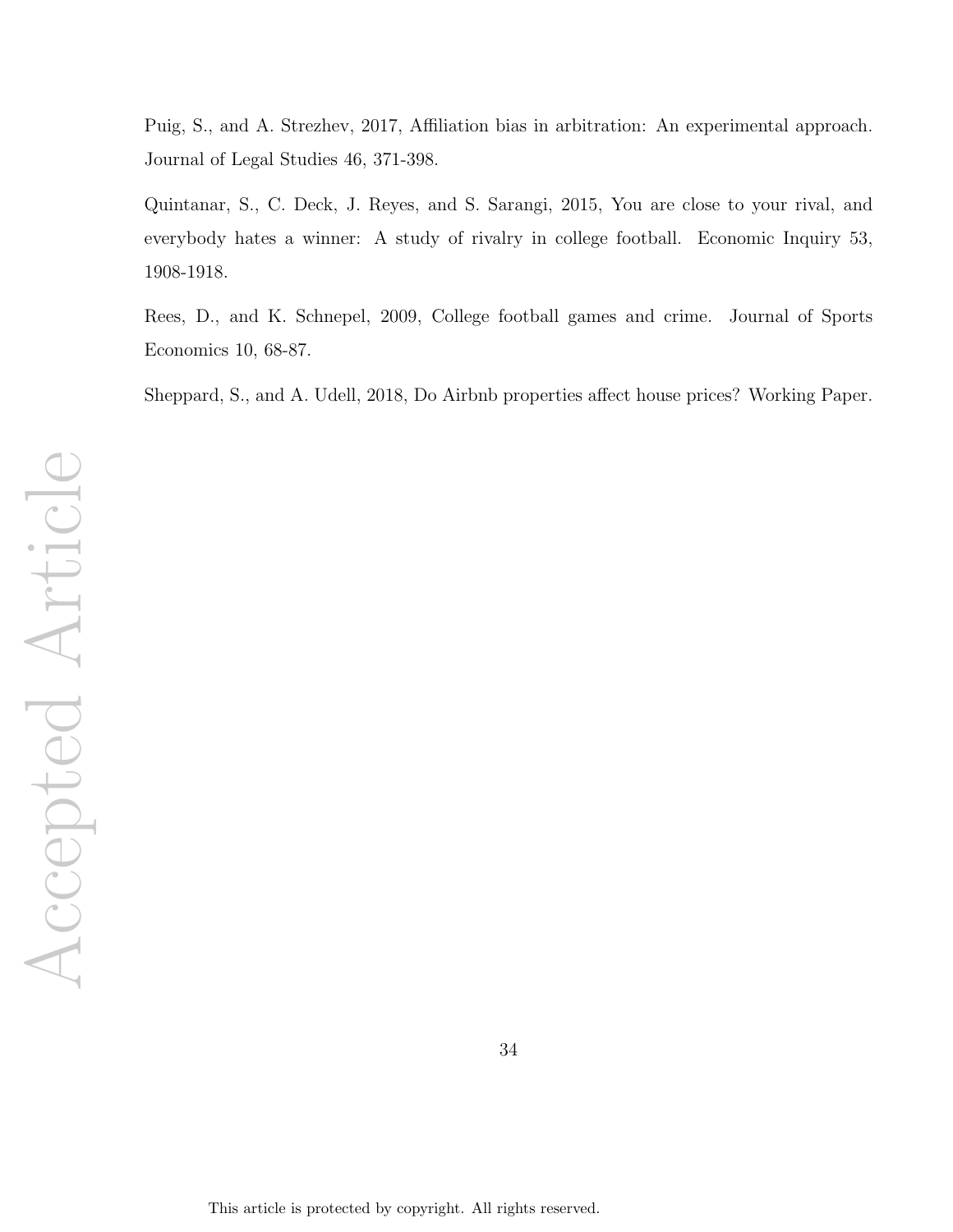Puig, S., and A. Strezhev, 2017, Affiliation bias in arbitration: An experimental approach. Journal of Legal Studies 46, 371-398.

Quintanar, S., C. Deck, J. Reyes, and S. Sarangi, 2015, You are close to your rival, and everybody hates a winner: A study of rivalry in college football. Economic Inquiry 53, 1908-1918.

Rees, D., and K. Schnepel, 2009, College football games and crime. Journal of Sports Economics 10, 68-87.

Sheppard, S., and A. Udell, 2018, Do Airbnb properties affect house prices? Working Paper.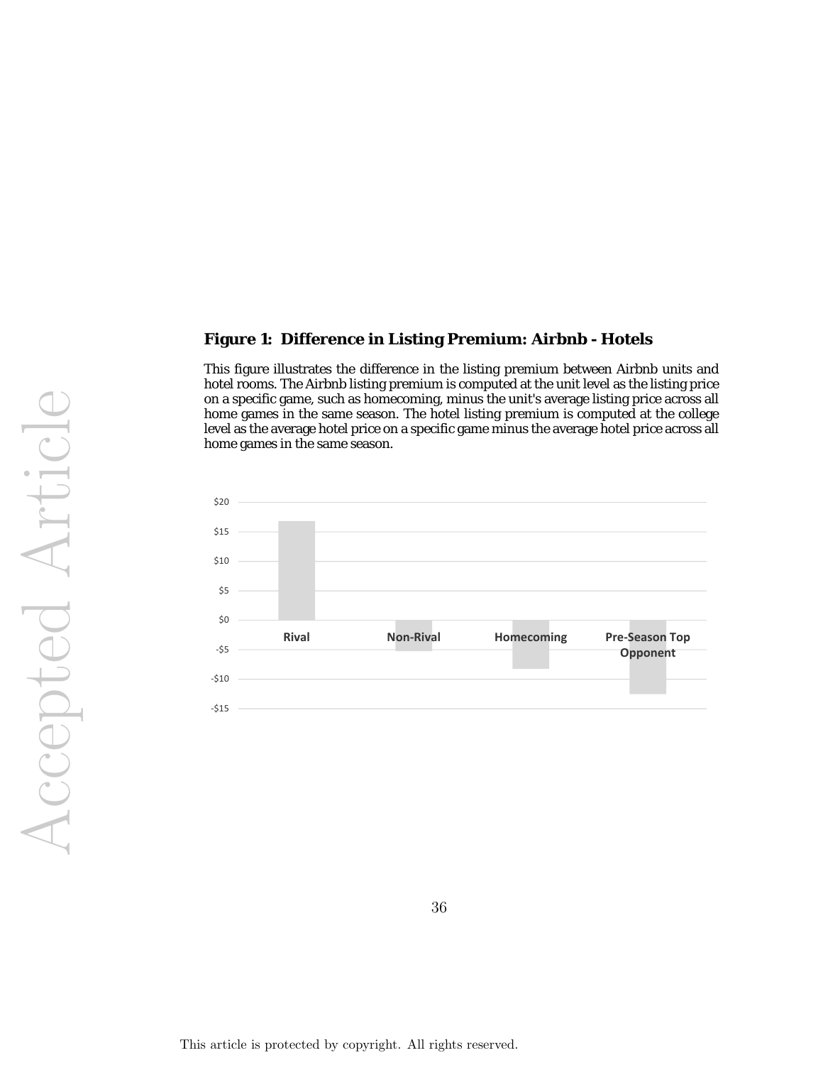**Figure 1: Difference in Listing Premium: Airbnb - Hotels**

This figure illustrates the difference in the listing premium between Airbnb units and hotel rooms. The Airbnb listing premium is computed at the unit level as the listing price on a specific game, such as homecoming, minus the unit's average listing price across all home games in the same season. The hotel listing premium is computed at the college level as the average hotel price on a specific game minus the average hotel price across all home games in the same season.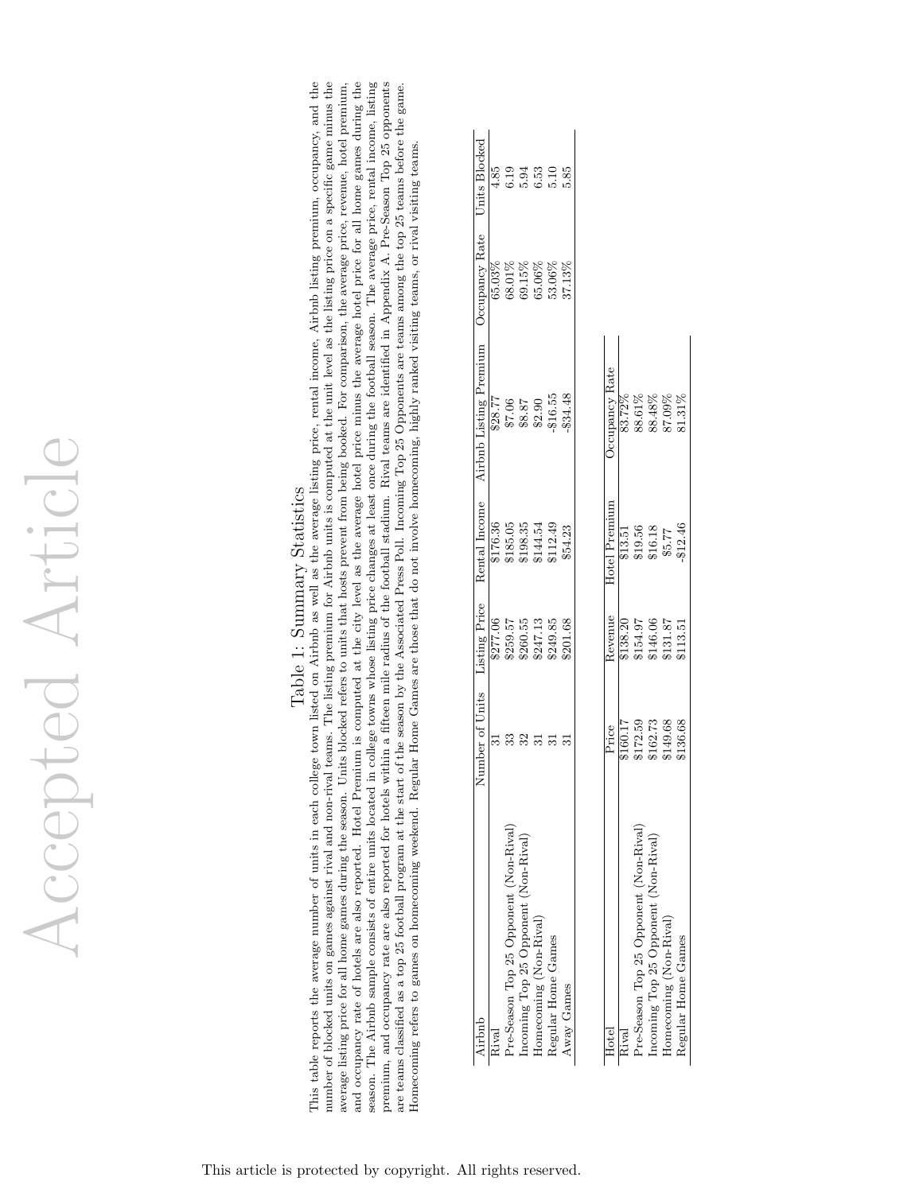# Table 1: Summary Statistics

This table reports the average number of units in each college town listed on Airbnb as well as the average listing price, rental income, Airbnb listing premium, occupancy, and the number of blocked units on games against rival and non-rival teams. The listing premium for Airbnb units is computed at the unit level as the listing price on a specific game minus the average listing price for all home games during the season. Units blocked refers to units that hosts prevent from being booked. For comparison, the average price, revenue, hotel premium, and occupancy rate of hotels are also reported. Hotel Premium is computed at the city level as the average hotel price minus the average hotel price for all home games during the season. The Airbnb sample consists of entire units located in college towns whose listing price changes at least once during the football season. The average price, rental income, listing premium, and occupancy rate are also reported for hotels within a fifteen mile radius of the football stadium. Rival teams are identified in Appendix A. Pre-Season Top 25 opponents are teams classified as a top 25 football program at the start of the season by the Associated Press Poll. Incoming Top 25 Opponents are teams among the top 25 teams before the game. Homecoming refers to games on homecoming weekend. Regular Home Games are those that do not involve homecoming, highly ranked visiting teams, or rival visiting teams.

| Airbnb | Number of Units | Listing Price | Rental Income | Airbnb Listing Premium | Occupancy Rate | Units Blocked |
|---|---|---|---|---|---|---|
| Rival | 31 | \$277.06 | \$176.36 | \$28.77 | 65.03% | 4.85 |
| Pre-Season Top 25 Opponent (Non-Rival) | 33 | \$259.57 | \$185.05 | \$7.06 | 68.01% | 6.19 |
| Incoming Top 25 Opponent (Non-Rival) | 32 | \$260.55 | \$198.35 | \$8.87 | 69.15% | 5.94 |
| Homecoming (Non-Rival) | 31 | \$247.13 | \$144.54 | \$2.90 | 65.06% | 6.53 |
| Regular Home Games | 31 | \$249.85 | \$112.49 | -\$16.55 | 53.06% | 5.10 |
| Away Games | 31 | \$201.68 | \$54.23 | -\$34.48 | 37.13% | 5.85 |

| Hotel | Price | Revenue | Hotel Premium | Occupancy Rate |
|---|---|---|---|---|
| Rival | \$160.17 | \$138.20 | \$13.51 | 83.72% |
| Pre-Season Top 25 Opponent (Non-Rival) | \$172.59 | \$154.97 | \$19.56 | 88.61% |
| Incoming Top 25 Opponent (Non-Rival) | \$162.73 | \$146.06 | \$16.18 | 88.48% |
| Homecoming (Non-Rival) | \$149.68 | \$131.87 | \$5.77 | 87.09% |
| Regular Home Games | \$136.68 | \$113.51 | -\$12.46 | 81.31% |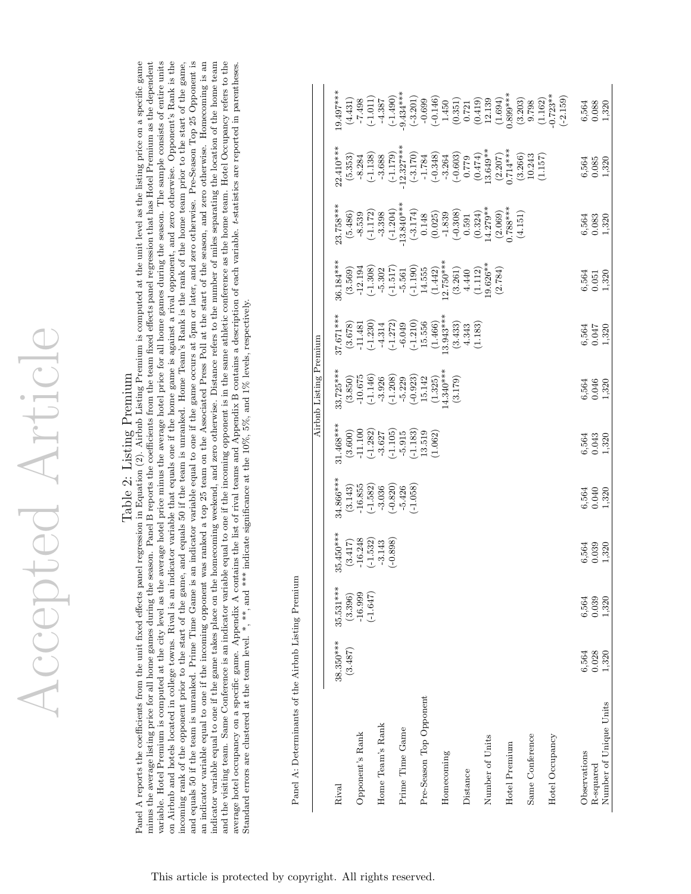# Table 2: Listing Premium

Panel A reports the coefficients from the unit fixed effects panel regression in Equation (2). Airbnb Listing Premium is computed at the unit level as the listing price on a specific game minus the average listing price for all home games during the season. Panel B reports the coefficients from the team fixed effects panel regression that has Hotel Premium as the dependent variable. Hotel Premium is computed at the city level as the average hotel price minus the average hotel price for all home games during the season. The sample consists of entire units on Airbnb and hotels located in college towns. Rival is an indicator variable that equals one if the home game is against a rival opponent, and zero otherwise. Opponent's Rank is the incoming rank of the opponent prior to the start of the game, and equals 50 if the team is unranked. Home Team's Rank is the rank of the home team prior to the start of the game, and equals 50 if the team is unranked. Prime Time Game is an indicator variable equal to one if the game occurs at 5pm or later, and zero otherwise. Pre-Season Top 25 Opponent is an indicator variable equal to one if the incoming opponent was ranked a top 25 team on the Associated Press Poll at the start of the season, and zero otherwise. Homecoming is an indicator variable equal to one if the game takes place on the homecoming weekend, and zero otherwise. Distance refers to the number of miles separating the location of the home team and the visiting team. Same Conference is an indicator variable equal to one if the incoming opponent is in the same athletic conference as the home team. Hotel Occupancy refers to the average hotel occupancy on a specific game. Appendix A contains the list of rival teams and Appendix B contains a description of each variable. *t*-statistics are reported in parentheses. Standard errors are clustered at the team level. *, **, and *** indicate significance at the 10%, 5%, and 1% levels, respectively.

Panel A: Determinants of the Airbnb Listing Premium

| | Airbnb Listing Premium | | | | | | | | | |
|---|---|---|---|---|---|---|---|---|---|---|
| Rival | 38.350*** | 35.531*** | 35.450*** | 34.866*** | 31.468*** | 33.725*** | 37.671*** | 36.184*** | 23.758*** | 22.410*** | 19.497*** |
| | (3.487) | (3.396) | (3.417) | (3.143) | (3.600) | (3.850) | (3.678) | (3.569) | (5.486) | (5.353) | (4.431) |
| Opponent's Rank | | -16.999 | -16.248 | -16.855 | -11.100 | -10.675 | -11.481 | -12.194 | -8.539 | -8.284 | -7.498 |
| | | (-1.647) | (-1.532) | (-1.582) | (-1.282) | (-1.146) | (-1.230) | (-1.308) | (-1.172) | (-1.138) | (-1.011) |
| Home Team's Rank | | | -3.143 | -3.036 | -3.627 | -3.926 | -4.314 | -5.302 | -3.398 | -3.688 | -4.387 |
| | | | (-0.898) | (-0.820) | (-1.105) | (-1.208) | (-1.272) | (-1.517) | (-1.204) | (-1.179) | (-1.490) |
| Prime Time Game | | | | -5.426 | -5.915 | -5.229 | -6.049 | -5.561 | -13.840*** | -12.327*** | -9.434*** |
| | | | | (-1.058) | (-1.183) | (-0.923) | (-1.210) | (-1.190) | (-3.174) | (-3.170) | (-3.201) |
| Pre-Season Top Opponent | | | | | 13.519 | 15.142 | 15.556 | 14.555 | 0.148 | -1.784 | -0.699 |
| | | | | | (1.062) | (1.325) | (1.466) | (1.442) | (0.025) | (-0.348) | (-0.146) |
| Homecoming | | | | | | 14.340*** | 13.943*** | 12.750*** | -1.839 | -3.264 | 1.450 |
| | | | | | | (3.179) | (3.433) | (3.261) | (-0.308) | (-0.603) | (0.351) |
| Distance | | | | | | | 4.343 | 4.440 | 0.591 | 0.779 | 0.721 |
| | | | | | | | (1.183) | (1.112) | (0.324) | (0.474) | (0.419) |
| Number of Units | | | | | | | | 19.626** | 14.279** | 13.649** | 12.139 |
| | | | | | | | | (2.784) | (2.069) | (2.207) | (1.694) |
| Hotel Premium | | | | | | | | | 0.788*** | 0.714*** | 0.899*** |
| | | | | | | | | | (4.151) | (3.266) | (3.203) |
| Same Conference | | | | | | | | | | 10.243 | 9.798 |
| | | | | | | | | | | (1.157) | (1.162) |
| Hotel Occupancy | | | | | | | | | | | -0.723** |
| | | | | | | | | | | | (-2.159) |
| Observations | 6,564 | 6,564 | 6,564 | 6,564 | 6,564 | 6,564 | 6,564 | 6,564 | 6,564 | 6,564 | 6,564 |
| R-squared | 0.028 | 0.039 | 0.039 | 0.040 | 0.043 | 0.046 | 0.047 | 0.051 | 0.083 | 0.085 | 0.088 |
| Number of Unique Units | 1,320 | 1,320 | 1,320 | 1,320 | 1,320 | 1,320 | 1,320 | 1,320 | 1,320 | 1,320 | 1,320 |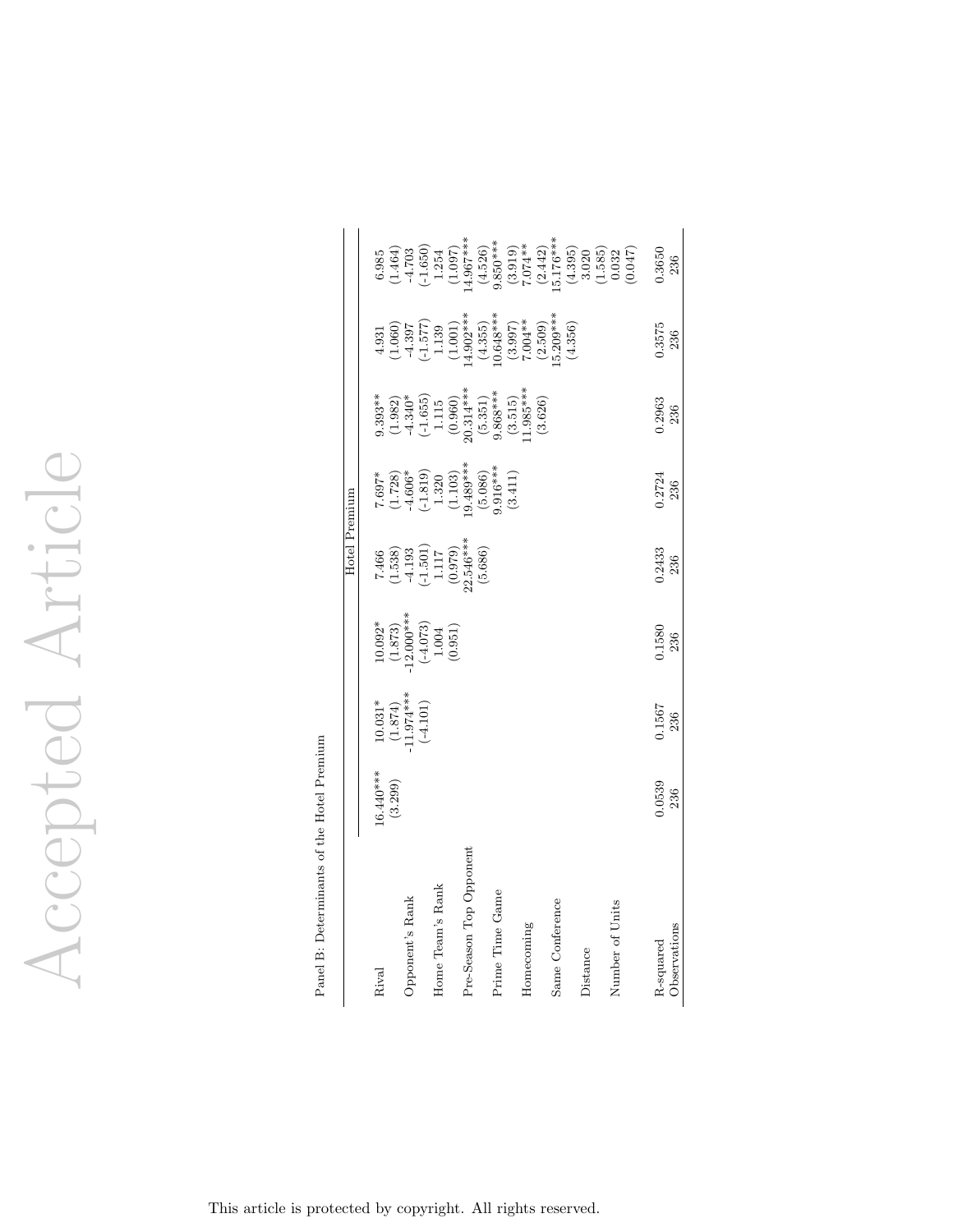Panel B: Determinants of the Hotel Premium

| | Hotel Premium | | | | | | |
|---|---|---|---|---|---|---|---|
| Rival | 16.440*** | 10.031* | 10.092* | 7.466 | 7.697* | 9.393** | 4.931 | 6.985 |
| | (3.299) | (1.874) | (1.873) | (1.538) | (1.728) | (1.982) | (1.060) | (1.464) |
| Opponent's Rank | | -11.974*** | -12.000*** | -4.193 | -4.606* | -4.340* | -4.397 | -4.703 |
| | | (-4.101) | (-4.073) | (-1.501) | (-1.819) | (-1.655) | (-1.577) | (-1.650) |
| Home Team's Rank | | | 1.004 | 1.117 | 1.320 | 1.115 | 1.139 | 1.254 |
| | | | (0.951) | (0.979) | (1.103) | (0.960) | (1.001) | (1.097) |
| Pre-Season Top Opponent | | | | 22.546*** | 19.489*** | 20.314*** | 14.902*** | 14.967*** |
| | | | | (5.686) | (5.086) | (5.351) | (4.355) | (4.526) |
| Prime Time Game | | | | | 9.916*** | 9.868*** | 10.648*** | 9.850*** |
| | | | | | (3.411) | (3.515) | (3.997) | (3.919) |
| Homecoming | | | | | | 11.985*** | 7.004** | 7.074** |
| | | | | | | (3.626) | (2.509) | (2.442) |
| Same Conference | | | | | | | 15.209*** | 15.176*** |
| | | | | | | | (4.356) | (4.395) |
| Distance | | | | | | | | 3.020 |
| | | | | | | | | (1.585) |
| Number of Units | | | | | | | | 0.032 |
| | | | | | | | | (0.047) |
| R-squared | 0.0539 | 0.1567 | 0.1580 | 0.2433 | 0.2724 | 0.2963 | 0.3575 | 0.3650 |
| Observations | 236 | 236 | 236 | 236 | 236 | 236 | 236 | 236 |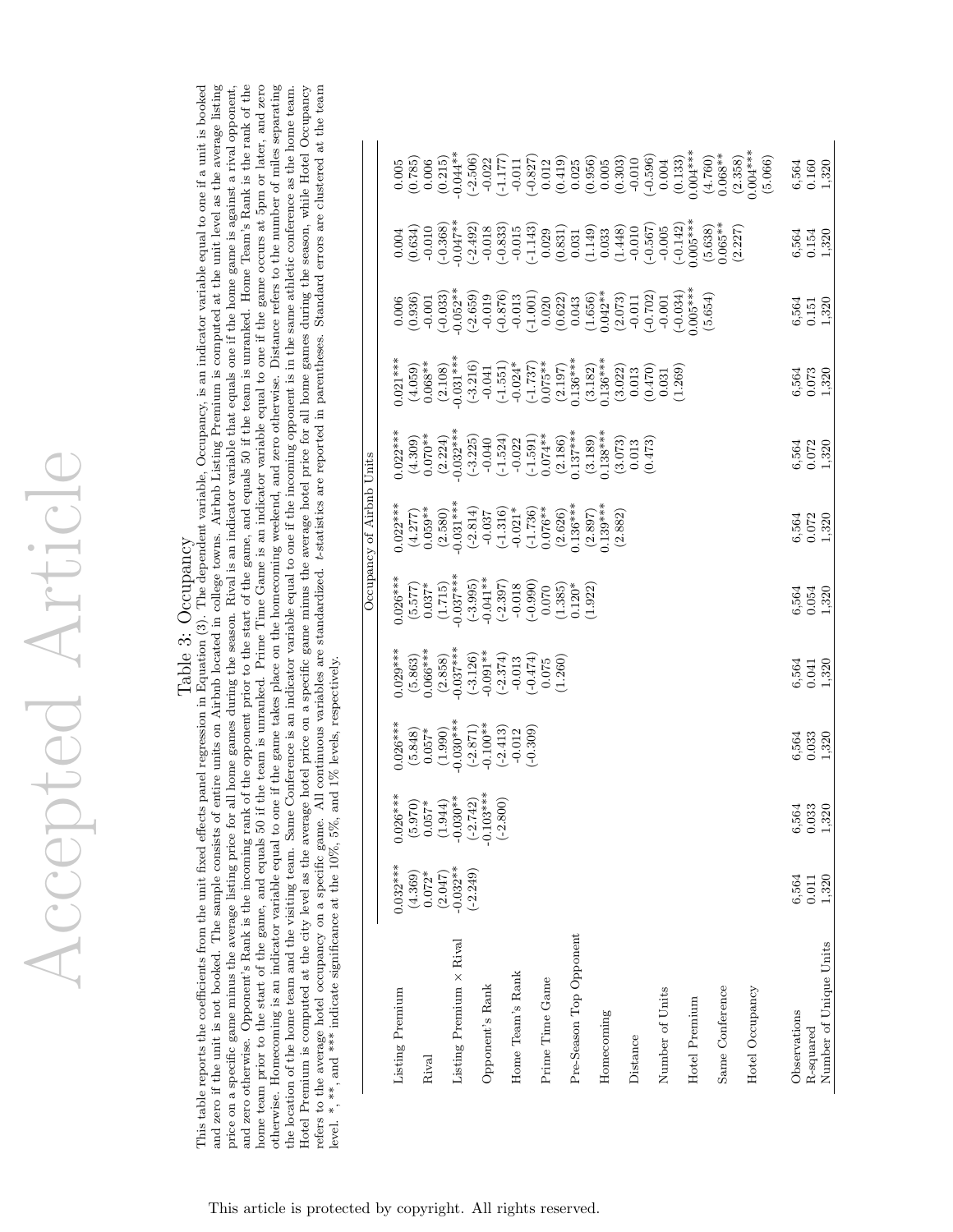# Table 3: Occupancy

This table reports the coefficients from the unit fixed effects panel regression in Equation (3). The dependent variable, Occupancy, is an indicator variable equal to one if a unit is booked and zero if the unit is not booked. The sample consists of entire units on Airbnb located in college towns. Airbnb Listing Premium is computed at the unit level as the average listing price on a specific game minus the average listing price for all home games during the season. Rival is an indicator variable that equals one if the home game is against a rival opponent, and zero otherwise. Opponent's Rank is the incoming rank of the opponent prior to the start of the game, and equals 50 if the team is unranked. Home Team's Rank is the rank of the home team prior to the start of the game, and equals 50 if the team is unranked. Prime Time Game is an indicator variable equal to one if the game occurs at 5pm or later, and zero otherwise. Homecoming is an indicator variable equal to one if the game takes place on the homecoming weekend, and zero otherwise. Distance refers to the number of miles separating the location of the home team and the visiting team. Same Conference is an indicator variable equal to one if the incoming opponent is in the same athletic conference as the home team. Hotel Premium is computed at the city level as the average hotel price on a specific game minus the average hotel price for all home games during the season, while Hotel Occupancy refers to the average hotel occupancy on a specific game. All continuous variables are standardized. $t$-statistics are reported in parentheses. Standard errors are clustered at the team level. *, **, and *** indicate significance at the 10%, 5%, and 1% levels, respectively.

| | Occupancy of Airbnb Units | | | | | | | | | |
|---|---|---|---|---|---|---|---|---|---|---|
| Listing Premium | 0.032*** | 0.026*** | 0.026*** | 0.029*** | 0.026*** | 0.022*** | 0.022*** | 0.021*** | 0.006 | 0.004 | 0.005 |
| | (4.369) | (5.970) | (5.848) | (5.863) | (5.577) | (4.277) | (4.309) | (4.059) | (0.936) | (0.634) | (0.785) |
| Rival | 0.072* | 0.057* | 0.057* | 0.066*** | 0.037* | 0.059** | 0.070** | 0.068** | -0.001 | -0.010 | 0.006 |
| | (2.047) | (1.944) | (1.990) | (2.858) | (1.715) | (2.580) | (2.224) | (2.108) | (-0.033) | (-0.368) | (0.215) |
| Listing Premium × Rival | -0.032** | -0.030** | -0.030*** | -0.037*** | -0.037*** | -0.031*** | -0.032*** | -0.031*** | -0.052** | -0.047** | -0.044** |
| | (-2.249) | (-2.742) | (-2.871) | (-3.126) | (-3.995) | (-2.814) | (-3.225) | (-3.216) | (-2.659) | (-2.492) | (-2.506) |
| Opponent's Rank | | -0.103*** | -0.100** | -0.091** | -0.041** | -0.037 | -0.040 | -0.041 | -0.019 | -0.018 | -0.022 |
| | | (-2.800) | (-2.413) | (-2.374) | (-2.397) | (-1.316) | (-1.524) | (-1.551) | (-0.876) | (-0.833) | (-1.177) |
| Home Team's Rank | | | -0.012 | -0.013 | -0.018 | -0.021* | -0.022 | -0.024* | -0.013 | -0.015 | -0.011 |
| | | | (-0.309) | (-0.474) | (-0.990) | (-1.736) | (-1.591) | (-1.737) | (-1.001) | (-1.143) | (-0.827) |
| Prime Time Game | | | | 0.075 | 0.070 | 0.076** | 0.074** | 0.075** | 0.020 | 0.029 | 0.012 |
| | | | | (1.260) | (1.385) | (2.626) | (2.186) | (2.197) | (0.622) | (0.831) | (0.419) |
| Pre-Season Top Opponent | | | | | 0.120* | 0.136*** | 0.137*** | 0.136*** | 0.043 | 0.031 | 0.025 |
| | | | | | (1.922) | (2.897) | (3.189) | (3.182) | (1.656) | (1.149) | (0.956) |
| Homecoming | | | | | | 0.139*** | 0.138*** | 0.136*** | 0.042** | 0.033 | 0.005 |
| | | | | | | (2.882) | (3.073) | (3.022) | (2.073) | (1.448) | (0.303) |
| Distance | | | | | | | 0.013 | 0.013 | -0.011 | -0.010 | -0.010 |
| | | | | | | | (0.473) | (0.470) | (-0.702) | (-0.567) | (-0.596) |
| Number of Units | | | | | | | | 0.031 | -0.001 | -0.005 | 0.004 |
| | | | | | | | | (1.269) | (-0.034) | (-0.142) | (0.133) |
| Hotel Premium | | | | | | | | | 0.005*** | 0.005*** | 0.004*** |
| | | | | | | | | | (5.654) | (5.638) | (4.760) |
| Same Conference | | | | | | | | | | 0.065** | 0.068** |
| | | | | | | | | | | (2.227) | (2.358) |
| Hotel Occupancy | | | | | | | | | | | 0.004*** |
| | | | | | | | | | | | (5.066) |
| Observations | 6,564 | 6,564 | 6,564 | 6,564 | 6,564 | 6,564 | 6,564 | 6,564 | 6,564 | 6,564 | 6,564 |
| R-squared | 0.011 | 0.033 | 0.033 | 0.041 | 0.054 | 0.072 | 0.072 | 0.073 | 0.151 | 0.154 | 0.160 |
| Number of Unique Units | 1,320 | 1,320 | 1,320 | 1,320 | 1,320 | 1,320 | 1,320 | 1,320 | 1,320 | 1,320 | 1,320 |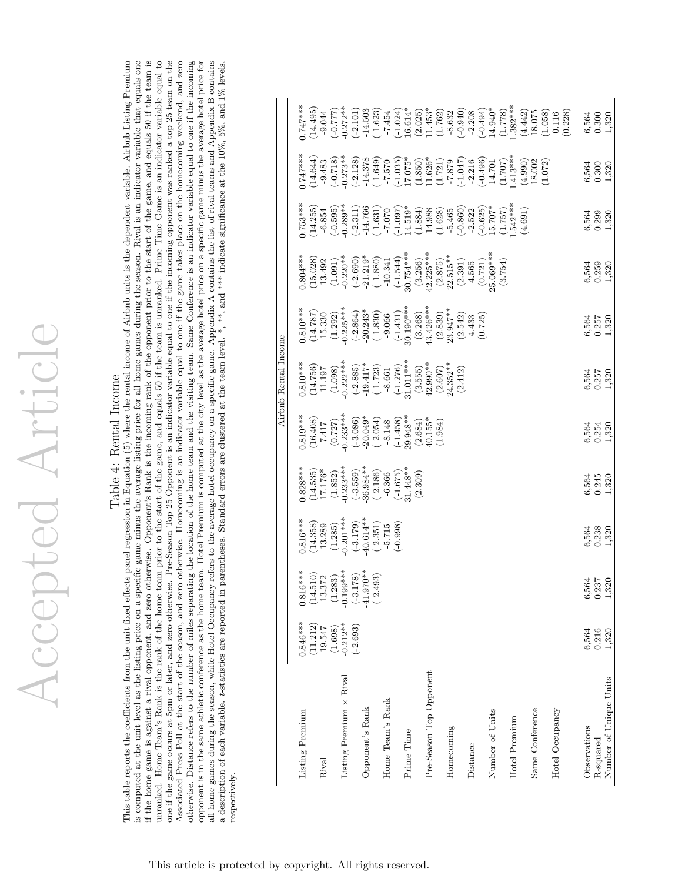# Table 4: Rental Income

This table reports the coefficients from the unit fixed effects panel regression in Equation (5) where the rental income of Airbnb units is the dependent variable. Airbnb Listing Premium is computed at the unit level as the listing price on a specific game minus the average listing price for all home games during the season. Rival is an indicator variable that equals one if the home game is against a rival opponent, and zero otherwise. Opponent's Rank is the incoming rank of the opponent prior to the start of the game, and equals 50 if the team is unranked. Home Team's Rank is the rank of the home team prior to the start of the game, and equals 50 if the team is unranked. Prime Time Game is an indicator variable equal to one if the game occurs at 5pm or later, and zero otherwise. Pre-Season Top 25 Opponent is an indicator variable equal to one if the incoming opponent was ranked a top 25 team on the Associated Press Poll at the start of the season, and zero otherwise. Homecoming is an indicator variable equal to one if the game takes place on the homecoming weekend, and zero otherwise. Distance refers to the number of miles separating the location of the home team and the visiting team. Same Conference is an indicator variable equal to one if the incoming opponent is in the same athletic conference as the home team. Hotel Premium is computed at the city level as the average hotel price on a specific game minus the average hotel price for all home games during the season, while Hotel Occupancy refers to the average hotel occupancy on a specific game. Appendix A contains the list of rival teams and Appendix B contains a description of each variable. $t$-statistics are reported in parentheses. Standard errors are clustered at the team level. *, **, and *** indicate significance at the 10%, 5%, and 1% levels, respectively.

| | Airbnb Rental Income | | | | | | | | | | |
|---|---|---|---|---|---|---|---|---|---|---|---|
| Listing Premium | 0.846*** | 0.816*** | 0.816*** | 0.828*** | 0.819*** | 0.810*** | 0.810*** | 0.804*** | 0.753*** | 0.747*** | 0.747*** |
| | (11.212) | (14.510) | (14.358) | (14.535) | (16.408) | (14.756) | (14.787) | (15.028) | (14.255) | (14.644) | (14.495) |
| Rival | 19.547 | 13.372 | 13.289 | 17.176* | 7.417 | 11.197 | 15.330 | 13.492 | -6.854 | -9.483 | -9.044 |
| | (1.698) | (1.283) | (1.285) | (1.852) | (0.727) | (1.098) | (1.292) | (1.091) | (-0.595) | (-0.718) | (-0.777) |
| Listing Premium × Rival | -0.212** | -0.199*** | -0.201*** | -0.233*** | -0.233*** | -0.222*** | -0.225*** | -0.220** | -0.289** | -0.273** | -0.272** |
| | (-2.693) | (-3.178) | (-3.179) | (-3.559) | (-3.086) | (-2.885) | (-2.864) | (-2.690) | (-2.311) | (-2.128) | (-2.101) |
| Opponent's Rank | | -41.970** | -40.614** | -36.984** | -20.049* | -19.417* | -20.243* | -21.219* | -14.766 | -14.378 | -14.503 |
| | | (-2.493) | (-2.351) | (-2.186) | (-2.054) | (-1.723) | (-1.830) | (-1.880) | (-1.631) | (-1.649) | (-1.623) |
| Home Team's Rank | | | -5.715 | -6.366 | -8.148 | -8.661 | -9.066 | -10.341 | -7.070 | -7.570 | -7.454 |
| | | | (-0.998) | (-1.675) | (-1.458) | (-1.276) | (-1.431) | (-1.544) | (-1.097) | (-1.035) | (-1.024) |
| Prime Time | | | | 31.448** | 29.948** | 31.011*** | 30.190*** | 30.754*** | 14.519* | 17.075* | 16.614* |
| | | | | (2.309) | (2.684) | (3.555) | (3.268) | (3.256) | (1.884) | (1.850) | (2.025) |
| Pre-Season Top Opponent | | | | | 40.155* | 42.990** | 43.426*** | 42.225*** | 14.988 | 11.626* | 11.453* |
| | | | | | (1.984) | (2.607) | (2.839) | (2.875) | (1.628) | (1.721) | (1.762) |
| Homecoming | | | | | | 24.352** | 23.947** | 22.515** | -5.465 | -7.879 | -8.632 |
| | | | | | | (2.412) | (2.542) | (2.391) | (-0.860) | (-1.047) | (-0.940) |
| Distance | | | | | | | 4.433 | 4.565 | -2.522 | -2.216 | -2.208 |
| | | | | | | | (0.725) | (0.721) | (-0.625) | (-0.496) | (-0.494) |
| Number of Units | | | | | | | | 25.069*** | 15.707* | 14.701 | 14.940* |
| | | | | | | | | (3.754) | (1.757) | (1.707) | (1.778) |
| Hotel Premium | | | | | | | | | 1.542*** | 1.413*** | 1.382*** |
| | | | | | | | | | (4.691) | (4.990) | (4.442) |
| Same Conference | | | | | | | | | | 18.002 | 18.075 |
| | | | | | | | | | | (1.072) | (1.058) |
| Hotel Occupancy | | | | | | | | | | | 0.116 |
| | | | | | | | | | | | (0.228) |
| Observations | 6,564 | 6,564 | 6,564 | 6,564 | 6,564 | 6,564 | 6,564 | 6,564 | 6,564 | 6,564 | 6,564 |
| R-squared | 0.216 | 0.237 | 0.238 | 0.245 | 0.254 | 0.257 | 0.257 | 0.259 | 0.299 | 0.300 | 0.300 |
| Number of Unique Units | 1,320 | 1,320 | 1,320 | 1,320 | 1,320 | 1,320 | 1,320 | 1,320 | 1,320 | 1,320 | 1,320 |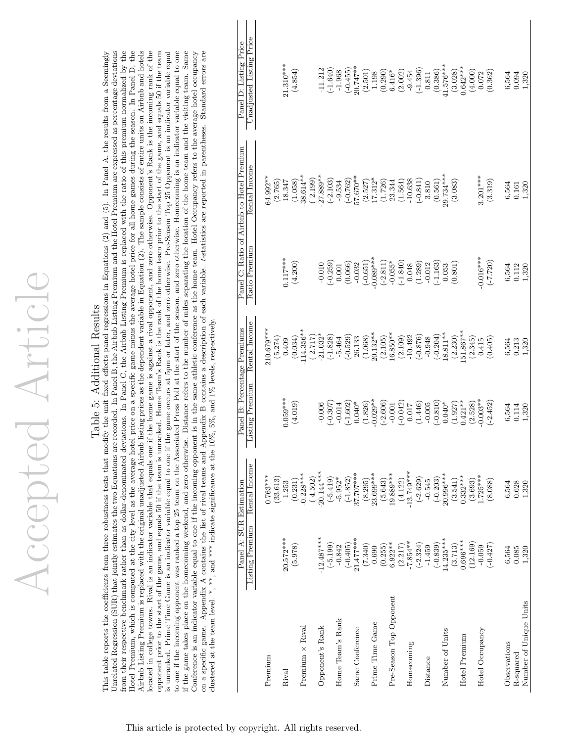# Table 5: Additional Results

This table reports the coefficients from three robustness tests that modify the unit fixed effects panel regressions in Equations (2) and (5). In Panel A, the results from a Seemingly Unrelated Regression (SUR) that jointly estimates the two Equations are recorded. In Panel B, the Airbnb Listing Premium and the Hotel Premium are expressed as percentage deviations from their respective benchmark rather than as dollar-denominated deviations. In Panel C, the Airbnb Listing Premium is replaced with the ratio of this premium normalized by the Hotel Premium, which is computed at the city level as the average hotel price on a specific game minus the average hotel price for all home games during the season. In Panel D, the Airbnb Listing Premium is replaced with the original unadjusted Airbnb listing prices as the dependent variable in Equation (2). The sample consists of entire units on Airbnb and hotels located in college towns. Rival is an indicator variable that equals one if the home game is against a rival opponent, and zero otherwise. Opponent's Rank is the incoming rank of the opponent prior to the start of the game, and equals 50 if the team is unranked. Home Team's Rank is the rank of the home team prior to the start of the game, and equals 50 if the team is unranked. Prime Time Game is an indicator variable equal to one if the game occurs at 5pm or later, and zero otherwise. Pre-Season Top 25 Opponent is an indicator variable equal to one if the incoming opponent was ranked a top 25 team on the Associated Press Poll at the start of the season, and zero otherwise. Homecoming is an indicator variable equal to one if the game takes place on the homecoming weekend, and zero otherwise. Distance refers to the number of miles separating the location of the home team and the visiting team. Same Conference is an indicator variable equal to one if the incoming opponent is in the same athletic conference as the home team. Hotel Occupancy refers to the average hotel occupancy on a specific game. Appendix A contains the list of rival teams and Appendix B contains a description of each variable. $t$-statistics are reported in parentheses. Standard errors are clustered at the team level. *, **, and *** indicate significance at the 10%, 5%, and 1% levels, respectively.

| | Panel A: SUR Estimation | | Panel B: Percentage Premiums | | Panel C: Ratio of Airbnb to Hotel Premium | | Panel D: Listing Price |
|---|---|---|---|---|---|---|---|
| | Listing Premium | Rental Income | Listing Premium | Rental Income | Ratio Premium | Rental Income | Unadjusted Listing Price |
| Premium | | 0.763*** | | 210.679*** | | 64.992** | |
| | | (33.613) | | (5.274) | | (2.765) | |
| Rival | 20.572*** | 1.253 | 0.059*** | 0.409 | 0.117*** | 18.347 | 21.310*** |
| | (5.978) | (0.231) | (4.019) | (0.034) | (4.200) | (1.058) | (4.854) |
| Premium × Rival | | -0.228*** | | -114.356** | | -38.614** | |
| | | (-4.502) | | (-2.717) | | (-2.199) | |
| Opponent's Rank | -12.487*** | -20.144*** | -0.006 | -21.032* | -0.010 | -27.889** | -11.212 |
| | (-5.199) | (-5.419) | (-0.307) | (-1.828) | (-0.259) | (-2.103) | (-1.640) |
| Home Team's Rank | -0.842 | -5.952* | -0.014 | -5.464 | 0.001 | -9.534 | -1.968 |
| | (-0.405) | (-1.852) | (-1.602) | (-0.529) | (0.066) | (-0.762) | (-0.455) |
| Same Conference | 21.477*** | 37.707*** | 0.040* | 26.133 | -0.032 | 57.670** | 20.747** |
| | (7.340) | (8.295) | (1.826) | (1.068) | (-0.651) | (2.527) | (2.501) |
| Prime Time Game | 0.690 | 23.699*** | -0.029** | 20.132** | -0.089*** | 17.312* | 1.198 |
| | (0.255) | (5.643) | (-2.606) | (2.105) | (-2.811) | (1.726) | (0.290) |
| Pre-Season Top Opponent | 6.922** | 19.889*** | -0.001 | 16.850** | -0.055* | 23.344 | 6.416* |
| | (2.217) | (4.122) | (-0.042) | (2.109) | (-1.840) | (1.564) | (2.002) |
| Homecoming | -7.854** | -13.749*** | 0.017 | -10.492 | 0.048 | -10.638 | -9.454 |
| | (-2.324) | (-2.629) | (1.446) | (-0.876) | (1.289) | (-0.841) | (-1.396) |
| Distance | -1.459 | -0.545 | -0.005 | -0.948 | -0.012 | 3.810 | 0.811 |
| | (-0.839) | (-0.203) | (-0.810) | (-0.204) | (-1.163) | (0.561) | (0.386) |
| Number of Units | 14.235*** | 20.996*** | 0.040* | 18.811** | 0.053 | 29.734*** | 41.576*** |
| | (3.713) | (3.541) | (1.927) | (2.230) | (0.801) | (3.083) | (3.028) |
| Hotel Premium | 0.696*** | 0.332*** | 0.421** | 151.867** | | | 0.642*** |
| | (12.169) | (3.693) | (2.528) | (2.345) | | | (4.000) |
| Hotel Occupancy | -0.059 | 1.725*** | -0.003** | 0.415 | -0.016*** | 3.201*** | 0.072 |
| | (-0.427) | (8.088) | (-2.452) | (0.405) | (-7.720) | (3.319) | (0.362) |
| Observations | 6,564 | 6,564 | 6,564 | 6,564 | 6,564 | 6,564 | 6,564 |
| R-squared | 0.085 | 0.628 | 0.114 | 0.213 | 0.112 | 0.161 | 0.094 |
| Number of Unique Units | 1,320 | 1,320 | 1,320 | 1,320 | 1,320 | 1,320 | 1,320 |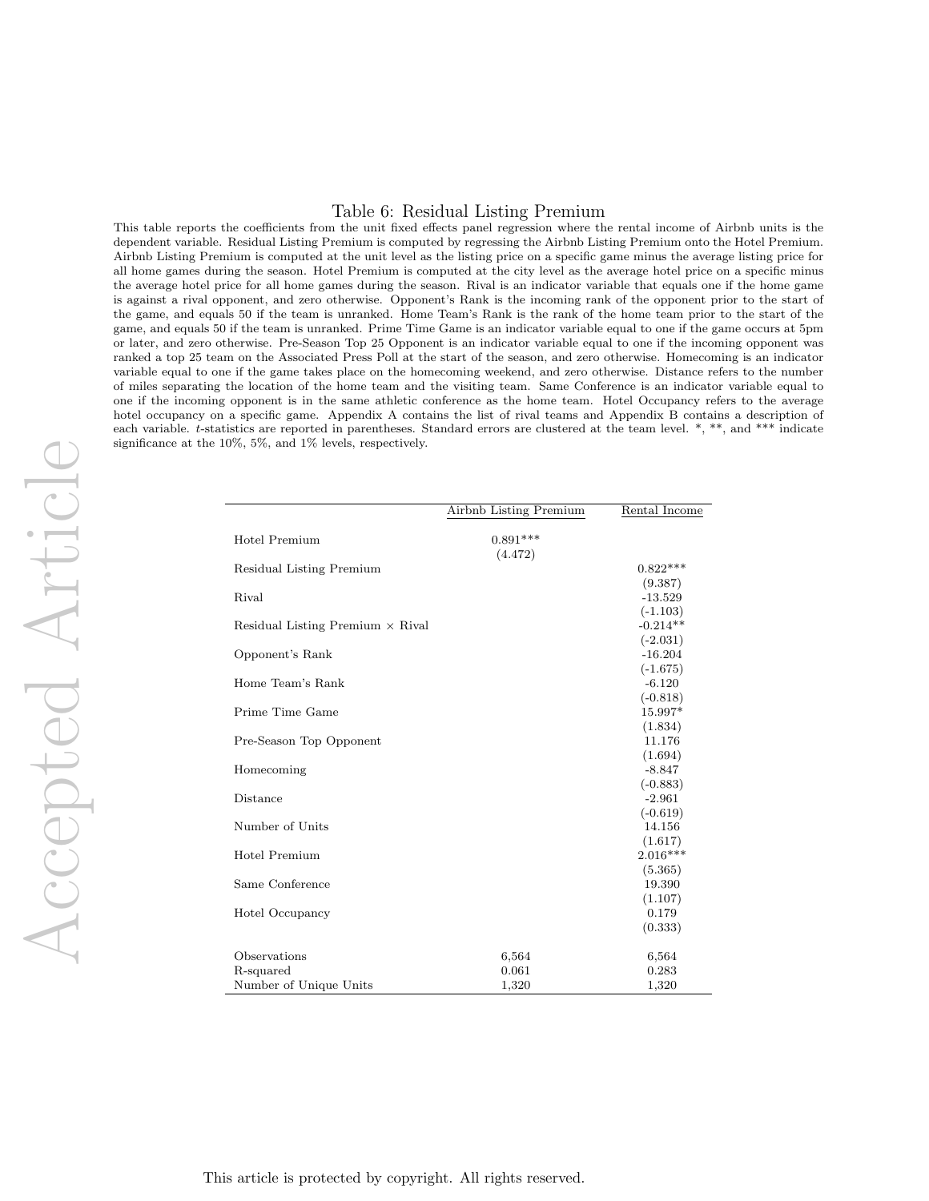# Table 6: Residual Listing Premium

This table reports the coefficients from the unit fixed effects panel regression where the rental income of Airbnb units is the dependent variable. Residual Listing Premium is computed by regressing the Airbnb Listing Premium onto the Hotel Premium. Airbnb Listing Premium is computed at the unit level as the listing price on a specific game minus the average listing price for all home games during the season. Hotel Premium is computed at the city level as the average hotel price on a specific minus the average hotel price for all home games during the season. Rival is an indicator variable that equals one if the home game is against a rival opponent, and zero otherwise. Opponent's Rank is the incoming rank of the opponent prior to the start of the game, and equals 50 if the team is unranked. Home Team's Rank is the rank of the home team prior to the start of the game, and equals 50 if the team is unranked. Prime Time Game is an indicator variable equal to one if the game occurs at 5pm or later, and zero otherwise. Pre-Season Top 25 Opponent is an indicator variable equal to one if the incoming opponent was ranked a top 25 team on the Associated Press Poll at the start of the season, and zero otherwise. Homecoming is an indicator variable equal to one if the game takes place on the homecoming weekend, and zero otherwise. Distance refers to the number of miles separating the location of the home team and the visiting team. Same Conference is an indicator variable equal to one if the incoming opponent is in the same athletic conference as the home team. Hotel Occupancy refers to the average hotel occupancy on a specific game. Appendix A contains the list of rival teams and Appendix B contains a description of each variable. *t*-statistics are reported in parentheses. Standard errors are clustered at the team level. *, **, and *** indicate significance at the 10%, 5%, and 1% levels, respectively.

| | Airbnb Listing Premium | Rental Income |
|---|---|---|
| Hotel Premium | 0.891*** | |
| | (4.472) | |
| Residual Listing Premium | | 0.822*** |
| | | (9.387) |
| Rival | | -13.529 |
| | | (-1.103) |
| Residual Listing Premium × Rival | | -0.214** |
| | | (-2.031) |
| Opponent's Rank | | -16.204 |
| | | (-1.675) |
| Home Team's Rank | | -6.120 |
| | | (-0.818) |
| Prime Time Game | | 15.997* |
| | | (1.834) |
| Pre-Season Top Opponent | | 11.176 |
| | | (1.694) |
| Homecoming | | -8.847 |
| | | (-0.883) |
| Distance | | -2.961 |
| | | (-0.619) |
| Number of Units | | 14.156 |
| | | (1.617) |
| Hotel Premium | | 2.016*** |
| | | (5.365) |
| Same Conference | | 19.390 |
| | | (1.107) |
| Hotel Occupancy | | 0.179 |
| | | (0.333) |
| Observations | 6,564 | 6,564 |
| R-squared | 0.061 | 0.283 |
| Number of Unique Units | 1,320 | 1,320 |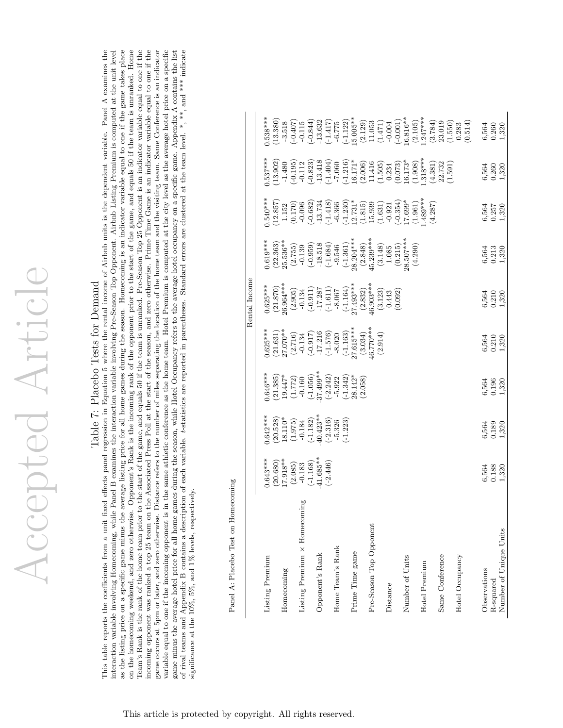# Table 7: Placebo Tests for Demand

This table reports the coefficients from a unit fixed effects panel regression in Equation 5 where the rental income of Airbnb units is the dependent variable. Panel A examines the interaction variable involving Homecoming, while Panel B examines the interaction variable involving Pre-Season Top Opponent. Airbnb Listing Premium is computed at the unit level as the listing price on a specific game minus the average listing price for all home games during the season. Homecoming is an indicator variable equal to one if the game takes place on the homecoming weekend, and zero otherwise. Opponent's Rank is the incoming rank of the opponent prior to the start of the game, and equals 50 if the team is unranked. Home Team's Rank is the rank of the home team prior to the start of the game, and equals 50 if the team is unranked. Pre-Season Top 25 Opponent is an indicator variable equal to one if the incoming opponent was ranked a top 25 team on the Associated Press Poll at the start of the season, and zero otherwise. Prime Time Game is an indicator variable equal to one if the game occurs at 5pm or later, and zero otherwise. Distance refers to the number of miles separating the location of the home team and the visiting team. Same Conference is an indicator variable equal to one if the incoming opponent is in the same athletic conference as the home team. Hotel Premium is computed at the city level as the average hotel price on a specific game minus the average hotel price for all home games during the season, while Hotel Occupancy refers to the average hotel occupancy on a specific game. Appendix A contains the list of rival teams and Appendix B contains a description of each variable. *t*-statistics are reported in parentheses. Standard errors are clustered at the team level. *, **, and *** indicate significance at the 10%, 5%, and 1% levels, respectively.

Panel A: Placebo Test on Homecoming

| | Rental Income | | | | | | | |
|---|---|---|---|---|---|---|---|---|
| Listing Premium | 0.643*** | 0.642*** | 0.646*** | 0.625*** | 0.625*** | 0.619*** | 0.540*** | 0.537*** | 0.538*** |
| | (20.680) | (20.528) | (21.385) | (21.631) | (21.870) | (22.363) | (12.857) | (13.902) | (13.380) |
| Homecoming | 17.918** | 18.110* | 19.447* | 27.070** | 26.964*** | 25.536** | 1.152 | -1.480 | -3.518 |
| | (2.085) | (1.975) | (1.772) | (2.716) | (2.905) | (2.755) | (0.170) | (-0.195) | (-0.407) |
| Listing Premium × Homecoming | -0.183 | -0.184 | -0.160 | -0.134 | -0.134 | -0.139 | -0.096 | -0.112 | -0.115 |
| | (-1.168) | (-1.182) | (-1.056) | (-0.917) | (-0.911) | (-0.959) | (-0.682) | (-0.823) | (-0.844) |
| Opponent's Rank | -41.685** | -40.423** | -37.499** | -17.216 | -17.287 | -18.518 | -13.734 | -13.418 | -13.632 |
| | (-2.446) | (-2.316) | (-2.242) | (-1.576) | (-1.611) | (-1.684) | (-1.418) | (-1.404) | (-1.417) |
| Home Team's Rank | | -5.326 | -5.922 | -8.020 | -8.067 | -9.546 | -6.366 | -7.060 | -6.775 |
| | | (-1.223) | (-1.342) | (-1.163) | (-1.164) | (-1.361) | (-1.230) | (-1.216) | (-1.122) |
| Prime Time game | | | 28.142* | 27.615*** | 27.493*** | 28.204*** | 12.731* | 16.171* | 15.005** |
| | | | (2.058) | (3.034) | (2.832) | (2.848) | (1.815) | (2.006) | (2.129) |
| Pre-Season Top Opponent | | | | 46.770*** | 46.903*** | 45.239*** | 15.939 | 11.416 | 11.053 |
| | | | | (2.914) | (3.123) | (3.148) | (1.631) | (1.505) | (1.471) |
| Distance | | | | | 0.443 | 1.085 | -0.921 | 0.234 | -0.004 |
| | | | | | (0.092) | (0.215) | (-0.354) | (0.073) | (-0.001) |
| Number of Units | | | | | | 28.507*** | 17.699* | 16.173* | 16.816** |
| | | | | | | (4.290) | (1.961) | (1.908) | (2.105) |
| Hotel Premium | | | | | | | 1.489*** | 1.318*** | 1.247*** |
| | | | | | | | (4.287) | (4.381) | (3.784) |
| Same Conference | | | | | | | | 22.732 | 23.019 |
| | | | | | | | | (1.591) | (1.550) |
| Hotel Occupancy | | | | | | | | | 0.283 |
| | | | | | | | | | (0.514) |
| Observations | 6,564 | 6,564 | 6,564 | 6,564 | 6,564 | 6,564 | 6,564 | 6,564 | 6,564 |
| R-squared | 0.188 | 0.189 | 0.196 | 0.210 | 0.210 | 0.213 | 0.257 | 0.260 | 0.260 |
| Number of Unique Units | 1,320 | 1,320 | 1,320 | 1,320 | 1,320 | 1,320 | 1,320 | 1,320 | 1,320 |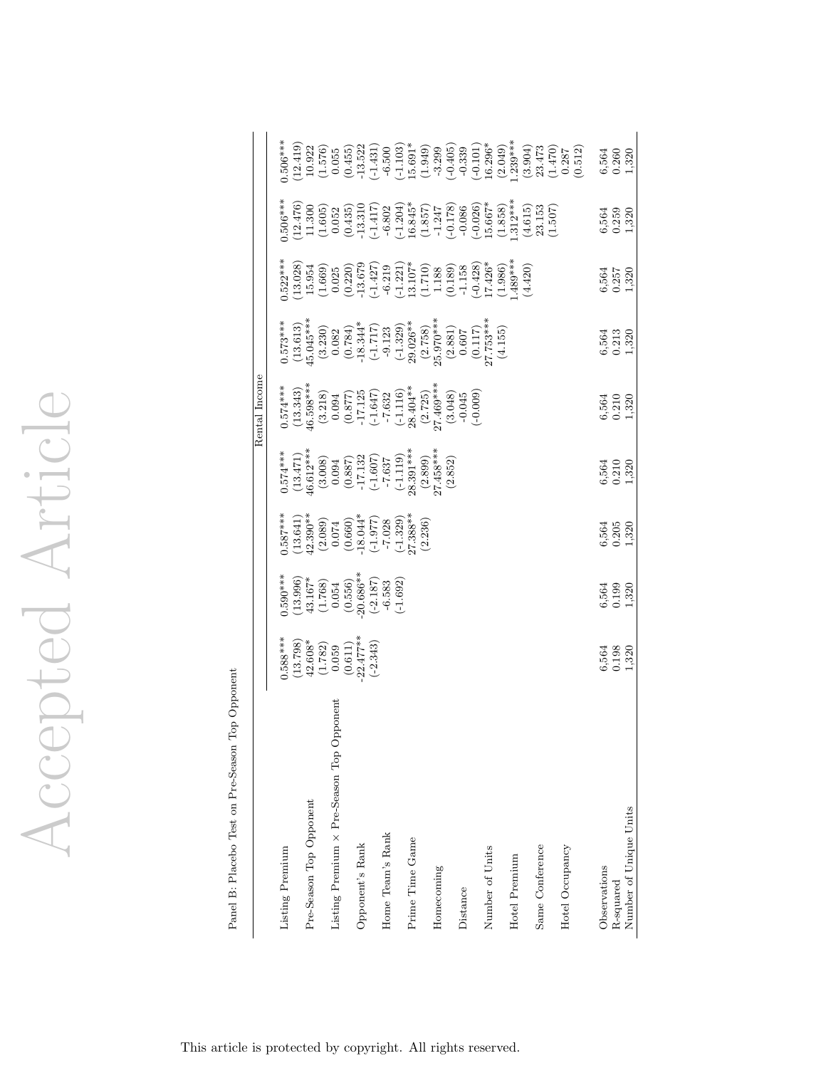Panel B: Placebo Test on Pre-Season Top Opponent

| | Rental Income | | | | | | | | |
|---|---|---|---|---|---|---|---|---|---|
| Listing Premium | 0.588*** | 0.590*** | 0.587*** | 0.574*** | 0.574*** | 0.573*** | 0.522*** | 0.506*** | 0.506*** |
| | (13.798) | (13.996) | (13.641) | (13.471) | (13.343) | (13.613) | (13.028) | (12.476) | (12.419) |
| Pre-Season Top Opponent | 42.608* | 43.167* | 42.390** | 46.612*** | 46.598*** | 45.045*** | 15.954 | 11.300 | 10.922 |
| | (1.782) | (1.768) | (2.089) | (3.008) | (3.218) | (3.230) | (1.669) | (1.605) | (1.576) |
| Listing Premium × Pre-Season Top Opponent | 0.059 | 0.054 | 0.074 | 0.094 | 0.094 | 0.082 | 0.025 | 0.052 | 0.055 |
| | (0.611) | (0.556) | (0.660) | (0.887) | (0.877) | (0.784) | (0.220) | (0.435) | (0.455) |
| Opponent's Rank | -22.477** | -20.686** | -18.044* | -17.132 | -17.125 | -18.344* | -13.679 | -13.310 | -13.522 |
| | (-2.343) | (-2.187) | (-1.977) | (-1.607) | (-1.647) | (-1.717) | (-1.427) | (-1.417) | (-1.431) |
| Home Team's Rank | | -6.583 | -7.028 | -7.637 | -7.632 | -9.123 | -6.219 | -6.802 | -6.500 |
| | | (-1.692) | (-1.329) | (-1.119) | (-1.116) | (-1.329) | (-1.221) | (-1.204) | (-1.103) |
| Prime Time Game | | | 27.388** | 28.391*** | 28.404** | 29.026** | 13.107* | 16.845* | 15.691* |
| | | | (2.236) | (2.899) | (2.725) | (2.758) | (1.710) | (1.857) | (1.949) |
| Homecoming | | | | 27.458*** | 27.469*** | 25.970*** | 1.188 | -1.247 | -3.299 |
| | | | | (2.852) | (3.048) | (2.881) | (0.189) | (-0.178) | (-0.405) |
| Distance | | | | | -0.045 | 0.607 | -1.158 | -0.086 | -0.339 |
| | | | | | (-0.009) | (0.117) | (-0.428) | (-0.026) | (-0.101) |
| Number of Units | | | | | | 27.753*** | 17.426* | 15.667* | 16.296* |
| | | | | | | (4.155) | (1.986) | (1.858) | (2.049) |
| Hotel Premium | | | | | | | 1.489*** | 1.312*** | 1.239*** |
| | | | | | | | (4.420) | (4.615) | (3.904) |
| Same Conference | | | | | | | | 23.153 | 23.473 |
| | | | | | | | | (1.507) | (1.470) |
| Hotel Occupancy | | | | | | | | | 0.287 |
| | | | | | | | | | (0.512) |
| Observations | 6,564 | 6,564 | 6,564 | 6,564 | 6,564 | 6,564 | 6,564 | 6,564 | 6,564 |
| R-squared | 0.198 | 0.199 | 0.205 | 0.210 | 0.210 | 0.213 | 0.257 | 0.259 | 0.260 |
| Number of Unique Units | 1,320 | 1,320 | 1,320 | 1,320 | 1,320 | 1,320 | 1,320 | 1,320 | 1,320 |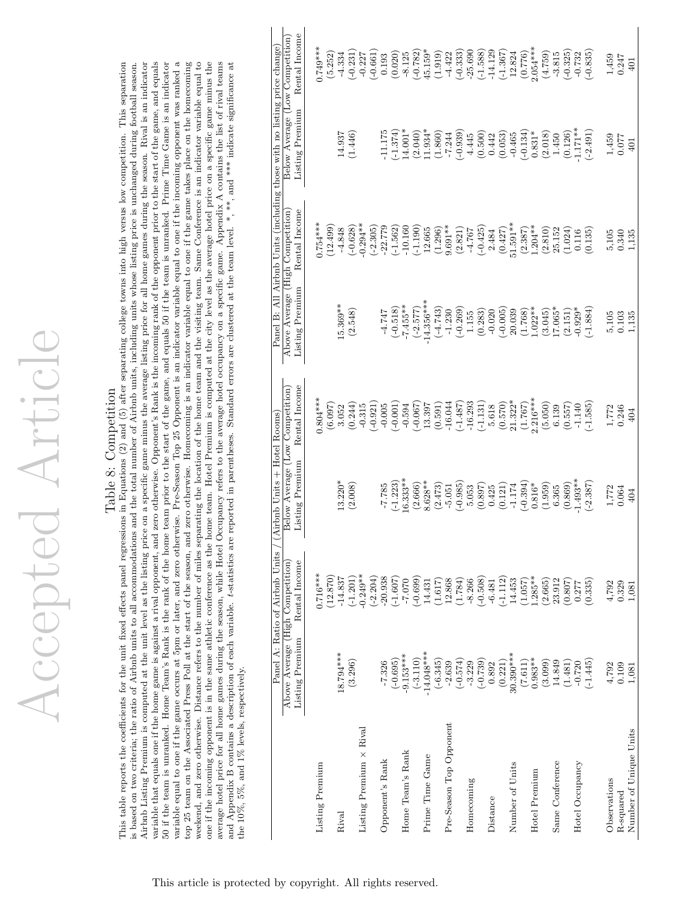# Table 8: Competition

This table reports the coefficients for the unit fixed effects panel regressions in Equations (2) and (5) after separating college towns into high versus low competition. This separation is based on two criteria; the ratio of Airbnb units to all accommodations and the total number of Airbnb units, including units whose listing price is unchanged during football season. Airbnb Listing Premium is computed at the unit level as the listing price on a specific game minus the average listing price for all home games during the season. Rival is an indicator variable that equals one if the home game is against a rival opponent, and zero otherwise. Opponent's Rank is the incoming rank of the opponent prior to the start of the game, and equals 50 if the team is unranked. Home Team's Rank is the rank of the home team prior to the start of the game, and equals 50 if the team is unranked. Prime Time Game is an indicator variable equal to one if the game occurs at 5pm or later, and zero otherwise. Pre-Season Top 25 Opponent is an indicator variable equal to one if the incoming opponent was ranked a top 25 team on the Associated Press Poll at the start of the season, and zero otherwise. Homecoming is an indicator variable equal to one if the game takes place on the homecoming weekend, and zero otherwise. Distance refers to the number of miles separating the location of the home team and the visiting team. Same Conference is an indicator variable equal to one if the incoming opponent is in the same athletic conference as the home team. Hotel Premium is computed at the city level as the average hotel price on a specific game minus the average hotel price for all home games during the season, while Hotel Occupancy refers to the average hotel occupancy on a specific game. Appendix A contains the list of rival teams and Appendix B contains a description of each variable. *t*-statistics are reported in parentheses. Standard errors are clustered at the team level. *, **, and *** indicate significance at the 10%, 5%, and 1% levels, respectively.

| | Panel A: Ratio of Airbnb Units / (Airbnb Units + Hotel Rooms) | | | | Panel B: All Airbnb Units (including those with no listing price change) | | | |
|---|---|---|---|---|---|---|---|---|
| | Above Average (High Competition) | | Below Average (Low Competition) | | Above Average (High Competition) | | Below Average (Low Competition) | |
| | Listing Premium | Rental Income | Listing Premium | Rental Income | Listing Premium | Rental Income | Listing Premium | Rental Income |
| Listing Premium | | 0.716*** | | 0.804*** | | 0.754*** | | 0.749*** |
| | | (12.870) | | (6.097) | | (12.499) | | (5.252) |
| Rival | 18.794*** | -14.837 | 13.220* | 3.052 | 15.369** | -4.848 | 14.937 | -4.334 |
| | (3.296) | (-1.201) | (2.008) | (0.244) | (2.548) | (-0.628) | (1.446) | (-0.231) |
| Listing Premium × Rival | | -0.249** | | -0.315 | | -0.294** | | -0.227 |
| | | (-2.204) | | (-0.921) | | (-2.305) | | (-0.661) |
| Opponent's Rank | -7.326 | -20.938 | -7.785 | -0.005 | -4.747 | -22.779 | -11.175 | 0.193 |
| | (-0.695) | (-1.607) | (-1.223) | (-0.001) | (-0.518) | (-1.562) | (-1.374) | (0.020) |
| Home Team's Rank | -9.153*** | -7.070 | 16.333** | -0.594 | -7.455** | -10.160 | 14.001* | -8.125 |
| | (-3.110) | (-0.699) | (2.666) | (-0.067) | (-2.577) | (-1.190) | (2.040) | (-0.782) |
| Prime Time Game | -14.048*** | 14.431 | 8.628** | 13.397 | -14.356*** | 12.665 | 11.934* | 45.159* |
| | (-6.345) | (1.617) | (2.473) | (0.591) | (-4.743) | (1.296) | (1.860) | (1.919) |
| Pre-Season Top Opponent | -2.639 | 12.868 | -5.051 | -16.044 | -1.230 | 9.691** | -7.244 | -4.422 |
| | (-0.574) | (1.784) | (-0.985) | (-1.487) | (-0.269) | (2.821) | (-0.939) | (-0.333) |
| Homecoming | -3.229 | -8.266 | 5.053 | -16.293 | 1.155 | -4.767 | 4.445 | -25.690 |
| | (-0.739) | (-0.508) | (0.897) | (-1.131) | (0.283) | (-0.425) | (0.500) | (-1.588) |
| Distance | 0.892 | -6.481 | 0.425 | 5.618 | -0.020 | 2.484 | 0.442 | -14.129 |
| | (0.221) | (-1.112) | (0.121) | (0.570) | (-0.005) | (0.427) | (0.053) | (-1.367) |
| Number of Units | 30.390*** | 14.453 | -1.174 | 21.322* | 20.039 | 51.591** | -0.465 | 12.824 |
| | (7.611) | (1.057) | (-0.394) | (1.767) | (1.768) | (2.387) | (-0.134) | (0.776) |
| Hotel Premium | 0.983** | 1.285** | 0.816* | 2.216*** | 1.022** | 1.204** | 0.831* | 2.054*** |
| | (3.099) | (2.665) | (1.959) | (5.050) | (3.045) | (2.810) | (2.018) | (4.759) |
| Same Conference | 14.849 | 23.912 | 6.365 | 6.139 | 17.065* | 25.152 | 1.450 | -3.815 |
| | (1.481) | (0.807) | (0.869) | (0.557) | (2.151) | (1.024) | (0.126) | (-0.325) |
| Hotel Occupancy | -0.720 | 0.277 | -1.493** | -1.140 | -0.929* | 0.116 | -1.171** | -0.732 |
| | (-1.445) | (0.335) | (-2.387) | (-1.585) | (-1.884) | (0.135) | (-2.491) | (-0.835) |
| Observations | 4,792 | 4,792 | 1,772 | 1,772 | 5,105 | 5,105 | 1,459 | 1,459 |
| R-squared | 0.109 | 0.329 | 0.064 | 0.246 | 0.103 | 0.340 | 0.077 | 0.247 |
| Number of Unique Units | 1,081 | 1,081 | 404 | 404 | 1,135 | 1,135 | 401 | 401 |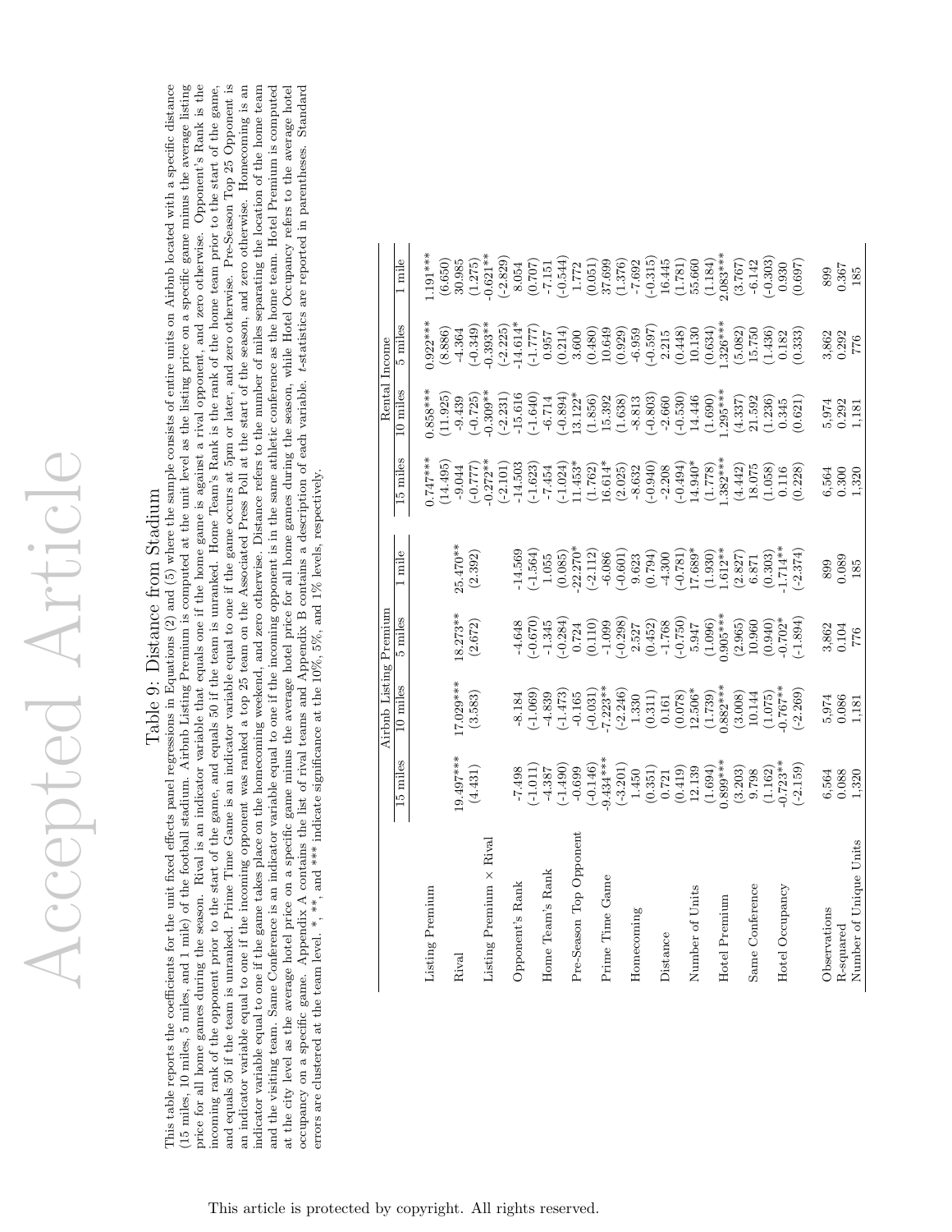# Table 9: Distance from Stadium

This table reports the coefficients for the unit fixed effects panel regressions in Equations (2) and (5) where the sample consists of entire units on Airbnb located with a specific distance (15 miles, 10 miles, 5 miles, and 1 mile) of the football stadium. Airbnb Listing Premium is computed at the unit level as the listing price on a specific game minus the average listing price for all home games during the season. Rival is an indicator variable that equals one if the home game is against a rival opponent, and zero otherwise. Opponent's Rank is the incoming rank of the opponent prior to the start of the game, and equals 50 if the team is unranked. Home Team's Rank is the rank of the home team prior to the start of the game, and equals 50 if the team is unranked. Prime Time Game is an indicator variable equal to one if the game occurs at 5pm or later, and zero otherwise. Pre-Season Top 25 Opponent is an indicator variable equal to one if the incoming opponent was ranked a top 25 team on the Associated Press Poll at the start of the season, and zero otherwise. Homecoming is an indicator variable equal to one if the game takes place on the homecoming weekend, and zero otherwise. Distance refers to the number of miles separating the location of the home team and the visiting team. Same Conference is an indicator variable equal to one if the incoming opponent is in the same athletic conference as the home team. Hotel Premium is computed at the city level as the average hotel price on a specific game minus the average hotel price for all home games during the season, while Hotel Occupancy refers to the average hotel occupancy on a specific game. Appendix A contains the list of rival teams and Appendix B contains a description of each variable. *t*-statistics are reported in parentheses. Standard errors are clustered at the team level. *, **, and *** indicate significance at the 10%, 5%, and 1% levels, respectively.

| | Airbnb Listing Premium | | | | Rental Income | | | |
|---|---|---|---|---|---|---|---|---|
| | 15 miles | 10 miles | 5 miles | 1 mile | 15 miles | 10 miles | 5 miles | 1 mile |
| Listing Premium | | | | | 0.747*** | 0.858*** | 0.922*** | 1.191*** |
| | | | | | (14.495) | (11.925) | (8.886) | (6.650) |
| Rival | 19.497*** | 17.029*** | 18.273** | 25.470** | -9.044 | -9.439 | -4.364 | 30.985 |
| | (4.431) | (3.583) | (2.672) | (2.392) | (-0.777) | (-0.725) | (-0.349) | (1.275) |
| Listing Premium × Rival | | | | | -0.272** | -0.309** | -0.393** | -0.621** |
| | | | | | (-2.101) | (-2.231) | (-2.225) | (-2.829) |
| Opponent's Rank | -7.498 | -8.184 | -4.648 | -14.569 | -14.503 | -15.616 | -14.614* | 8.054 |
| | (-1.011) | (-1.069) | (-0.670) | (-1.564) | (-1.623) | (-1.640) | (-1.777) | (0.707) |
| Home Team's Rank | -4.387 | -4.839 | -1.345 | 1.055 | -7.454 | -6.714 | 0.957 | -7.151 |
| | (-1.490) | (-1.473) | (-0.284) | (0.085) | (-1.024) | (-0.894) | (0.214) | (-0.544) |
| Pre-Season Top Opponent | -0.699 | -0.165 | 0.724 | -22.270* | 11.453* | 13.122* | 3.600 | 1.772 |
| | (-0.146) | (-0.031) | (0.110) | (-2.112) | (1.762) | (1.856) | (0.480) | (0.051) |
| Prime Time Game | -9.434*** | -7.223** | -1.099 | -6.086 | 16.614* | 15.392 | 10.649 | 37.699 |
| | (-3.201) | (-2.246) | (-0.298) | (-0.601) | (2.025) | (1.638) | (0.929) | (1.376) |
| Homecoming | 1.450 | 1.330 | 2.527 | 9.623 | -8.632 | -8.813 | -6.959 | -7.692 |
| | (0.351) | (0.311) | (0.452) | (0.794) | (-0.940) | (-0.803) | (-0.597) | (-0.315) |
| Distance | 0.721 | 0.161 | -1.768 | -4.300 | -2.208 | -2.660 | 2.215 | 16.445 |
| | (0.419) | (0.078) | (-0.750) | (-0.781) | (-0.494) | (-0.530) | (0.448) | (1.781) |
| Number of Units | 12.139 | 12.506* | 5.947 | 17.689* | 14.940* | 14.446 | 10.130 | 55.660 |
| | (1.694) | (1.739) | (1.096) | (1.930) | (1.778) | (1.690) | (0.634) | (1.184) |
| Hotel Premium | 0.899*** | 0.882*** | 0.905*** | 1.612** | 1.382*** | 1.295*** | 1.326*** | 2.083*** |
| | (3.203) | (3.008) | (2.965) | (2.827) | (4.442) | (4.337) | (5.082) | (3.767) |
| Same Conference | 9.798 | 10.144 | 10.960 | 6.871 | 18.075 | 21.592 | 15.750 | -6.142 |
| | (1.162) | (1.075) | (0.940) | (0.303) | (1.058) | (1.236) | (1.436) | (-0.303) |
| Hotel Occupancy | -0.723** | -0.767** | -0.702* | -1.714** | 0.116 | 0.345 | 0.182 | 0.930 |
| | (-2.159) | (-2.269) | (-1.894) | (-2.374) | (0.228) | (0.621) | (0.333) | (0.697) |
| Observations | 6,564 | 5,974 | 3,862 | 899 | 6,564 | 5,974 | 3,862 | 899 |
| R-squared | 0.088 | 0.086 | 0.104 | 0.089 | 0.300 | 0.292 | 0.292 | 0.367 |
| Number of Unique Units | 1,320 | 1,181 | 776 | 185 | 1,320 | 1,181 | 776 | 185 |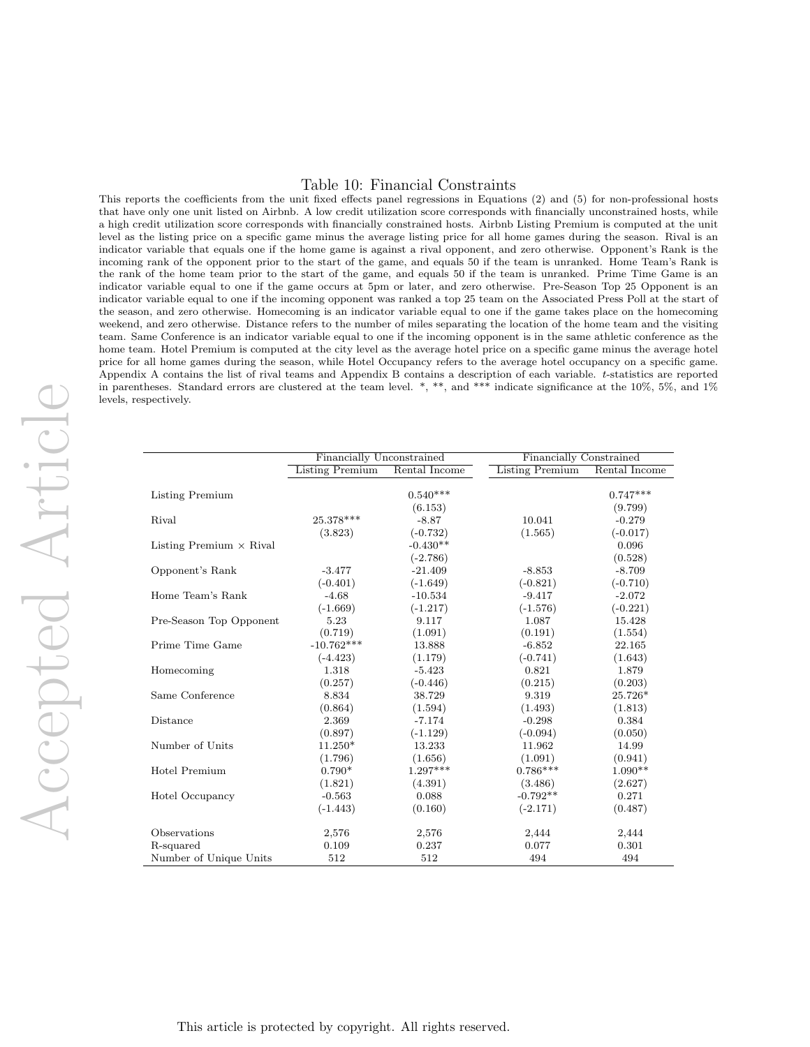# Table 10: Financial Constraints

This reports the coefficients from the unit fixed effects panel regressions in Equations (2) and (5) for non-professional hosts that have only one unit listed on Airbnb. A low credit utilization score corresponds with financially unconstrained hosts, while a high credit utilization score corresponds with financially constrained hosts. Airbnb Listing Premium is computed at the unit level as the listing price on a specific game minus the average listing price for all home games during the season. Rival is an indicator variable that equals one if the home game is against a rival opponent, and zero otherwise. Opponent's Rank is the incoming rank of the opponent prior to the start of the game, and equals 50 if the team is unranked. Home Team's Rank is the rank of the home team prior to the start of the game, and equals 50 if the team is unranked. Prime Time Game is an indicator variable equal to one if the game occurs at 5pm or later, and zero otherwise. Pre-Season Top 25 Opponent is an indicator variable equal to one if the incoming opponent was ranked a top 25 team on the Associated Press Poll at the start of the season, and zero otherwise. Homecoming is an indicator variable equal to one if the game takes place on the homecoming weekend, and zero otherwise. Distance refers to the number of miles separating the location of the home team and the visiting team. Same Conference is an indicator variable equal to one if the incoming opponent is in the same athletic conference as the home team. Hotel Premium is computed at the city level as the average hotel price on a specific game minus the average hotel price for all home games during the season, while Hotel Occupancy refers to the average hotel occupancy on a specific game. Appendix A contains the list of rival teams and Appendix B contains a description of each variable. *t*-statistics are reported in parentheses. Standard errors are clustered at the team level. *, **, and *** indicate significance at the 10%, 5%, and 1% levels, respectively.

| | Financially Unconstrained | | Financially Constrained | |
|---|---|---|---|---|
| | Listing Premium | Rental Income | Listing Premium | Rental Income |
| Listing Premium | | 0.540*** | | 0.747*** |
| | | (6.153) | | (9.799) |
| Rival | 25.378*** | -8.87 | 10.041 | -0.279 |
| | (3.823) | (-0.732) | (1.565) | (-0.017) |
| Listing Premium × Rival | | -0.430** | | 0.096 |
| | | (-2.786) | | (0.528) |
| Opponent's Rank | -3.477 | -21.409 | -8.853 | -8.709 |
| | (-0.401) | (-1.649) | (-0.821) | (-0.710) |
| Home Team's Rank | -4.68 | -10.534 | -9.417 | -2.072 |
| | (-1.669) | (-1.217) | (-1.576) | (-0.221) |
| Pre-Season Top Opponent | 5.23 | 9.117 | 1.087 | 15.428 |
| | (0.719) | (1.091) | (0.191) | (1.554) |
| Prime Time Game | -10.762*** | 13.888 | -6.852 | 22.165 |
| | (-4.423) | (1.179) | (-0.741) | (1.643) |
| Homecoming | 1.318 | -5.423 | 0.821 | 1.879 |
| | (0.257) | (-0.446) | (0.215) | (0.203) |
| Same Conference | 8.834 | 38.729 | 9.319 | 25.726* |
| | (0.864) | (1.594) | (1.493) | (1.813) |
| Distance | 2.369 | -7.174 | -0.298 | 0.384 |
| | (0.897) | (-1.129) | (-0.094) | (0.050) |
| Number of Units | 11.250* | 13.233 | 11.962 | 14.99 |
| | (1.796) | (1.656) | (1.091) | (0.941) |
| Hotel Premium | 0.790* | 1.297*** | 0.786*** | 1.090** |
| | (1.821) | (4.391) | (3.486) | (2.627) |
| Hotel Occupancy | -0.563 | 0.088 | -0.792** | 0.271 |
| | (-1.443) | (0.160) | (-2.171) | (0.487) |
| Observations | 2,576 | 2,576 | 2,444 | 2,444 |
| R-squared | 0.109 | 0.237 | 0.077 | 0.301 |
| Number of Unique Units | 512 | 512 | 494 | 494 |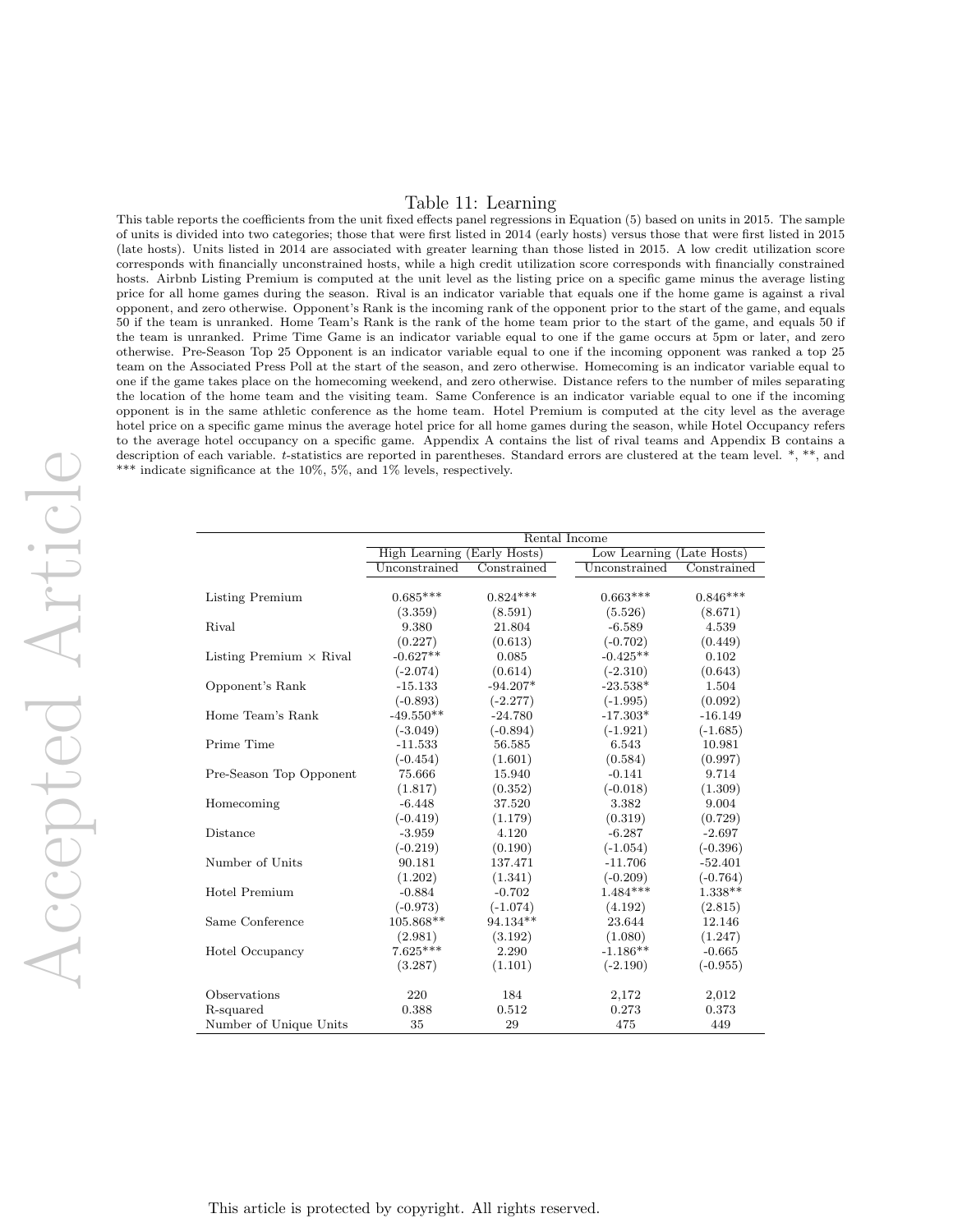# Table 11: Learning

This table reports the coefficients from the unit fixed effects panel regressions in Equation (5) based on units in 2015. The sample of units is divided into two categories; those that were first listed in 2014 (early hosts) versus those that were first listed in 2015 (late hosts). Units listed in 2014 are associated with greater learning than those listed in 2015. A low credit utilization score corresponds with financially unconstrained hosts, while a high credit utilization score corresponds with financially constrained hosts. Airbnb Listing Premium is computed at the unit level as the listing price on a specific game minus the average listing price for all home games during the season. Rival is an indicator variable that equals one if the home game is against a rival opponent, and zero otherwise. Opponent's Rank is the incoming rank of the opponent prior to the start of the game, and equals 50 if the team is unranked. Home Team's Rank is the rank of the home team prior to the start of the game, and equals 50 if the team is unranked. Prime Time Game is an indicator variable equal to one if the game occurs at 5pm or later, and zero otherwise. Pre-Season Top 25 Opponent is an indicator variable equal to one if the incoming opponent was ranked a top 25 team on the Associated Press Poll at the start of the season, and zero otherwise. Homecoming is an indicator variable equal to one if the game takes place on the homecoming weekend, and zero otherwise. Distance refers to the number of miles separating the location of the home team and the visiting team. Same Conference is an indicator variable equal to one if the incoming opponent is in the same athletic conference as the home team. Hotel Premium is computed at the city level as the average hotel price on a specific game minus the average hotel price for all home games during the season, while Hotel Occupancy refers to the average hotel occupancy on a specific game. Appendix A contains the list of rival teams and Appendix B contains a description of each variable. *t*-statistics are reported in parentheses. Standard errors are clustered at the team level. *, **, and *** indicate significance at the 10%, 5%, and 1% levels, respectively.

| | Rental Income | | | |
|---|---|---|---|---|
| | High Learning (Early Hosts) | | Low Learning (Late Hosts) | |
| | Unconstrained | Constrained | Unconstrained | Constrained |
| Listing Premium | 0.685*** | 0.824*** | 0.663*** | 0.846*** |
| | (3.359) | (8.591) | (5.526) | (8.671) |
| Rival | 9.380 | 21.804 | -6.589 | 4.539 |
| | (0.227) | (0.613) | (-0.702) | (0.449) |
| Listing Premium × Rival | -0.627** | 0.085 | -0.425** | 0.102 |
| | (-2.074) | (0.614) | (-2.310) | (0.643) |
| Opponent's Rank | -15.133 | -94.207* | -23.538* | 1.504 |
| | (-0.893) | (-2.277) | (-1.995) | (0.092) |
| Home Team's Rank | -49.550** | -24.780 | -17.303* | -16.149 |
| | (-3.049) | (-0.894) | (-1.921) | (-1.685) |
| Prime Time | -11.533 | 56.585 | 6.543 | 10.981 |
| | (-0.454) | (1.601) | (0.584) | (0.997) |
| Pre-Season Top Opponent | 75.666 | 15.940 | -0.141 | 9.714 |
| | (1.817) | (0.352) | (-0.018) | (1.309) |
| Homecoming | -6.448 | 37.520 | 3.382 | 9.004 |
| | (-0.419) | (1.179) | (0.319) | (0.729) |
| Distance | -3.959 | 4.120 | -6.287 | -2.697 |
| | (-0.219) | (0.190) | (-1.054) | (-0.396) |
| Number of Units | 90.181 | 137.471 | -11.706 | -52.401 |
| | (1.202) | (1.341) | (-0.209) | (-0.764) |
| Hotel Premium | -0.884 | -0.702 | 1.484*** | 1.338** |
| | (-0.973) | (-1.074) | (4.192) | (2.815) |
| Same Conference | 105.868** | 94.134** | 23.644 | 12.146 |
| | (2.981) | (3.192) | (1.080) | (1.247) |
| Hotel Occupancy | 7.625*** | 2.290 | -1.186** | -0.665 |
| | (3.287) | (1.101) | (-2.190) | (-0.955) |
| Observations | 220 | 184 | 2,172 | 2,012 |
| R-squared | 0.388 | 0.512 | 0.273 | 0.373 |
| Number of Unique Units | 35 | 29 | 475 | 449 |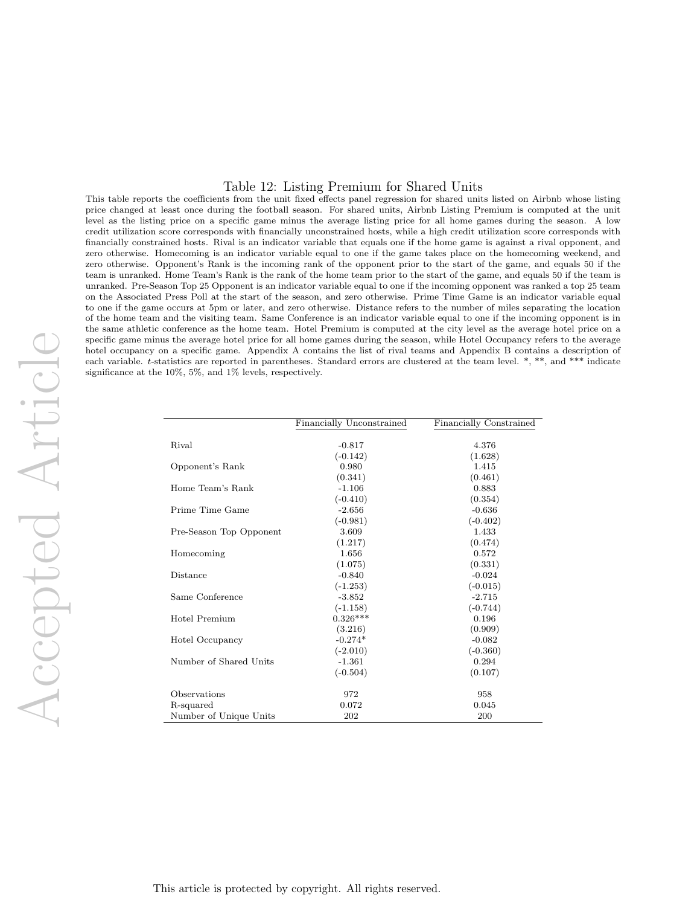# Table 12: Listing Premium for Shared Units

This table reports the coefficients from the unit fixed effects panel regression for shared units listed on Airbnb whose listing price changed at least once during the football season. For shared units, Airbnb Listing Premium is computed at the unit level as the listing price on a specific game minus the average listing price for all home games during the season. A low credit utilization score corresponds with financially unconstrained hosts, while a high credit utilization score corresponds with financially constrained hosts. Rival is an indicator variable that equals one if the home game is against a rival opponent, and zero otherwise. Homecoming is an indicator variable equal to one if the game takes place on the homecoming weekend, and zero otherwise. Opponent's Rank is the incoming rank of the opponent prior to the start of the game, and equals 50 if the team is unranked. Home Team's Rank is the rank of the home team prior to the start of the game, and equals 50 if the team is unranked. Pre-Season Top 25 Opponent is an indicator variable equal to one if the incoming opponent was ranked a top 25 team on the Associated Press Poll at the start of the season, and zero otherwise. Prime Time Game is an indicator variable equal to one if the game occurs at 5pm or later, and zero otherwise. Distance refers to the number of miles separating the location of the home team and the visiting team. Same Conference is an indicator variable equal to one if the incoming opponent is in the same athletic conference as the home team. Hotel Premium is computed at the city level as the average hotel price on a specific game minus the average hotel price for all home games during the season, while Hotel Occupancy refers to the average hotel occupancy on a specific game. Appendix A contains the list of rival teams and Appendix B contains a description of each variable. *t*-statistics are reported in parentheses. Standard errors are clustered at the team level. *, **, and *** indicate significance at the 10%, 5%, and 1% levels, respectively.

| | Financially Unconstrained | Financially Constrained |
|---|---|---|
| Rival | -0.817 | 4.376 |
| | (-0.142) | (1.628) |
| Opponent's Rank | 0.980 | 1.415 |
| | (0.341) | (0.461) |
| Home Team's Rank | -1.106 | 0.883 |
| | (-0.410) | (0.354) |
| Prime Time Game | -2.656 | -0.636 |
| | (-0.981) | (-0.402) |
| Pre-Season Top Opponent | 3.609 | 1.433 |
| | (1.217) | (0.474) |
| Homecoming | 1.656 | 0.572 |
| | (1.075) | (0.331) |
| Distance | -0.840 | -0.024 |
| | (-1.253) | (-0.015) |
| Same Conference | -3.852 | -2.715 |
| | (-1.158) | (-0.744) |
| Hotel Premium | 0.326*** | 0.196 |
| | (3.216) | (0.909) |
| Hotel Occupancy | -0.274* | -0.082 |
| | (-2.010) | (-0.360) |
| Number of Shared Units | -1.361 | 0.294 |
| | (-0.504) | (0.107) |
| Observations | 972 | 958 |
| R-squared | 0.072 | 0.045 |
| Number of Unique Units | 202 | 200 |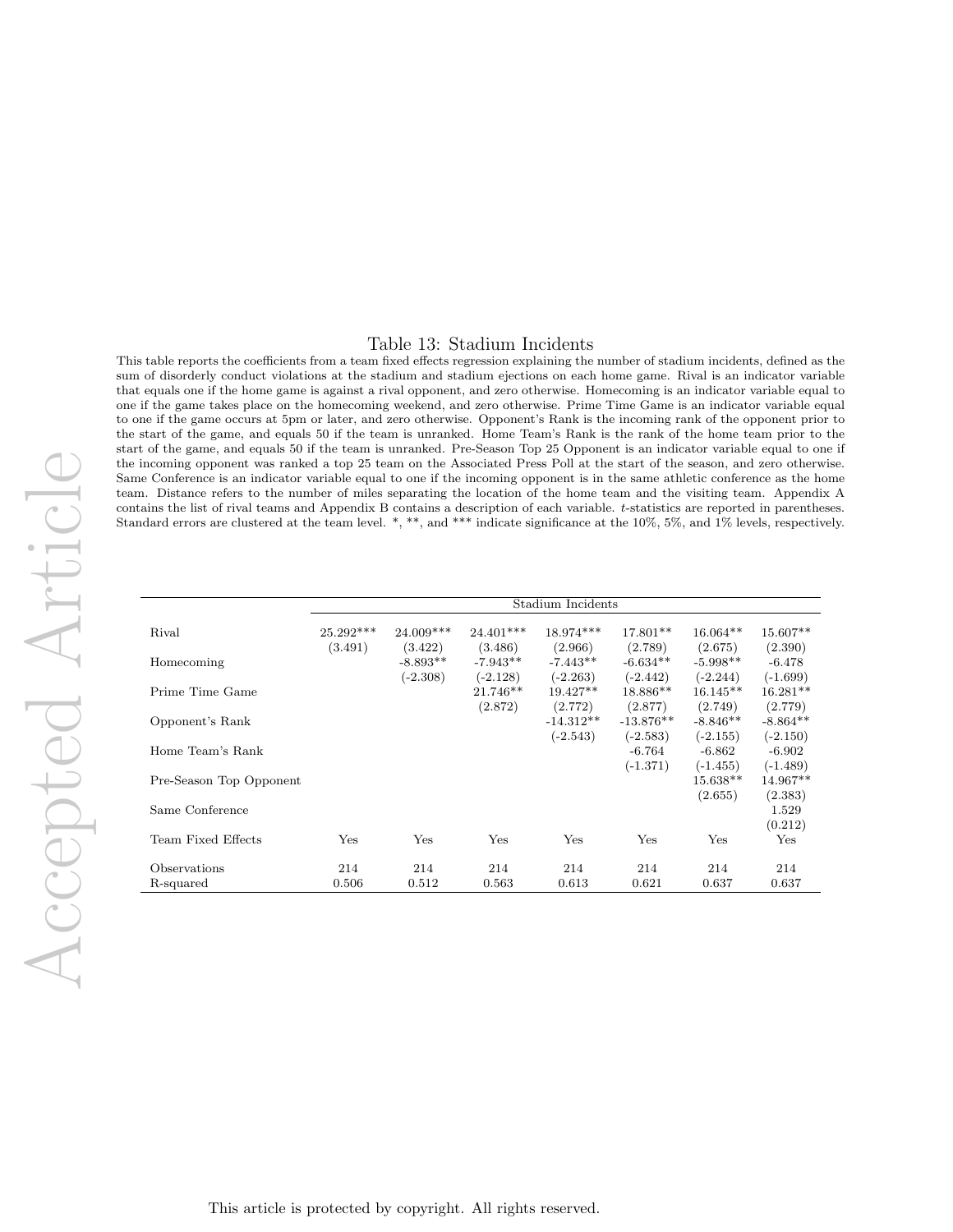# Table 13: Stadium Incidents

This table reports the coefficients from a team fixed effects regression explaining the number of stadium incidents, defined as the sum of disorderly conduct violations at the stadium and stadium ejections on each home game. Rival is an indicator variable that equals one if the home game is against a rival opponent, and zero otherwise. Homecoming is an indicator variable equal to one if the game takes place on the homecoming weekend, and zero otherwise. Prime Time Game is an indicator variable equal to one if the game occurs at 5pm or later, and zero otherwise. Opponent's Rank is the incoming rank of the opponent prior to the start of the game, and equals 50 if the team is unranked. Home Team's Rank is the rank of the home team prior to the start of the game, and equals 50 if the team is unranked. Pre-Season Top 25 Opponent is an indicator variable equal to one if the incoming opponent was ranked a top 25 team on the Associated Press Poll at the start of the season, and zero otherwise. Same Conference is an indicator variable equal to one if the incoming opponent is in the same athletic conference as the home team. Distance refers to the number of miles separating the location of the home team and the visiting team. Appendix A contains the list of rival teams and Appendix B contains a description of each variable. *t*-statistics are reported in parentheses. Standard errors are clustered at the team level. *, **, and *** indicate significance at the 10%, 5%, and 1% levels, respectively.

| | Stadium Incidents | | | | | | |
|---|---|---|---|---|---|---|---|
| Rival | 25.292*** | 24.009*** | 24.401*** | 18.974*** | 17.801** | 16.064** | 15.607** |
| | (3.491) | (3.422) | (3.486) | (2.966) | (2.789) | (2.675) | (2.390) |
| Homecoming | | -8.893** | -7.943** | -7.443** | -6.634** | -5.998** | -6.478 |
| | | (-2.308) | (-2.128) | (-2.263) | (-2.442) | (-2.244) | (-1.699) |
| Prime Time Game | | | 21.746** | 19.427** | 18.886** | 16.145** | 16.281** |
| | | | (2.872) | (2.772) | (2.877) | (2.749) | (2.779) |
| Opponent's Rank | | | | -14.312** | -13.876** | -8.846** | -8.864** |
| | | | | (-2.543) | (-2.583) | (-2.155) | (-2.150) |
| Home Team's Rank | | | | | -6.764 | -6.862 | -6.902 |
| | | | | | (-1.371) | (-1.455) | (-1.489) |
| Pre-Season Top Opponent | | | | | | 15.638** | 14.967** |
| | | | | | | (2.655) | (2.383) |
| Same Conference | | | | | | | 1.529 |
| | | | | | | | (0.212) |
| Team Fixed Effects | Yes | Yes | Yes | Yes | Yes | Yes | Yes |
| Observations | 214 | 214 | 214 | 214 | 214 | 214 | 214 |
| R-squared | 0.506 | 0.512 | 0.563 | 0.613 | 0.621 | 0.637 | 0.637 |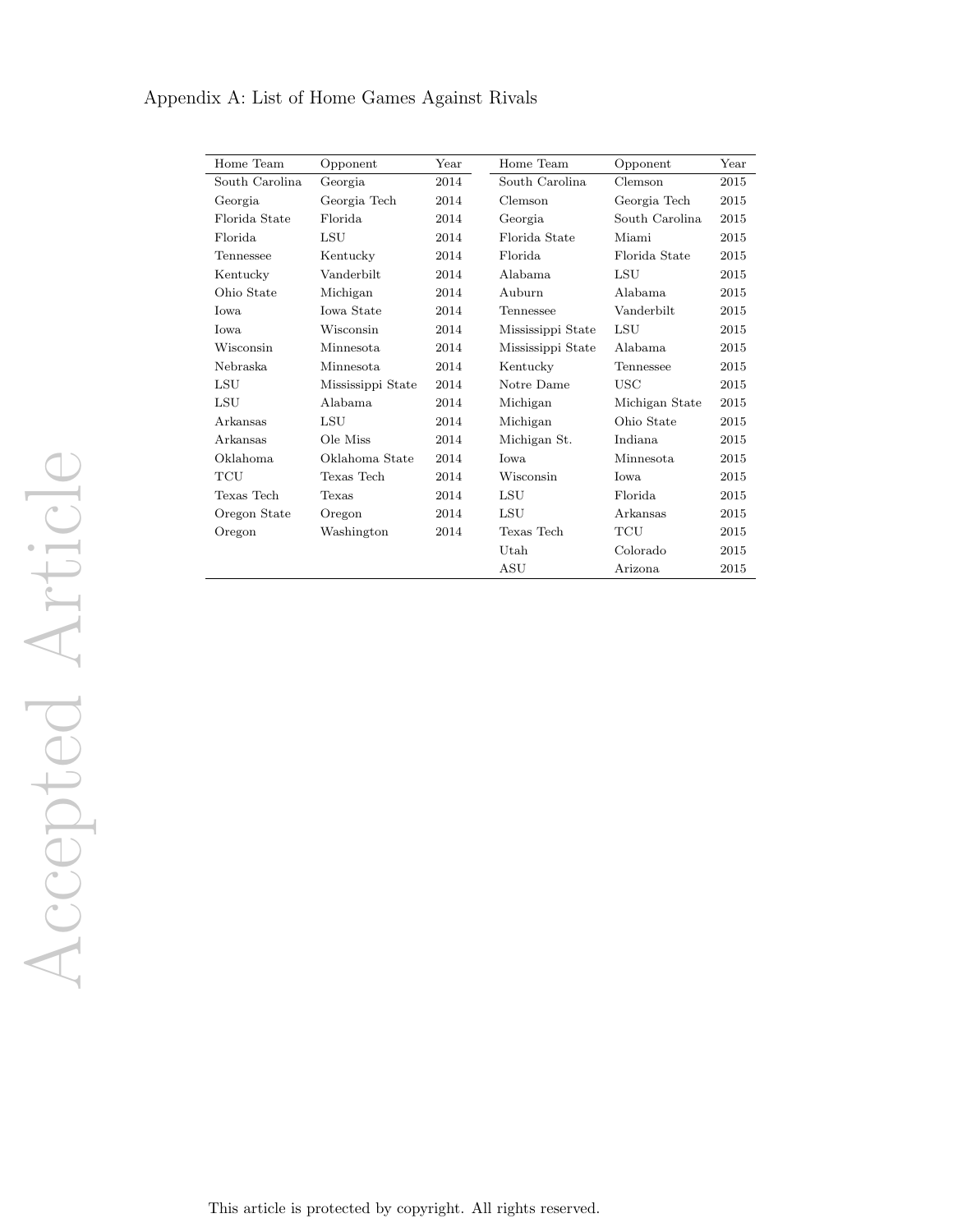Appendix A: List of Home Games Against Rivals

| Home Team | Opponent | Year | Home Team | Opponent | Year |
|---|---|---|---|---|---|
| South Carolina | Georgia | 2014 | South Carolina | Clemson | 2015 |
| Georgia | Georgia Tech | 2014 | Clemson | Georgia Tech | 2015 |
| Florida State | Florida | 2014 | Georgia | South Carolina | 2015 |
| Florida | LSU | 2014 | Florida State | Miami | 2015 |
| Tennessee | Kentucky | 2014 | Florida | Florida State | 2015 |
| Kentucky | Vanderbilt | 2014 | Alabama | LSU | 2015 |
| Ohio State | Michigan | 2014 | Auburn | Alabama | 2015 |
| Iowa | Iowa State | 2014 | Tennessee | Vanderbilt | 2015 |
| Iowa | Wisconsin | 2014 | Mississippi State | LSU | 2015 |
| Wisconsin | Minnesota | 2014 | Mississippi State | Alabama | 2015 |
| Nebraska | Minnesota | 2014 | Kentucky | Tennessee | 2015 |
| LSU | Mississippi State | 2014 | Notre Dame | USC | 2015 |
| LSU | Alabama | 2014 | Michigan | Michigan State | 2015 |
| Arkansas | LSU | 2014 | Michigan | Ohio State | 2015 |
| Arkansas | Ole Miss | 2014 | Michigan St. | Indiana | 2015 |
| Oklahoma | Oklahoma State | 2014 | Iowa | Minnesota | 2015 |
| TCU | Texas Tech | 2014 | Wisconsin | Iowa | 2015 |
| Texas Tech | Texas | 2014 | LSU | Florida | 2015 |
| Oregon State | Oregon | 2014 | LSU | Arkansas | 2015 |
| Oregon | Washington | 2014 | Texas Tech | TCU | 2015 |
| | | | Utah | Colorado | 2015 |
| | | | ASU | Arizona | 2015 |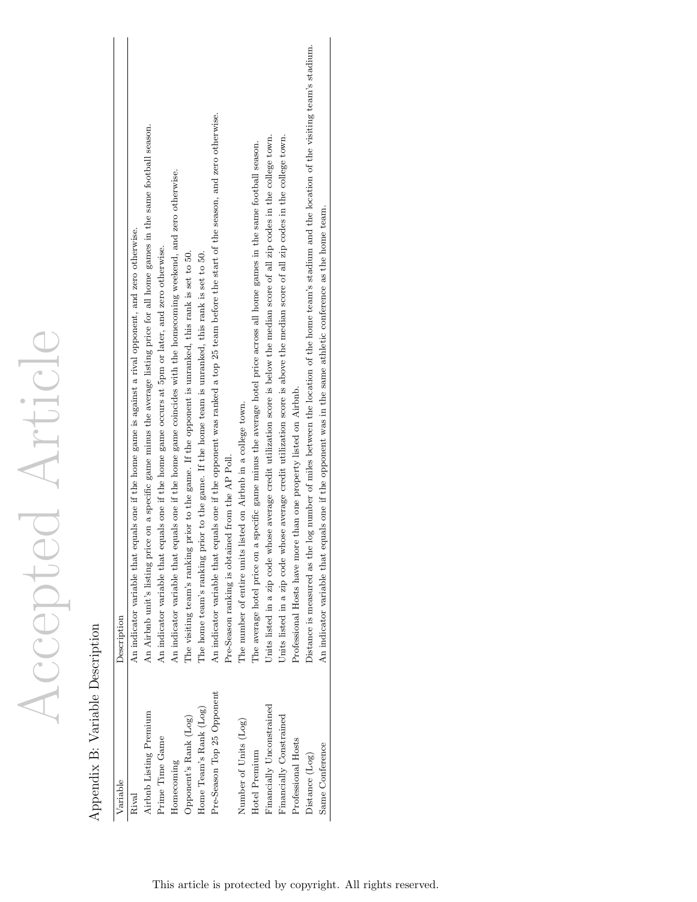## Appendix B: Variable Description

| Variable | Description |
|---|---|
| Rival | An indicator variable that equals one if the home game is against a rival opponent, and zero otherwise. |
| Airbnb Listing Premium | An Airbnb unit's listing price on a specific game minus the average listing price for all home games in the same football season. |
| Prime Time Game | An indicator variable that equals one if the home game occurs at 5pm or later, and zero otherwise. |
| Homecoming | An indicator variable that equals one if the home game coincides with the homecoming weekend, and zero otherwise. |
| Opponent's Rank (Log) | The visiting team's ranking prior to the game. If the opponent is unranked, this rank is set to 50. |
| Home Team's Rank (Log) | The home team's ranking prior to the game. If the home team is unranked, this rank is set to 50. |
| Pre-Season Top 25 Opponent | An indicator variable that equals one if the opponent was ranked a top 25 team before the start of the season, and zero otherwise. Pre-Season ranking is obtained from the AP Poll. |
| Number of Units (Log) | The number of entire units listed on Airbnb in a college town. |
| Hotel Premium | The average hotel price on a specific game minus the average hotel price across all home games in the same football season. |
| Financially Unconstrained | Units listed in a zip code whose average credit utilization score is below the median score of all zip codes in the college town. |
| Financially Constrained | Units listed in a zip code whose average credit utilization score is above the median score of all zip codes in the college town. |
| Professional Hosts | Professional Hosts have more than one property listed on Airbnb. |
| Distance (Log) | Distance is measured as the log number of miles between the location of the home team's stadium and the location of the visiting team's stadium. |
| Same Conference | An indicator variable that equals one if the opponent was in the same athletic conference as the home team. |